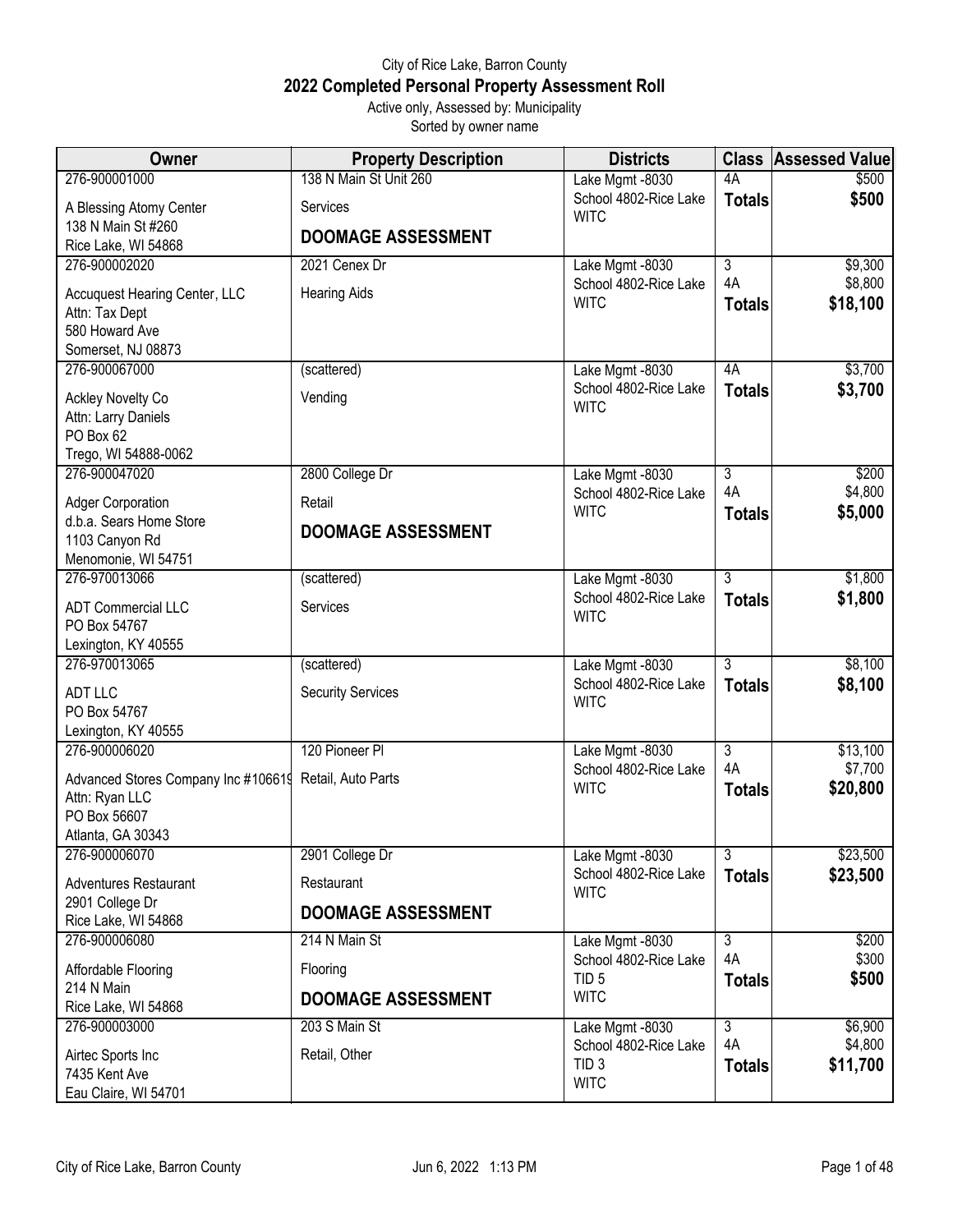City of Rice Lake, Barron County

# 2022 Completed Personal Property Assessment Roll

Active only, Assessed by: Municipality

Sorted by owner name

| Owner | Property Description | Districts | Class | Assessed Value |
|---|---|---|---|---|
| 276-900001000<br>A Blessing Atomy Center<br>138 N Main St #260<br>Rice Lake, WI 54868 | 138 N Main St Unit 260<br>Services<br>**DOOMAGE ASSESSMENT** | Lake Mgmt -8030<br>School 4802-Rice Lake<br>WITC | 4A<br>**Totals** | \$500<br>**\$500** |
| 276-900002020<br>Accuquest Hearing Center, LLC<br>Attn: Tax Dept<br>580 Howard Ave<br>Somerset, NJ 08873 | 2021 Cenex Dr<br>Hearing Aids | Lake Mgmt -8030<br>School 4802-Rice Lake<br>WITC | 3<br>4A<br>**Totals** | \$9,300<br>\$8,800<br>**\$18,100** |
| 276-900067000<br>Ackley Novelty Co<br>Attn: Larry Daniels<br>PO Box 62<br>Trego, WI 54888-0062 | (scattered)<br>Vending | Lake Mgmt -8030<br>School 4802-Rice Lake<br>WITC | 4A<br>**Totals** | \$3,700<br>**\$3,700** |
| 276-900047020<br>Adger Corporation<br>d.b.a. Sears Home Store<br>1103 Canyon Rd<br>Menomonie, WI 54751 | 2800 College Dr<br>Retail<br>**DOOMAGE ASSESSMENT** | Lake Mgmt -8030<br>School 4802-Rice Lake<br>WITC | 3<br>4A<br>**Totals** | \$200<br>\$4,800<br>**\$5,000** |
| 276-970013066<br>ADT Commercial LLC<br>PO Box 54767<br>Lexington, KY 40555 | (scattered)<br>Services | Lake Mgmt -8030<br>School 4802-Rice Lake<br>WITC | 3<br>**Totals** | \$1,800<br>**\$1,800** |
| 276-970013065<br>ADT LLC<br>PO Box 54767<br>Lexington, KY 40555 | (scattered)<br>Security Services | Lake Mgmt -8030<br>School 4802-Rice Lake<br>WITC | 3<br>**Totals** | \$8,100<br>**\$8,100** |
| 276-900006020<br>Advanced Stores Company Inc #106619<br>Attn: Ryan LLC<br>PO Box 56607<br>Atlanta, GA 30343 | 120 Pioneer Pl<br>Retail, Auto Parts | Lake Mgmt -8030<br>School 4802-Rice Lake<br>WITC | 3<br>4A<br>**Totals** | \$13,100<br>\$7,700<br>**\$20,800** |
| 276-900006070<br>Adventures Restaurant<br>2901 College Dr<br>Rice Lake, WI 54868 | 2901 College Dr<br>Restaurant<br>**DOOMAGE ASSESSMENT** | Lake Mgmt -8030<br>School 4802-Rice Lake<br>WITC | 3<br>**Totals** | \$23,500<br>**\$23,500** |
| 276-900006080<br>Affordable Flooring<br>214 N Main<br>Rice Lake, WI 54868 | 214 N Main St<br>Flooring<br>**DOOMAGE ASSESSMENT** | Lake Mgmt -8030<br>School 4802-Rice Lake<br>TID 5<br>WITC | 3<br>4A<br>**Totals** | \$200<br>\$300<br>**\$500** |
| 276-900003000<br>Airtec Sports Inc<br>7435 Kent Ave<br>Eau Claire, WI 54701 | 203 S Main St<br>Retail, Other | Lake Mgmt -8030<br>School 4802-Rice Lake<br>TID 3<br>WITC | 3<br>4A<br>**Totals** | \$6,900<br>\$4,800<br>**\$11,700** |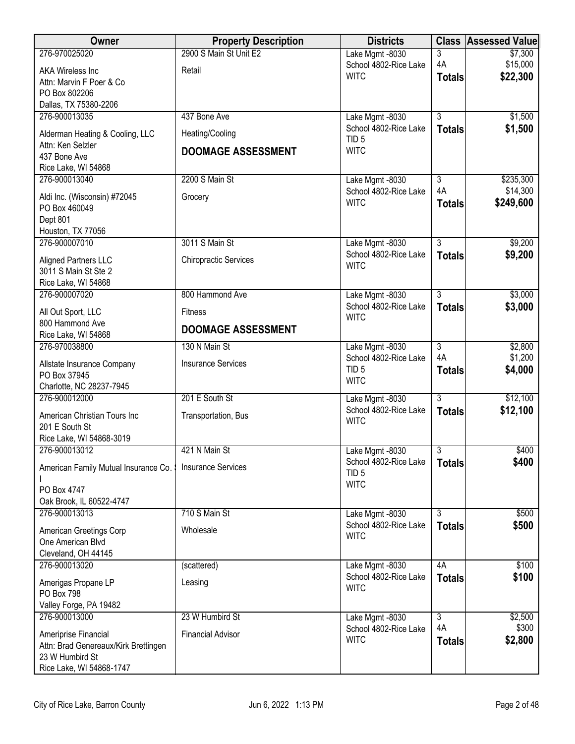| Owner | Property Description | Districts | Class | Assessed Value |
|---|---|---|---|---|
| 276-970025020<br>AKA Wireless Inc<br>Attn: Marvin F Poer & Co<br>PO Box 802206<br>Dallas, TX 75380-2206 | 2900 S Main St Unit E2<br>Retail | Lake Mgmt -8030<br>School 4802-Rice Lake<br>WITC | 3<br>4A<br>**Totals** | $7,300<br>$15,000<br>**$22,300** |
| 276-900013035<br>Alderman Heating & Cooling, LLC<br>Attn: Ken Selzler<br>437 Bone Ave<br>Rice Lake, WI 54868 | 437 Bone Ave<br>Heating/Cooling<br>**DOOMAGE ASSESSMENT** | Lake Mgmt -8030<br>School 4802-Rice Lake<br>TID 5<br>WITC | 3<br>**Totals** | $1,500<br>**$1,500** |
| 276-900013040<br>Aldi Inc. (Wisconsin) #72045<br>PO Box 460049<br>Dept 801<br>Houston, TX 77056 | 2200 S Main St<br>Grocery | Lake Mgmt -8030<br>School 4802-Rice Lake<br>WITC | 3<br>4A<br>**Totals** | $235,300<br>$14,300<br>**$249,600** |
| 276-900007010<br>Aligned Partners LLC<br>3011 S Main St Ste 2<br>Rice Lake, WI 54868 | 3011 S Main St<br>Chiropractic Services | Lake Mgmt -8030<br>School 4802-Rice Lake<br>WITC | 3<br>**Totals** | $9,200<br>**$9,200** |
| 276-900007020<br>All Out Sport, LLC<br>800 Hammond Ave<br>Rice Lake, WI 54868 | 800 Hammond Ave<br>Fitness<br>**DOOMAGE ASSESSMENT** | Lake Mgmt -8030<br>School 4802-Rice Lake<br>WITC | 3<br>**Totals** | $3,000<br>**$3,000** |
| 276-970038800<br>Allstate Insurance Company<br>PO Box 37945<br>Charlotte, NC 28237-7945 | 130 N Main St<br>Insurance Services | Lake Mgmt -8030<br>School 4802-Rice Lake<br>TID 5<br>WITC | 3<br>4A<br>**Totals** | $2,800<br>$1,200<br>**$4,000** |
| 276-900012000<br>American Christian Tours Inc<br>201 E South St<br>Rice Lake, WI 54868-3019 | 201 E South St<br>Transportation, Bus | Lake Mgmt -8030<br>School 4802-Rice Lake<br>WITC | 3<br>**Totals** | $12,100<br>**$12,100** |
| 276-900013012<br>American Family Mutual Insurance Co. S I<br>PO Box 4747<br>Oak Brook, IL 60522-4747 | 421 N Main St<br>Insurance Services | Lake Mgmt -8030<br>School 4802-Rice Lake<br>TID 5<br>WITC | 3<br>**Totals** | $400<br>**$400** |
| 276-900013013<br>American Greetings Corp<br>One American Blvd<br>Cleveland, OH 44145 | 710 S Main St<br>Wholesale | Lake Mgmt -8030<br>School 4802-Rice Lake<br>WITC | 3<br>**Totals** | $500<br>**$500** |
| 276-900013020<br>Amerigas Propane LP<br>PO Box 798<br>Valley Forge, PA 19482 | (scattered)<br>Leasing | Lake Mgmt -8030<br>School 4802-Rice Lake<br>WITC | 4A<br>**Totals** | $100<br>**$100** |
| 276-900013000<br>Ameriprise Financial<br>Attn: Brad Genereaux/Kirk Brettingen<br>23 W Humbird St<br>Rice Lake, WI 54868-1747 | 23 W Humbird St<br>Financial Advisor | Lake Mgmt -8030<br>School 4802-Rice Lake<br>WITC | 3<br>4A<br>**Totals** | $2,500<br>$300<br>**$2,800** |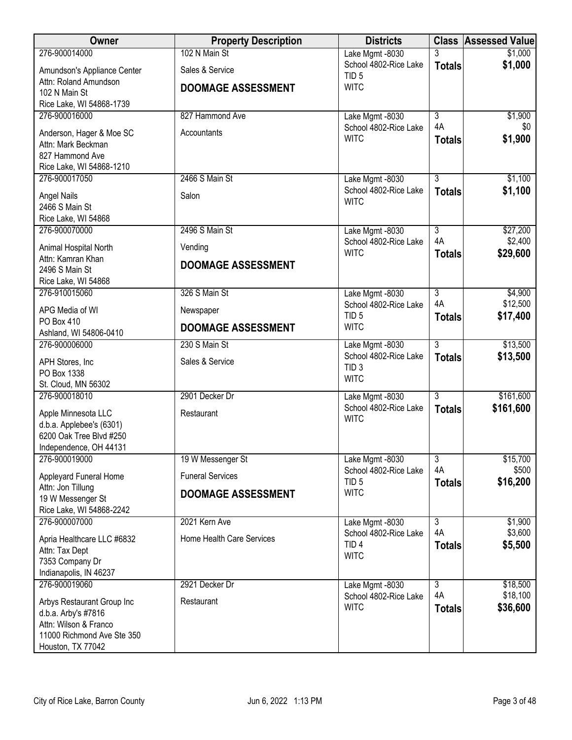| Owner | Property Description | Districts | Class | Assessed Value |
|---|---|---|---|---|
| 276-900014000<br>Amundson's Appliance Center<br>Attn: Roland Amundson<br>102 N Main St<br>Rice Lake, WI 54868-1739 | 102 N Main St<br>Sales & Service<br>**DOOMAGE ASSESSMENT** | Lake Mgmt -8030<br>School 4802-Rice Lake<br>TID 5<br>WITC | 3<br>**Totals** | $1,000<br>**$1,000** |
| 276-900016000<br>Anderson, Hager & Moe SC<br>Attn: Mark Beckman<br>827 Hammond Ave<br>Rice Lake, WI 54868-1210 | 827 Hammond Ave<br>Accountants | Lake Mgmt -8030<br>School 4802-Rice Lake<br>WITC | 3<br>4A<br>**Totals** | $1,900<br>$0<br>**$1,900** |
| 276-900017050<br>Angel Nails<br>2466 S Main St<br>Rice Lake, WI 54868 | 2466 S Main St<br>Salon | Lake Mgmt -8030<br>School 4802-Rice Lake<br>WITC | 3<br>**Totals** | $1,100<br>**$1,100** |
| 276-900070000<br>Animal Hospital North<br>Attn: Kamran Khan<br>2496 S Main St<br>Rice Lake, WI 54868 | 2496 S Main St<br>Vending<br>**DOOMAGE ASSESSMENT** | Lake Mgmt -8030<br>School 4802-Rice Lake<br>WITC | 3<br>4A<br>**Totals** | $27,200<br>$2,400<br>**$29,600** |
| 276-910015060<br>APG Media of WI<br>PO Box 410<br>Ashland, WI 54806-0410 | 326 S Main St<br>Newspaper<br>**DOOMAGE ASSESSMENT** | Lake Mgmt -8030<br>School 4802-Rice Lake<br>TID 5<br>WITC | 3<br>4A<br>**Totals** | $4,900<br>$12,500<br>**$17,400** |
| 276-900006000<br>APH Stores, Inc<br>PO Box 1338<br>St. Cloud, MN 56302 | 230 S Main St<br>Sales & Service | Lake Mgmt -8030<br>School 4802-Rice Lake<br>TID 3<br>WITC | 3<br>**Totals** | $13,500<br>**$13,500** |
| 276-900018010<br>Apple Minnesota LLC<br>d.b.a. Applebee's (6301)<br>6200 Oak Tree Blvd #250<br>Independence, OH 44131 | 2901 Decker Dr<br>Restaurant | Lake Mgmt -8030<br>School 4802-Rice Lake<br>WITC | 3<br>**Totals** | $161,600<br>**$161,600** |
| 276-900019000<br>Appleyard Funeral Home<br>Attn: Jon Tillung<br>19 W Messenger St<br>Rice Lake, WI 54868-2242 | 19 W Messenger St<br>Funeral Services<br>**DOOMAGE ASSESSMENT** | Lake Mgmt -8030<br>School 4802-Rice Lake<br>TID 5<br>WITC | 3<br>4A<br>**Totals** | $15,700<br>$500<br>**$16,200** |
| 276-900007000<br>Apria Healthcare LLC #6832<br>Attn: Tax Dept<br>7353 Company Dr<br>Indianapolis, IN 46237 | 2021 Kern Ave<br>Home Health Care Services | Lake Mgmt -8030<br>School 4802-Rice Lake<br>TID 4<br>WITC | 3<br>4A<br>**Totals** | $1,900<br>$3,600<br>**$5,500** |
| 276-900019060<br>Arbys Restaurant Group Inc<br>d.b.a. Arby's #7816<br>Attn: Wilson & Franco<br>11000 Richmond Ave Ste 350<br>Houston, TX 77042 | 2921 Decker Dr<br>Restaurant | Lake Mgmt -8030<br>School 4802-Rice Lake<br>WITC | 3<br>4A<br>**Totals** | $18,500<br>$18,100<br>**$36,600** |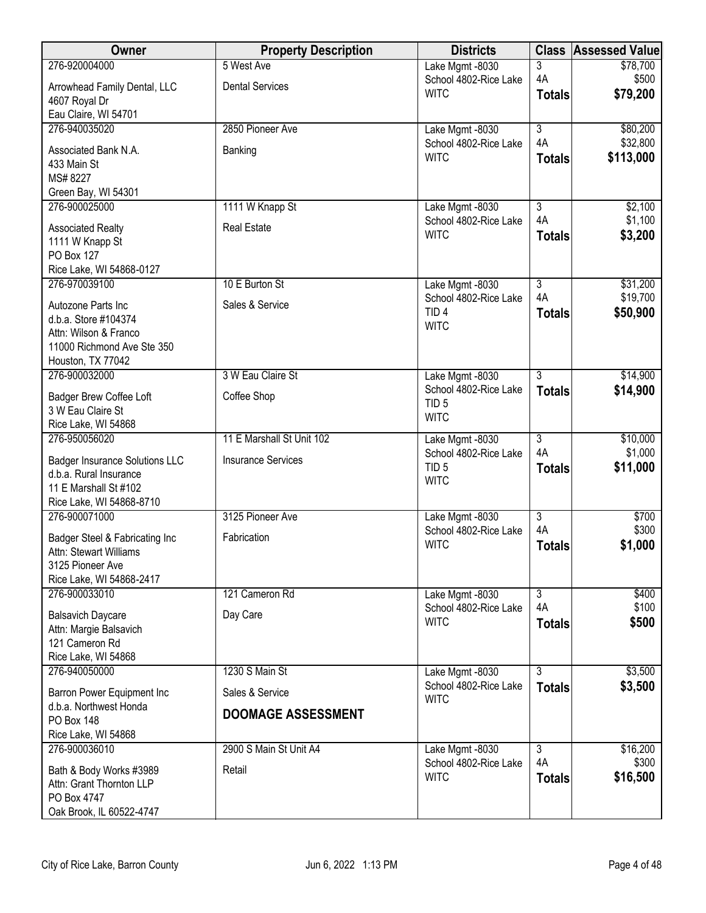| Owner | Property Description | Districts | Class | Assessed Value |
|---|---|---|---|---|
| 276-920004000<br>Arrowhead Family Dental, LLC<br>4607 Royal Dr<br>Eau Claire, WI 54701 | 5 West Ave<br>Dental Services | Lake Mgmt -8030<br>School 4802-Rice Lake<br>WITC | 3<br>4A<br>**Totals** | $78,700<br>$500<br>**$79,200** |
| 276-940035020<br>Associated Bank N.A.<br>433 Main St<br>MS# 8227<br>Green Bay, WI 54301 | 2850 Pioneer Ave<br>Banking | Lake Mgmt -8030<br>School 4802-Rice Lake<br>WITC | 3<br>4A<br>**Totals** | $80,200<br>$32,800<br>**$113,000** |
| 276-900025000<br>Associated Realty<br>1111 W Knapp St<br>PO Box 127<br>Rice Lake, WI 54868-0127 | 1111 W Knapp St<br>Real Estate | Lake Mgmt -8030<br>School 4802-Rice Lake<br>WITC | 3<br>4A<br>**Totals** | $2,100<br>$1,100<br>**$3,200** |
| 276-970039100<br>Autozone Parts Inc<br>d.b.a. Store #104374<br>Attn: Wilson & Franco<br>11000 Richmond Ave Ste 350<br>Houston, TX 77042 | 10 E Burton St<br>Sales & Service | Lake Mgmt -8030<br>School 4802-Rice Lake<br>TID 4<br>WITC | 3<br>4A<br>**Totals** | $31,200<br>$19,700<br>**$50,900** |
| 276-900032000<br>Badger Brew Coffee Loft<br>3 W Eau Claire St<br>Rice Lake, WI 54868 | 3 W Eau Claire St<br>Coffee Shop | Lake Mgmt -8030<br>School 4802-Rice Lake<br>TID 5<br>WITC | 3<br>**Totals** | $14,900<br>**$14,900** |
| 276-950056020<br>Badger Insurance Solutions LLC<br>d.b.a. Rural Insurance<br>11 E Marshall St #102<br>Rice Lake, WI 54868-8710 | 11 E Marshall St Unit 102<br>Insurance Services | Lake Mgmt -8030<br>School 4802-Rice Lake<br>TID 5<br>WITC | 3<br>4A<br>**Totals** | $10,000<br>$1,000<br>**$11,000** |
| 276-900071000<br>Badger Steel & Fabricating Inc<br>Attn: Stewart Williams<br>3125 Pioneer Ave<br>Rice Lake, WI 54868-2417 | 3125 Pioneer Ave<br>Fabrication | Lake Mgmt -8030<br>School 4802-Rice Lake<br>WITC | 3<br>4A<br>**Totals** | $700<br>$300<br>**$1,000** |
| 276-900033010<br>Balsavich Daycare<br>Attn: Margie Balsavich<br>121 Cameron Rd<br>Rice Lake, WI 54868 | 121 Cameron Rd<br>Day Care | Lake Mgmt -8030<br>School 4802-Rice Lake<br>WITC | 3<br>4A<br>**Totals** | $400<br>$100<br>**$500** |
| 276-940050000<br>Barron Power Equipment Inc<br>d.b.a. Northwest Honda<br>PO Box 148<br>Rice Lake, WI 54868 | 1230 S Main St<br>Sales & Service<br>**DOOMAGE ASSESSMENT** | Lake Mgmt -8030<br>School 4802-Rice Lake<br>WITC | 3<br>**Totals** | $3,500<br>**$3,500** |
| 276-900036010<br>Bath & Body Works #3989<br>Attn: Grant Thornton LLP<br>PO Box 4747<br>Oak Brook, IL 60522-4747 | 2900 S Main St Unit A4<br>Retail | Lake Mgmt -8030<br>School 4802-Rice Lake<br>WITC | 3<br>4A<br>**Totals** | $16,200<br>$300<br>**$16,500** |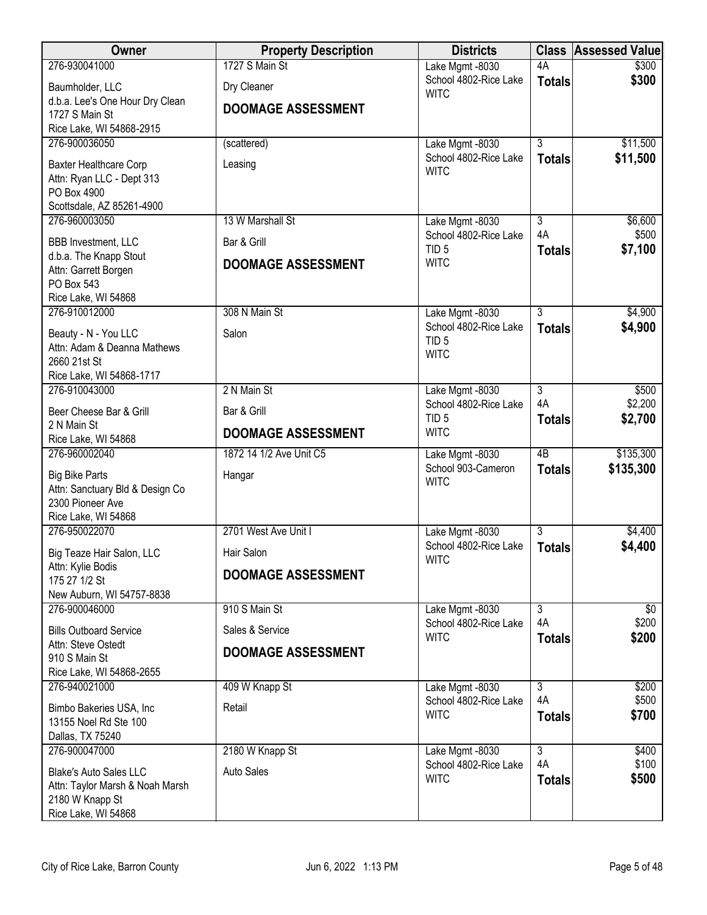| Owner | Property Description | Districts | Class | Assessed Value |
|---|---|---|---|---|
| 276-930041000<br>Baumholder, LLC<br>d.b.a. Lee's One Hour Dry Clean<br>1727 S Main St<br>Rice Lake, WI 54868-2915 | 1727 S Main St<br>Dry Cleaner<br>**DOOMAGE ASSESSMENT** | Lake Mgmt -8030<br>School 4802-Rice Lake<br>WITC | 4A<br>**Totals** | $300<br>**$300** |
| 276-900036050<br>Baxter Healthcare Corp<br>Attn: Ryan LLC - Dept 313<br>PO Box 4900<br>Scottsdale, AZ 85261-4900 | (scattered)<br>Leasing | Lake Mgmt -8030<br>School 4802-Rice Lake<br>WITC | 3<br>**Totals** | $11,500<br>**$11,500** |
| 276-960003050<br>BBB Investment, LLC<br>d.b.a. The Knapp Stout<br>Attn: Garrett Borgen<br>PO Box 543<br>Rice Lake, WI 54868 | 13 W Marshall St<br>Bar & Grill<br>**DOOMAGE ASSESSMENT** | Lake Mgmt -8030<br>School 4802-Rice Lake<br>TID 5<br>WITC | 3<br>4A<br>**Totals** | $6,600<br>$500<br>**$7,100** |
| 276-910012000<br>Beauty - N - You LLC<br>Attn: Adam & Deanna Mathews<br>2660 21st St<br>Rice Lake, WI 54868-1717 | 308 N Main St<br>Salon | Lake Mgmt -8030<br>School 4802-Rice Lake<br>TID 5<br>WITC | 3<br>**Totals** | $4,900<br>**$4,900** |
| 276-910043000<br>Beer Cheese Bar & Grill<br>2 N Main St<br>Rice Lake, WI 54868 | 2 N Main St<br>Bar & Grill<br>**DOOMAGE ASSESSMENT** | Lake Mgmt -8030<br>School 4802-Rice Lake<br>TID 5<br>WITC | 3<br>4A<br>**Totals** | $500<br>$2,200<br>**$2,700** |
| 276-960002040<br>Big Bike Parts<br>Attn: Sanctuary Bld & Design Co<br>2300 Pioneer Ave<br>Rice Lake, WI 54868 | 1872 14 1/2 Ave Unit C5<br>Hangar | Lake Mgmt -8030<br>School 903-Cameron<br>WITC | 4B<br>**Totals** | $135,300<br>**$135,300** |
| 276-950022070<br>Big Teaze Hair Salon, LLC<br>Attn: Kylie Bodis<br>175 27 1/2 St<br>New Auburn, WI 54757-8838 | 2701 West Ave Unit I<br>Hair Salon<br>**DOOMAGE ASSESSMENT** | Lake Mgmt -8030<br>School 4802-Rice Lake<br>WITC | 3<br>**Totals** | $4,400<br>**$4,400** |
| 276-900046000<br>Bills Outboard Service<br>Attn: Steve Ostedt<br>910 S Main St<br>Rice Lake, WI 54868-2655 | 910 S Main St<br>Sales & Service<br>**DOOMAGE ASSESSMENT** | Lake Mgmt -8030<br>School 4802-Rice Lake<br>WITC | 3<br>4A<br>**Totals** | $0<br>$200<br>**$200** |
| 276-940021000<br>Bimbo Bakeries USA, Inc<br>13155 Noel Rd Ste 100<br>Dallas, TX 75240 | 409 W Knapp St<br>Retail | Lake Mgmt -8030<br>School 4802-Rice Lake<br>WITC | 3<br>4A<br>**Totals** | $200<br>$500<br>**$700** |
| 276-900047000<br>Blake's Auto Sales LLC<br>Attn: Taylor Marsh & Noah Marsh<br>2180 W Knapp St<br>Rice Lake, WI 54868 | 2180 W Knapp St<br>Auto Sales | Lake Mgmt -8030<br>School 4802-Rice Lake<br>WITC | 3<br>4A<br>**Totals** | $400<br>$100<br>**$500** |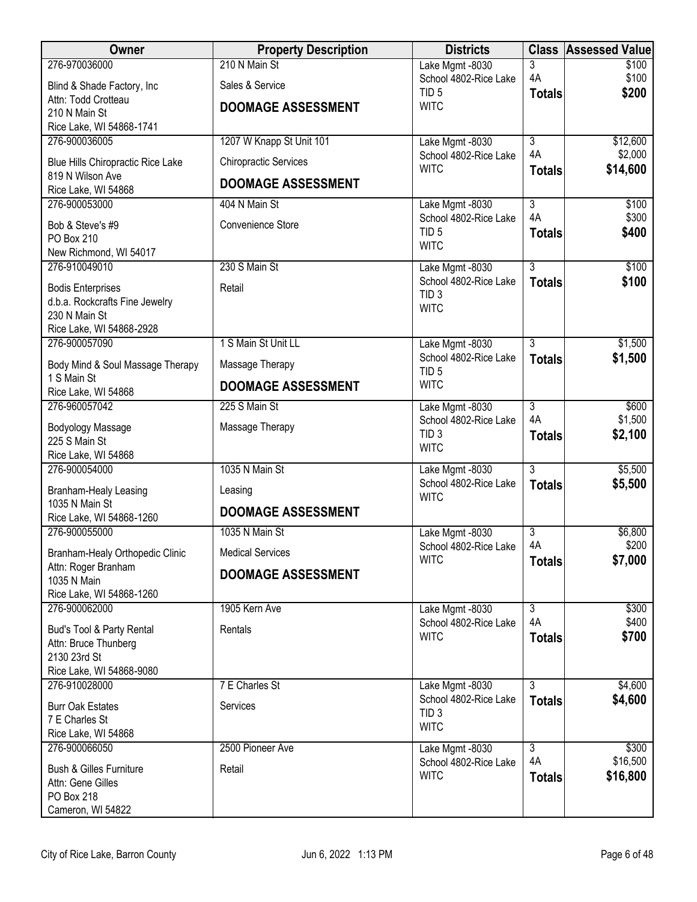| Owner | Property Description | Districts | Class | Assessed Value |
|---|---|---|---|---|
| 276-970036000<br>Blind & Shade Factory, Inc<br>Attn: Todd Crotteau<br>210 N Main St<br>Rice Lake, WI 54868-1741 | 210 N Main St<br>Sales & Service<br>**DOOMAGE ASSESSMENT** | Lake Mgmt -8030<br>School 4802-Rice Lake<br>TID 5<br>WITC | 3<br>4A<br>**Totals** | $100<br>$100<br>**$200** |
| 276-900036005<br>Blue Hills Chiropractic Rice Lake<br>819 N Wilson Ave<br>Rice Lake, WI 54868 | 1207 W Knapp St Unit 101<br>Chiropractic Services<br>**DOOMAGE ASSESSMENT** | Lake Mgmt -8030<br>School 4802-Rice Lake<br>WITC | 3<br>4A<br>**Totals** | $12,600<br>$2,000<br>**$14,600** |
| 276-900053000<br>Bob & Steve's #9<br>PO Box 210<br>New Richmond, WI 54017 | 404 N Main St<br>Convenience Store | Lake Mgmt -8030<br>School 4802-Rice Lake<br>TID 5<br>WITC | 3<br>4A<br>**Totals** | $100<br>$300<br>**$400** |
| 276-910049010<br>Bodis Enterprises<br>d.b.a. Rockcrafts Fine Jewelry<br>230 N Main St<br>Rice Lake, WI 54868-2928 | 230 S Main St<br>Retail | Lake Mgmt -8030<br>School 4802-Rice Lake<br>TID 3<br>WITC | 3<br>**Totals** | $100<br>**$100** |
| 276-900057090<br>Body Mind & Soul Massage Therapy<br>1 S Main St<br>Rice Lake, WI 54868 | 1 S Main St Unit LL<br>Massage Therapy<br>**DOOMAGE ASSESSMENT** | Lake Mgmt -8030<br>School 4802-Rice Lake<br>TID 5<br>WITC | 3<br>**Totals** | $1,500<br>**$1,500** |
| 276-960057042<br>Bodyology Massage<br>225 S Main St<br>Rice Lake, WI 54868 | 225 S Main St<br>Massage Therapy | Lake Mgmt -8030<br>School 4802-Rice Lake<br>TID 3<br>WITC | 3<br>4A<br>**Totals** | $600<br>$1,500<br>**$2,100** |
| 276-900054000<br>Branham-Healy Leasing<br>1035 N Main St<br>Rice Lake, WI 54868-1260 | 1035 N Main St<br>Leasing<br>**DOOMAGE ASSESSMENT** | Lake Mgmt -8030<br>School 4802-Rice Lake<br>WITC | 3<br>**Totals** | $5,500<br>**$5,500** |
| 276-900055000<br>Branham-Healy Orthopedic Clinic<br>Attn: Roger Branham<br>1035 N Main<br>Rice Lake, WI 54868-1260 | 1035 N Main St<br>Medical Services<br>**DOOMAGE ASSESSMENT** | Lake Mgmt -8030<br>School 4802-Rice Lake<br>WITC | 3<br>4A<br>**Totals** | $6,800<br>$200<br>**$7,000** |
| 276-900062000<br>Bud's Tool & Party Rental<br>Attn: Bruce Thunberg<br>2130 23rd St<br>Rice Lake, WI 54868-9080 | 1905 Kern Ave<br>Rentals | Lake Mgmt -8030<br>School 4802-Rice Lake<br>WITC | 3<br>4A<br>**Totals** | $300<br>$400<br>**$700** |
| 276-910028000<br>Burr Oak Estates<br>7 E Charles St<br>Rice Lake, WI 54868 | 7 E Charles St<br>Services | Lake Mgmt -8030<br>School 4802-Rice Lake<br>TID 3<br>WITC | 3<br>**Totals** | $4,600<br>**$4,600** |
| 276-900066050<br>Bush & Gilles Furniture<br>Attn: Gene Gilles<br>PO Box 218<br>Cameron, WI 54822 | 2500 Pioneer Ave<br>Retail | Lake Mgmt -8030<br>School 4802-Rice Lake<br>WITC | 3<br>4A<br>**Totals** | $300<br>$16,500<br>**$16,800** |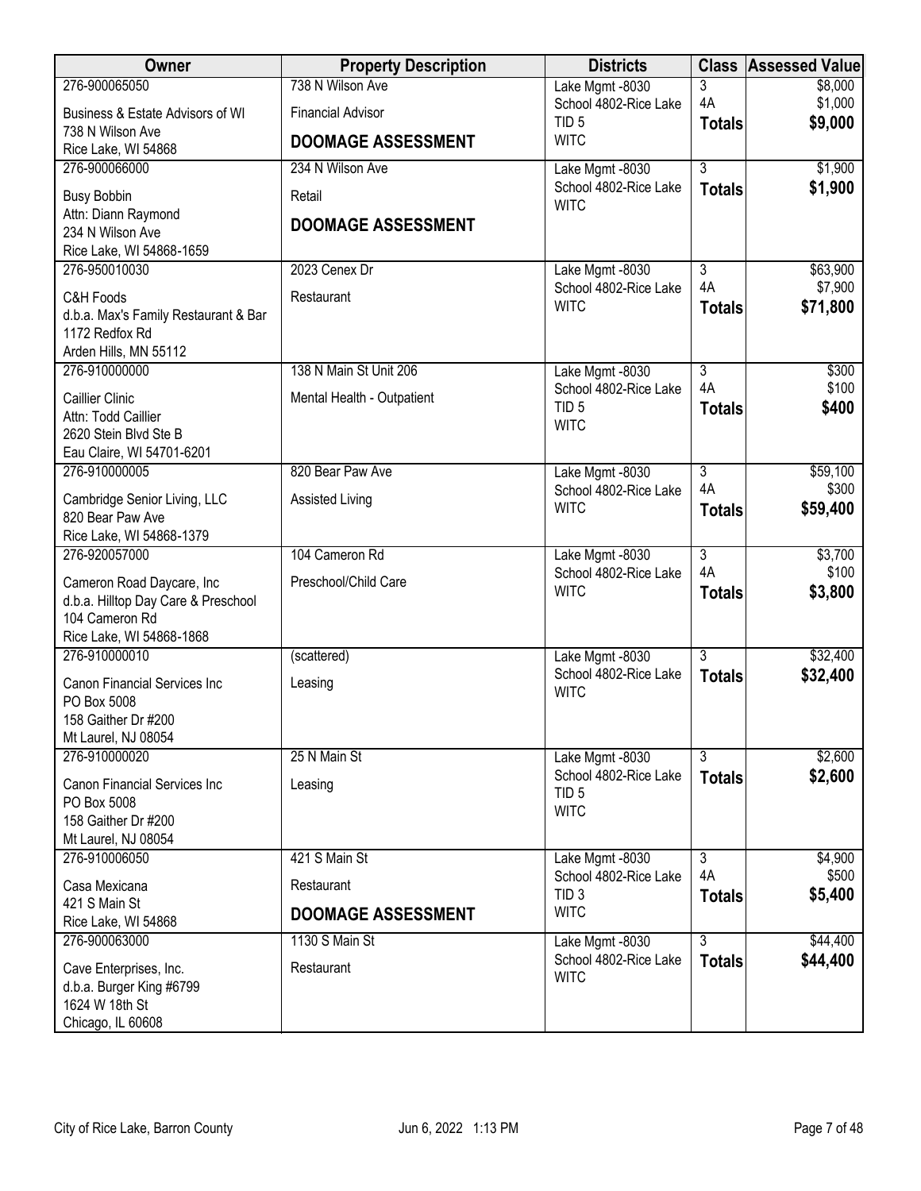| Owner | Property Description | Districts | Class | Assessed Value |
|---|---|---|---|---|
| 276-900065050<br>Business & Estate Advisors of WI<br>738 N Wilson Ave<br>Rice Lake, WI 54868 | 738 N Wilson Ave<br>Financial Advisor<br>**DOOMAGE ASSESSMENT** | Lake Mgmt -8030<br>School 4802-Rice Lake<br>TID 5<br>WITC | 3<br>4A<br>**Totals** | $8,000<br>$1,000<br>**$9,000** |
| 276-900066000<br>Busy Bobbin<br>Attn: Diann Raymond<br>234 N Wilson Ave<br>Rice Lake, WI 54868-1659 | 234 N Wilson Ave<br>Retail<br>**DOOMAGE ASSESSMENT** | Lake Mgmt -8030<br>School 4802-Rice Lake<br>WITC | 3<br>**Totals** | $1,900<br>**$1,900** |
| 276-950010030<br>C&H Foods<br>d.b.a. Max's Family Restaurant & Bar<br>1172 Redfox Rd<br>Arden Hills, MN 55112 | 2023 Cenex Dr<br>Restaurant | Lake Mgmt -8030<br>School 4802-Rice Lake<br>WITC | 3<br>4A<br>**Totals** | $63,900<br>$7,900<br>**$71,800** |
| 276-910000000<br>Caillier Clinic<br>Attn: Todd Caillier<br>2620 Stein Blvd Ste B<br>Eau Claire, WI 54701-6201 | 138 N Main St Unit 206<br>Mental Health - Outpatient | Lake Mgmt -8030<br>School 4802-Rice Lake<br>TID 5<br>WITC | 3<br>4A<br>**Totals** | $300<br>$100<br>**$400** |
| 276-910000005<br>Cambridge Senior Living, LLC<br>820 Bear Paw Ave<br>Rice Lake, WI 54868-1379 | 820 Bear Paw Ave<br>Assisted Living | Lake Mgmt -8030<br>School 4802-Rice Lake<br>WITC | 3<br>4A<br>**Totals** | $59,100<br>$300<br>**$59,400** |
| 276-920057000<br>Cameron Road Daycare, Inc<br>d.b.a. Hilltop Day Care & Preschool<br>104 Cameron Rd<br>Rice Lake, WI 54868-1868 | 104 Cameron Rd<br>Preschool/Child Care | Lake Mgmt -8030<br>School 4802-Rice Lake<br>WITC | 3<br>4A<br>**Totals** | $3,700<br>$100<br>**$3,800** |
| 276-910000010<br>Canon Financial Services Inc<br>PO Box 5008<br>158 Gaither Dr #200<br>Mt Laurel, NJ 08054 | (scattered)<br>Leasing | Lake Mgmt -8030<br>School 4802-Rice Lake<br>WITC | 3<br>**Totals** | $32,400<br>**$32,400** |
| 276-910000020<br>Canon Financial Services Inc<br>PO Box 5008<br>158 Gaither Dr #200<br>Mt Laurel, NJ 08054 | 25 N Main St<br>Leasing | Lake Mgmt -8030<br>School 4802-Rice Lake<br>TID 5<br>WITC | 3<br>**Totals** | $2,600<br>**$2,600** |
| 276-910006050<br>Casa Mexicana<br>421 S Main St<br>Rice Lake, WI 54868 | 421 S Main St<br>Restaurant<br>**DOOMAGE ASSESSMENT** | Lake Mgmt -8030<br>School 4802-Rice Lake<br>TID 3<br>WITC | 3<br>4A<br>**Totals** | $4,900<br>$500<br>**$5,400** |
| 276-900063000<br>Cave Enterprises, Inc.<br>d.b.a. Burger King #6799<br>1624 W 18th St<br>Chicago, IL 60608 | 1130 S Main St<br>Restaurant | Lake Mgmt -8030<br>School 4802-Rice Lake<br>WITC | 3<br>**Totals** | $44,400<br>**$44,400** |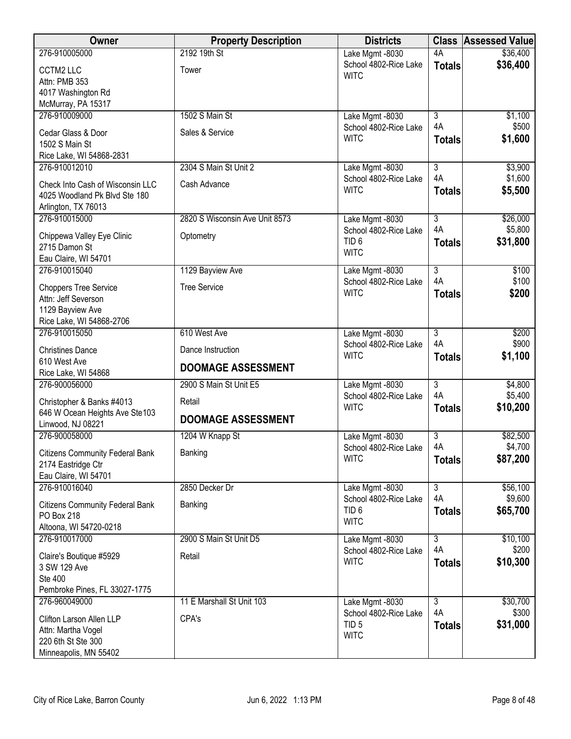| Owner | Property Description | Districts | Class | Assessed Value |
|---|---|---|---|---|
| 276-910005000<br>CCTM2 LLC<br>Attn: PMB 353<br>4017 Washington Rd<br>McMurray, PA 15317 | 2192 19th St<br>Tower | Lake Mgmt -8030<br>School 4802-Rice Lake<br>WITC | 4A<br>**Totals** | $36,400<br>**$36,400** |
| 276-910009000<br>Cedar Glass & Door<br>1502 S Main St<br>Rice Lake, WI 54868-2831 | 1502 S Main St<br>Sales & Service | Lake Mgmt -8030<br>School 4802-Rice Lake<br>WITC | 3<br>4A<br>**Totals** | $1,100<br>$500<br>**$1,600** |
| 276-910012010<br>Check Into Cash of Wisconsin LLC<br>4025 Woodland Pk Blvd Ste 180<br>Arlington, TX 76013 | 2304 S Main St Unit 2<br>Cash Advance | Lake Mgmt -8030<br>School 4802-Rice Lake<br>WITC | 3<br>4A<br>**Totals** | $3,900<br>$1,600<br>**$5,500** |
| 276-910015000<br>Chippewa Valley Eye Clinic<br>2715 Damon St<br>Eau Claire, WI 54701 | 2820 S Wisconsin Ave Unit 8573<br>Optometry | Lake Mgmt -8030<br>School 4802-Rice Lake<br>TID 6<br>WITC | 3<br>4A<br>**Totals** | $26,000<br>$5,800<br>**$31,800** |
| 276-910015040<br>Choppers Tree Service<br>Attn: Jeff Severson<br>1129 Bayview Ave<br>Rice Lake, WI 54868-2706 | 1129 Bayview Ave<br>Tree Service | Lake Mgmt -8030<br>School 4802-Rice Lake<br>WITC | 3<br>4A<br>**Totals** | $100<br>$100<br>**$200** |
| 276-910015050<br>Christines Dance<br>610 West Ave<br>Rice Lake, WI 54868 | 610 West Ave<br>Dance Instruction<br>**DOOMAGE ASSESSMENT** | Lake Mgmt -8030<br>School 4802-Rice Lake<br>WITC | 3<br>4A<br>**Totals** | $200<br>$900<br>**$1,100** |
| 276-900056000<br>Christopher & Banks #4013<br>646 W Ocean Heights Ave Ste103<br>Linwood, NJ 08221 | 2900 S Main St Unit E5<br>Retail<br>**DOOMAGE ASSESSMENT** | Lake Mgmt -8030<br>School 4802-Rice Lake<br>WITC | 3<br>4A<br>**Totals** | $4,800<br>$5,400<br>**$10,200** |
| 276-900058000<br>Citizens Community Federal Bank<br>2174 Eastridge Ctr<br>Eau Claire, WI 54701 | 1204 W Knapp St<br>Banking | Lake Mgmt -8030<br>School 4802-Rice Lake<br>WITC | 3<br>4A<br>**Totals** | $82,500<br>$4,700<br>**$87,200** |
| 276-910016040<br>Citizens Community Federal Bank<br>PO Box 218<br>Altoona, WI 54720-0218 | 2850 Decker Dr<br>Banking | Lake Mgmt -8030<br>School 4802-Rice Lake<br>TID 6<br>WITC | 3<br>4A<br>**Totals** | $56,100<br>$9,600<br>**$65,700** |
| 276-910017000<br>Claire's Boutique #5929<br>3 SW 129 Ave<br>Ste 400<br>Pembroke Pines, FL 33027-1775 | 2900 S Main St Unit D5<br>Retail | Lake Mgmt -8030<br>School 4802-Rice Lake<br>WITC | 3<br>4A<br>**Totals** | $10,100<br>$200<br>**$10,300** |
| 276-960049000<br>Clifton Larson Allen LLP<br>Attn: Martha Vogel<br>220 6th St Ste 300<br>Minneapolis, MN 55402 | 11 E Marshall St Unit 103<br>CPA's | Lake Mgmt -8030<br>School 4802-Rice Lake<br>TID 5<br>WITC | 3<br>4A<br>**Totals** | $30,700<br>$300<br>**$31,000** |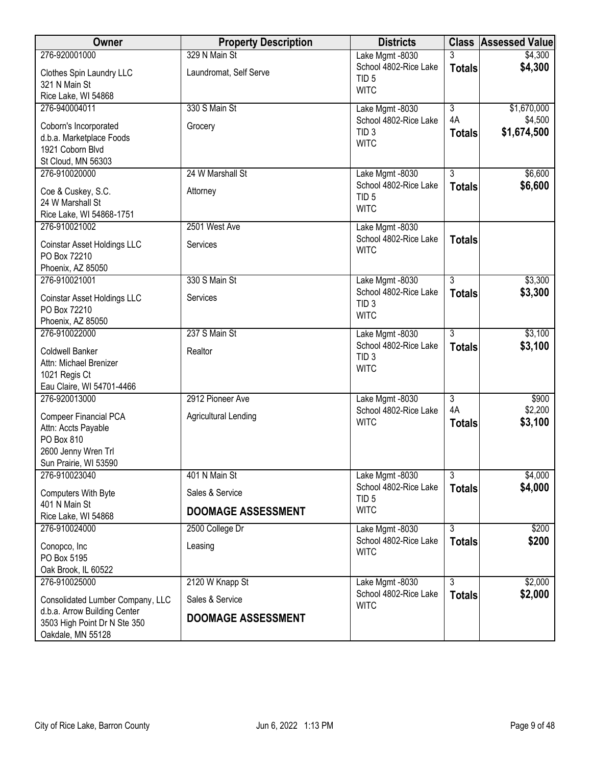| Owner | Property Description | Districts | Class | Assessed Value |
|---|---|---|---|---|
| 276-920001000<br>Clothes Spin Laundry LLC<br>321 N Main St<br>Rice Lake, WI 54868 | 329 N Main St<br>Laundromat, Self Serve | Lake Mgmt -8030<br>School 4802-Rice Lake<br>TID 5<br>WITC | 3<br>**Totals** | $4,300<br>**$4,300** |
| 276-940004011<br>Coborn's Incorporated<br>d.b.a. Marketplace Foods<br>1921 Coborn Blvd<br>St Cloud, MN 56303 | 330 S Main St<br>Grocery | Lake Mgmt -8030<br>School 4802-Rice Lake<br>TID 3<br>WITC | 3<br>4A<br>**Totals** | $1,670,000<br>$4,500<br>**$1,674,500** |
| 276-910020000<br>Coe & Cuskey, S.C.<br>24 W Marshall St<br>Rice Lake, WI 54868-1751 | 24 W Marshall St<br>Attorney | Lake Mgmt -8030<br>School 4802-Rice Lake<br>TID 5<br>WITC | 3<br>**Totals** | $6,600<br>**$6,600** |
| 276-910021002<br>Coinstar Asset Holdings LLC<br>PO Box 72210<br>Phoenix, AZ 85050 | 2501 West Ave<br>Services | Lake Mgmt -8030<br>School 4802-Rice Lake<br>WITC | **Totals** | |
| 276-910021001<br>Coinstar Asset Holdings LLC<br>PO Box 72210<br>Phoenix, AZ 85050 | 330 S Main St<br>Services | Lake Mgmt -8030<br>School 4802-Rice Lake<br>TID 3<br>WITC | 3<br>**Totals** | $3,300<br>**$3,300** |
| 276-910022000<br>Coldwell Banker<br>Attn: Michael Brenizer<br>1021 Regis Ct<br>Eau Claire, WI 54701-4466 | 237 S Main St<br>Realtor | Lake Mgmt -8030<br>School 4802-Rice Lake<br>TID 3<br>WITC | 3<br>**Totals** | $3,100<br>**$3,100** |
| 276-920013000<br>Compeer Financial PCA<br>Attn: Accts Payable<br>PO Box 810<br>2600 Jenny Wren Trl<br>Sun Prairie, WI 53590 | 2912 Pioneer Ave<br>Agricultural Lending | Lake Mgmt -8030<br>School 4802-Rice Lake<br>WITC | 3<br>4A<br>**Totals** | $900<br>$2,200<br>**$3,100** |
| 276-910023040<br>Computers With Byte<br>401 N Main St<br>Rice Lake, WI 54868 | 401 N Main St<br>Sales & Service<br>**DOOMAGE ASSESSMENT** | Lake Mgmt -8030<br>School 4802-Rice Lake<br>TID 5<br>WITC | 3<br>**Totals** | $4,000<br>**$4,000** |
| 276-910024000<br>Conopco, Inc<br>PO Box 5195<br>Oak Brook, IL 60522 | 2500 College Dr<br>Leasing | Lake Mgmt -8030<br>School 4802-Rice Lake<br>WITC | 3<br>**Totals** | $200<br>**$200** |
| 276-910025000<br>Consolidated Lumber Company, LLC<br>d.b.a. Arrow Building Center<br>3503 High Point Dr N Ste 350<br>Oakdale, MN 55128 | 2120 W Knapp St<br>Sales & Service<br>**DOOMAGE ASSESSMENT** | Lake Mgmt -8030<br>School 4802-Rice Lake<br>WITC | 3<br>**Totals** | $2,000<br>**$2,000** |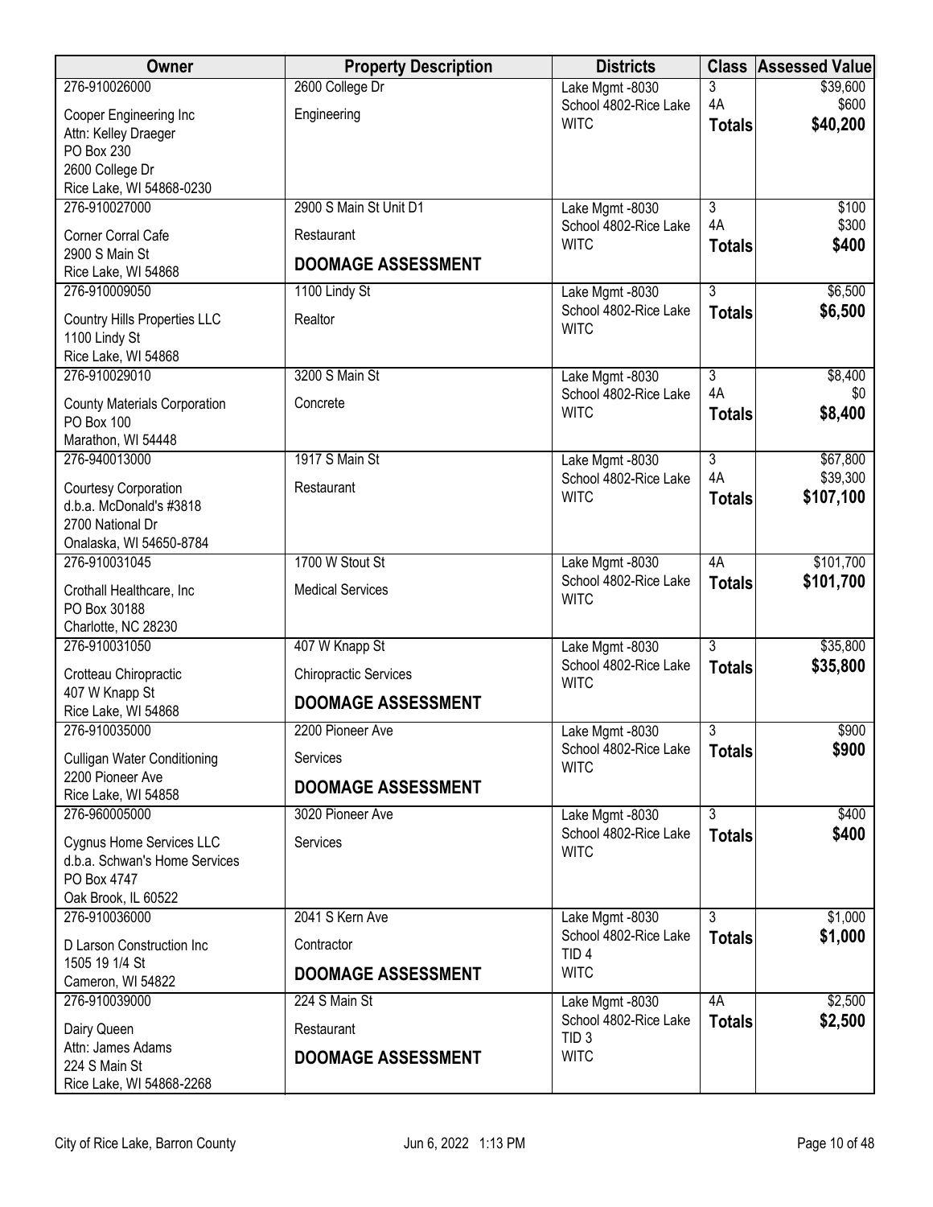| Owner | Property Description | Districts | Class | Assessed Value |
|---|---|---|---|---|
| 276-910026000<br>Cooper Engineering Inc<br>Attn: Kelley Draeger<br>PO Box 230<br>2600 College Dr<br>Rice Lake, WI 54868-0230 | 2600 College Dr<br>Engineering | Lake Mgmt -8030<br>School 4802-Rice Lake<br>WITC | 3<br>4A<br>**Totals** | $39,600<br>$600<br>**$40,200** |
| 276-910027000<br>Corner Corral Cafe<br>2900 S Main St<br>Rice Lake, WI 54868 | 2900 S Main St Unit D1<br>Restaurant<br>**DOOMAGE ASSESSMENT** | Lake Mgmt -8030<br>School 4802-Rice Lake<br>WITC | 3<br>4A<br>**Totals** | $100<br>$300<br>**$400** |
| 276-910009050<br>Country Hills Properties LLC<br>1100 Lindy St<br>Rice Lake, WI 54868 | 1100 Lindy St<br>Realtor | Lake Mgmt -8030<br>School 4802-Rice Lake<br>WITC | 3<br>**Totals** | $6,500<br>**$6,500** |
| 276-910029010<br>County Materials Corporation<br>PO Box 100<br>Marathon, WI 54448 | 3200 S Main St<br>Concrete | Lake Mgmt -8030<br>School 4802-Rice Lake<br>WITC | 3<br>4A<br>**Totals** | $8,400<br>$0<br>**$8,400** |
| 276-940013000<br>Courtesy Corporation<br>d.b.a. McDonald's #3818<br>2700 National Dr<br>Onalaska, WI 54650-8784 | 1917 S Main St<br>Restaurant | Lake Mgmt -8030<br>School 4802-Rice Lake<br>WITC | 3<br>4A<br>**Totals** | $67,800<br>$39,300<br>**$107,100** |
| 276-910031045<br>Crothall Healthcare, Inc<br>PO Box 30188<br>Charlotte, NC 28230 | 1700 W Stout St<br>Medical Services | Lake Mgmt -8030<br>School 4802-Rice Lake<br>WITC | 4A<br>**Totals** | $101,700<br>**$101,700** |
| 276-910031050<br>Crotteau Chiropractic<br>407 W Knapp St<br>Rice Lake, WI 54868 | 407 W Knapp St<br>Chiropractic Services<br>**DOOMAGE ASSESSMENT** | Lake Mgmt -8030<br>School 4802-Rice Lake<br>WITC | 3<br>**Totals** | $35,800<br>**$35,800** |
| 276-910035000<br>Culligan Water Conditioning<br>2200 Pioneer Ave<br>Rice Lake, WI 54858 | 2200 Pioneer Ave<br>Services<br>**DOOMAGE ASSESSMENT** | Lake Mgmt -8030<br>School 4802-Rice Lake<br>WITC | 3<br>**Totals** | $900<br>**$900** |
| 276-960005000<br>Cygnus Home Services LLC<br>d.b.a. Schwan's Home Services<br>PO Box 4747<br>Oak Brook, IL 60522 | 3020 Pioneer Ave<br>Services | Lake Mgmt -8030<br>School 4802-Rice Lake<br>WITC | 3<br>**Totals** | $400<br>**$400** |
| 276-910036000<br>D Larson Construction Inc<br>1505 19 1/4 St<br>Cameron, WI 54822 | 2041 S Kern Ave<br>Contractor<br>**DOOMAGE ASSESSMENT** | Lake Mgmt -8030<br>School 4802-Rice Lake<br>TID 4<br>WITC | 3<br>**Totals** | $1,000<br>**$1,000** |
| 276-910039000<br>Dairy Queen<br>Attn: James Adams<br>224 S Main St<br>Rice Lake, WI 54868-2268 | 224 S Main St<br>Restaurant<br>**DOOMAGE ASSESSMENT** | Lake Mgmt -8030<br>School 4802-Rice Lake<br>TID 3<br>WITC | 4A<br>**Totals** | $2,500<br>**$2,500** |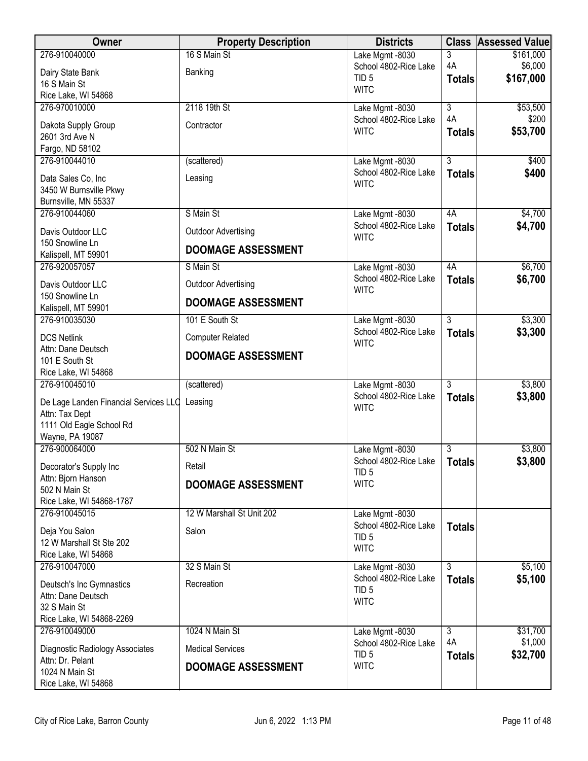| Owner | Property Description | Districts | Class | Assessed Value |
|---|---|---|---|---|
| 276-910040000<br>Dairy State Bank<br>16 S Main St<br>Rice Lake, WI 54868 | 16 S Main St<br>Banking | Lake Mgmt -8030<br>School 4802-Rice Lake<br>TID 5<br>WITC | 3<br>4A<br>**Totals** | $161,000<br>$6,000<br>**$167,000** |
| 276-970010000<br>Dakota Supply Group<br>2601 3rd Ave N<br>Fargo, ND 58102 | 2118 19th St<br>Contractor | Lake Mgmt -8030<br>School 4802-Rice Lake<br>WITC | 3<br>4A<br>**Totals** | $53,500<br>$200<br>**$53,700** |
| 276-910044010<br>Data Sales Co, Inc<br>3450 W Burnsville Pkwy<br>Burnsville, MN 55337 | (scattered)<br>Leasing | Lake Mgmt -8030<br>School 4802-Rice Lake<br>WITC | 3<br>**Totals** | $400<br>**$400** |
| 276-910044060<br>Davis Outdoor LLC<br>150 Snowline Ln<br>Kalispell, MT 59901 | S Main St<br>Outdoor Advertising<br>**DOOMAGE ASSESSMENT** | Lake Mgmt -8030<br>School 4802-Rice Lake<br>WITC | 4A<br>**Totals** | $4,700<br>**$4,700** |
| 276-920057057<br>Davis Outdoor LLC<br>150 Snowline Ln<br>Kalispell, MT 59901 | S Main St<br>Outdoor Advertising<br>**DOOMAGE ASSESSMENT** | Lake Mgmt -8030<br>School 4802-Rice Lake<br>WITC | 4A<br>**Totals** | $6,700<br>**$6,700** |
| 276-910035030<br>DCS Netlink<br>Attn: Dane Deutsch<br>101 E South St<br>Rice Lake, WI 54868 | 101 E South St<br>Computer Related<br>**DOOMAGE ASSESSMENT** | Lake Mgmt -8030<br>School 4802-Rice Lake<br>WITC | 3<br>**Totals** | $3,300<br>**$3,300** |
| 276-910045010<br>De Lage Landen Financial Services LLC<br>Attn: Tax Dept<br>1111 Old Eagle School Rd<br>Wayne, PA 19087 | (scattered)<br>Leasing | Lake Mgmt -8030<br>School 4802-Rice Lake<br>WITC | 3<br>**Totals** | $3,800<br>**$3,800** |
| 276-900064000<br>Decorator's Supply Inc<br>Attn: Bjorn Hanson<br>502 N Main St<br>Rice Lake, WI 54868-1787 | 502 N Main St<br>Retail<br>**DOOMAGE ASSESSMENT** | Lake Mgmt -8030<br>School 4802-Rice Lake<br>TID 5<br>WITC | 3<br>**Totals** | $3,800<br>**$3,800** |
| 276-910045015<br>Deja You Salon<br>12 W Marshall St Ste 202<br>Rice Lake, WI 54868 | 12 W Marshall St Unit 202<br>Salon | Lake Mgmt -8030<br>School 4802-Rice Lake<br>TID 5<br>WITC | **Totals** | |
| 276-910047000<br>Deutsch's Inc Gymnastics<br>Attn: Dane Deutsch<br>32 S Main St<br>Rice Lake, WI 54868-2269 | 32 S Main St<br>Recreation | Lake Mgmt -8030<br>School 4802-Rice Lake<br>TID 5<br>WITC | 3<br>**Totals** | $5,100<br>**$5,100** |
| 276-910049000<br>Diagnostic Radiology Associates<br>Attn: Dr. Pelant<br>1024 N Main St<br>Rice Lake, WI 54868 | 1024 N Main St<br>Medical Services<br>**DOOMAGE ASSESSMENT** | Lake Mgmt -8030<br>School 4802-Rice Lake<br>TID 5<br>WITC | 3<br>4A<br>**Totals** | $31,700<br>$1,000<br>**$32,700** |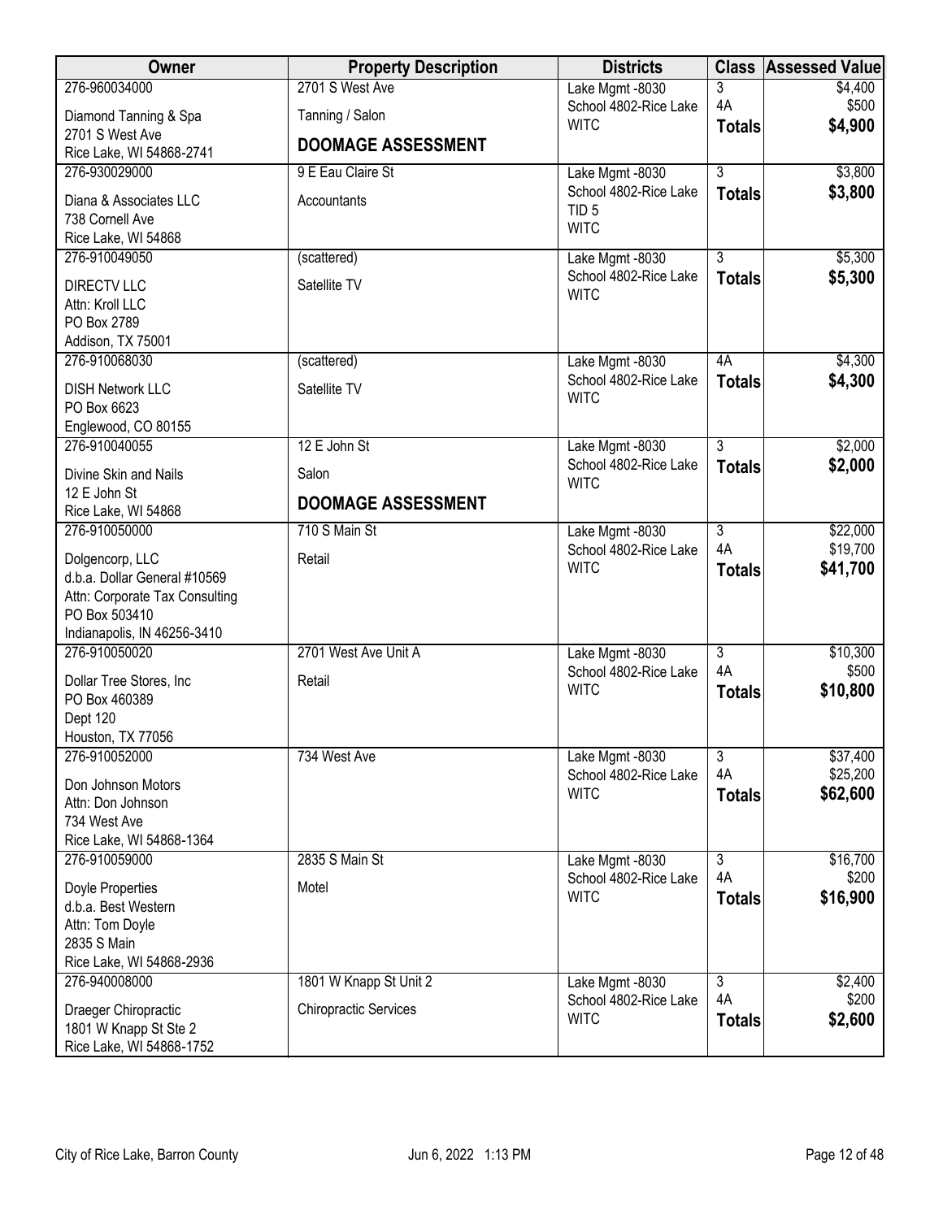| Owner | Property Description | Districts | Class | Assessed Value |
|---|---|---|---|---|
| 276-960034000<br>Diamond Tanning & Spa<br>2701 S West Ave<br>Rice Lake, WI 54868-2741 | 2701 S West Ave<br>Tanning / Salon<br>**DOOMAGE ASSESSMENT** | Lake Mgmt -8030<br>School 4802-Rice Lake<br>WITC | 3<br>4A<br>**Totals** | \$4,400<br>\$500<br>**\$4,900** |
| 276-930029000<br>Diana & Associates LLC<br>738 Cornell Ave<br>Rice Lake, WI 54868 | 9 E Eau Claire St<br>Accountants | Lake Mgmt -8030<br>School 4802-Rice Lake<br>TID 5<br>WITC | 3<br>**Totals** | \$3,800<br>**\$3,800** |
| 276-910049050<br>DIRECTV LLC<br>Attn: Kroll LLC<br>PO Box 2789<br>Addison, TX 75001 | (scattered)<br>Satellite TV | Lake Mgmt -8030<br>School 4802-Rice Lake<br>WITC | 3<br>**Totals** | \$5,300<br>**\$5,300** |
| 276-910068030<br>DISH Network LLC<br>PO Box 6623<br>Englewood, CO 80155 | (scattered)<br>Satellite TV | Lake Mgmt -8030<br>School 4802-Rice Lake<br>WITC | 4A<br>**Totals** | \$4,300<br>**\$4,300** |
| 276-910040055<br>Divine Skin and Nails<br>12 E John St<br>Rice Lake, WI 54868 | 12 E John St<br>Salon<br>**DOOMAGE ASSESSMENT** | Lake Mgmt -8030<br>School 4802-Rice Lake<br>WITC | 3<br>**Totals** | \$2,000<br>**\$2,000** |
| 276-910050000<br>Dolgencorp, LLC<br>d.b.a. Dollar General #10569<br>Attn: Corporate Tax Consulting<br>PO Box 503410<br>Indianapolis, IN 46256-3410 | 710 S Main St<br>Retail | Lake Mgmt -8030<br>School 4802-Rice Lake<br>WITC | 3<br>4A<br>**Totals** | \$22,000<br>\$19,700<br>**\$41,700** |
| 276-910050020<br>Dollar Tree Stores, Inc<br>PO Box 460389<br>Dept 120<br>Houston, TX 77056 | 2701 West Ave Unit A<br>Retail | Lake Mgmt -8030<br>School 4802-Rice Lake<br>WITC | 3<br>4A<br>**Totals** | \$10,300<br>\$500<br>**\$10,800** |
| 276-910052000<br>Don Johnson Motors<br>Attn: Don Johnson<br>734 West Ave<br>Rice Lake, WI 54868-1364 | 734 West Ave | Lake Mgmt -8030<br>School 4802-Rice Lake<br>WITC | 3<br>4A<br>**Totals** | \$37,400<br>\$25,200<br>**\$62,600** |
| 276-910059000<br>Doyle Properties<br>d.b.a. Best Western<br>Attn: Tom Doyle<br>2835 S Main<br>Rice Lake, WI 54868-2936 | 2835 S Main St<br>Motel | Lake Mgmt -8030<br>School 4802-Rice Lake<br>WITC | 3<br>4A<br>**Totals** | \$16,700<br>\$200<br>**\$16,900** |
| 276-940008000<br>Draeger Chiropractic<br>1801 W Knapp St Ste 2<br>Rice Lake, WI 54868-1752 | 1801 W Knapp St Unit 2<br>Chiropractic Services | Lake Mgmt -8030<br>School 4802-Rice Lake<br>WITC | 3<br>4A<br>**Totals** | \$2,400<br>\$200<br>**\$2,600** |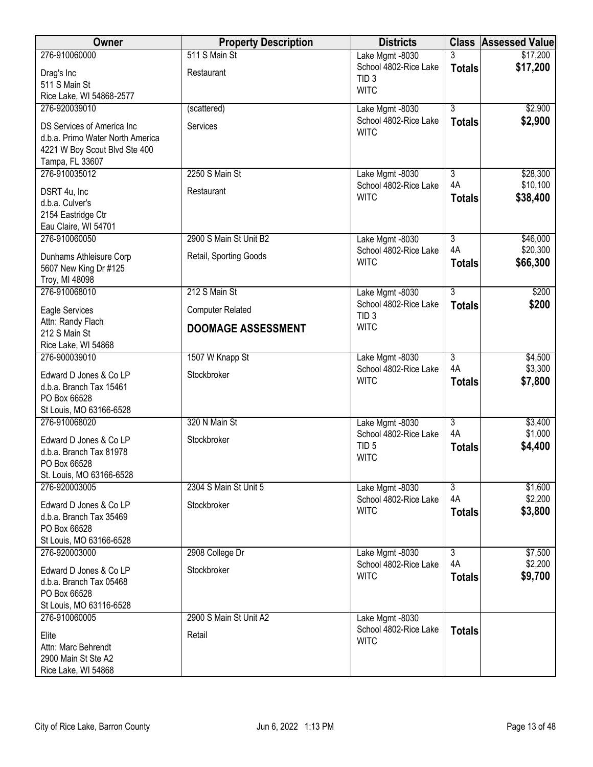| Owner | Property Description | Districts | Class | Assessed Value |
|---|---|---|---|---|
| 276-910060000<br>Drag's Inc<br>511 S Main St<br>Rice Lake, WI 54868-2577 | 511 S Main St<br>Restaurant | Lake Mgmt -8030<br>School 4802-Rice Lake<br>TID 3<br>WITC | 3<br>**Totals** | $17,200<br>**$17,200** |
| 276-920039010<br>DS Services of America Inc<br>d.b.a. Primo Water North America<br>4221 W Boy Scout Blvd Ste 400<br>Tampa, FL 33607 | (scattered)<br>Services | Lake Mgmt -8030<br>School 4802-Rice Lake<br>WITC | 3<br>**Totals** | $2,900<br>**$2,900** |
| 276-910035012<br>DSRT 4u, Inc<br>d.b.a. Culver's<br>2154 Eastridge Ctr<br>Eau Claire, WI 54701 | 2250 S Main St<br>Restaurant | Lake Mgmt -8030<br>School 4802-Rice Lake<br>WITC | 3<br>4A<br>**Totals** | $28,300<br>$10,100<br>**$38,400** |
| 276-910060050<br>Dunhams Athleisure Corp<br>5607 New King Dr #125<br>Troy, MI 48098 | 2900 S Main St Unit B2<br>Retail, Sporting Goods | Lake Mgmt -8030<br>School 4802-Rice Lake<br>WITC | 3<br>4A<br>**Totals** | $46,000<br>$20,300<br>**$66,300** |
| 276-910068010<br>Eagle Services<br>Attn: Randy Flach<br>212 S Main St<br>Rice Lake, WI 54868 | 212 S Main St<br>Computer Related<br>**DOOMAGE ASSESSMENT** | Lake Mgmt -8030<br>School 4802-Rice Lake<br>TID 3<br>WITC | 3<br>**Totals** | $200<br>**$200** |
| 276-900039010<br>Edward D Jones & Co LP<br>d.b.a. Branch Tax 15461<br>PO Box 66528<br>St Louis, MO 63166-6528 | 1507 W Knapp St<br>Stockbroker | Lake Mgmt -8030<br>School 4802-Rice Lake<br>WITC | 3<br>4A<br>**Totals** | $4,500<br>$3,300<br>**$7,800** |
| 276-910068020<br>Edward D Jones & Co LP<br>d.b.a. Branch Tax 81978<br>PO Box 66528<br>St. Louis, MO 63166-6528 | 320 N Main St<br>Stockbroker | Lake Mgmt -8030<br>School 4802-Rice Lake<br>TID 5<br>WITC | 3<br>4A<br>**Totals** | $3,400<br>$1,000<br>**$4,400** |
| 276-920003005<br>Edward D Jones & Co LP<br>d.b.a. Branch Tax 35469<br>PO Box 66528<br>St Louis, MO 63166-6528 | 2304 S Main St Unit 5<br>Stockbroker | Lake Mgmt -8030<br>School 4802-Rice Lake<br>WITC | 3<br>4A<br>**Totals** | $1,600<br>$2,200<br>**$3,800** |
| 276-920003000<br>Edward D Jones & Co LP<br>d.b.a. Branch Tax 05468<br>PO Box 66528<br>St Louis, MO 63116-6528 | 2908 College Dr<br>Stockbroker | Lake Mgmt -8030<br>School 4802-Rice Lake<br>WITC | 3<br>4A<br>**Totals** | $7,500<br>$2,200<br>**$9,700** |
| 276-910060005<br>Elite<br>Attn: Marc Behrendt<br>2900 Main St Ste A2<br>Rice Lake, WI 54868 | 2900 S Main St Unit A2<br>Retail | Lake Mgmt -8030<br>School 4802-Rice Lake<br>WITC | **Totals** | |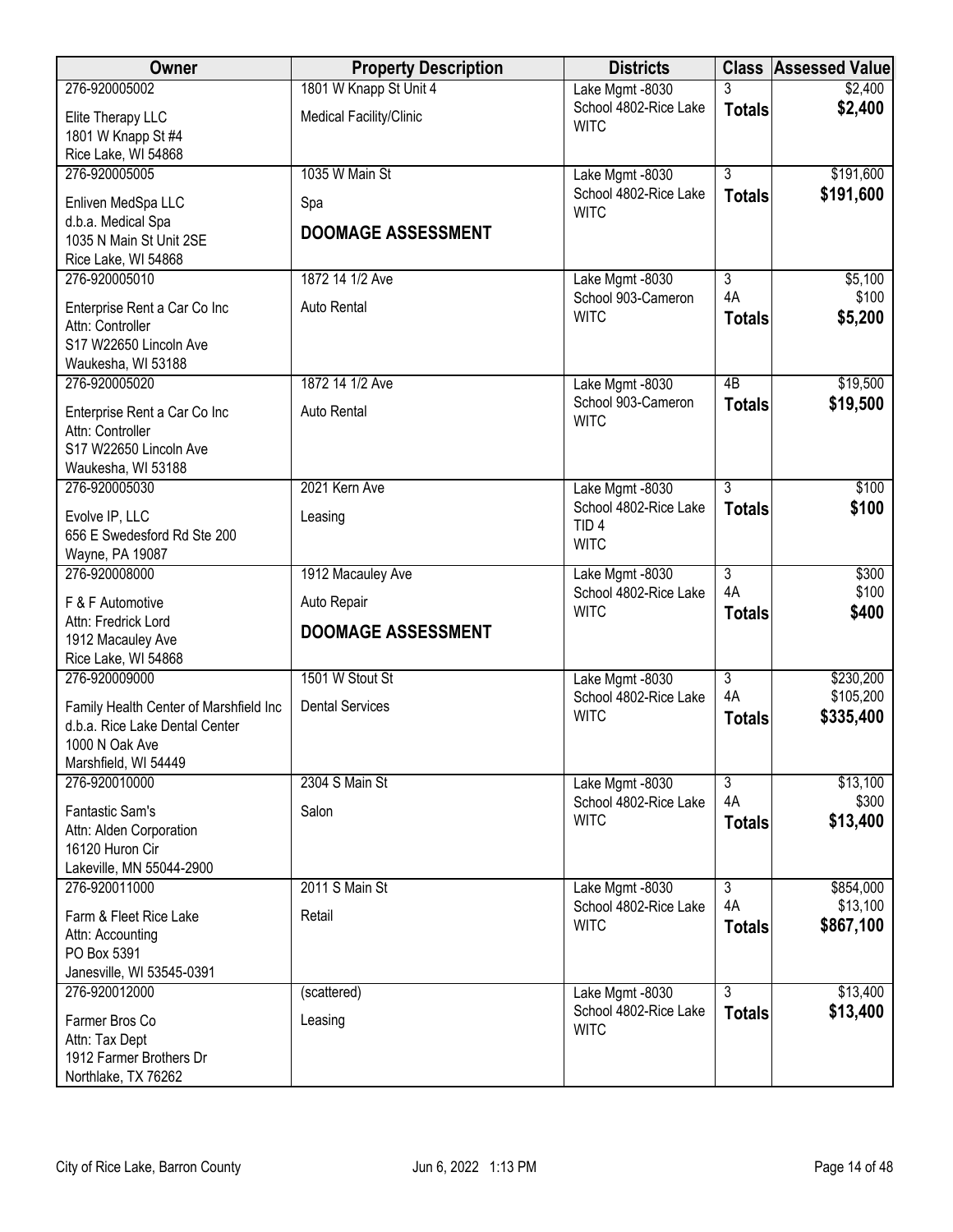| Owner | Property Description | Districts | Class | Assessed Value |
|---|---|---|---|---|
| 276-920005002<br>Elite Therapy LLC<br>1801 W Knapp St #4<br>Rice Lake, WI 54868 | 1801 W Knapp St Unit 4<br>Medical Facility/Clinic | Lake Mgmt -8030<br>School 4802-Rice Lake<br>WITC | 3<br>**Totals** | $2,400<br>**$2,400** |
| 276-920005005<br>Enliven MedSpa LLC<br>d.b.a. Medical Spa<br>1035 N Main St Unit 2SE<br>Rice Lake, WI 54868 | 1035 W Main St<br>Spa<br>**DOOMAGE ASSESSMENT** | Lake Mgmt -8030<br>School 4802-Rice Lake<br>WITC | 3<br>**Totals** | $191,600<br>**$191,600** |
| 276-920005010<br>Enterprise Rent a Car Co Inc<br>Attn: Controller<br>S17 W22650 Lincoln Ave<br>Waukesha, WI 53188 | 1872 14 1/2 Ave<br>Auto Rental | Lake Mgmt -8030<br>School 903-Cameron<br>WITC | 3<br>4A<br>**Totals** | $5,100<br>$100<br>**$5,200** |
| 276-920005020<br>Enterprise Rent a Car Co Inc<br>Attn: Controller<br>S17 W22650 Lincoln Ave<br>Waukesha, WI 53188 | 1872 14 1/2 Ave<br>Auto Rental | Lake Mgmt -8030<br>School 903-Cameron<br>WITC | 4B<br>**Totals** | $19,500<br>**$19,500** |
| 276-920005030<br>Evolve IP, LLC<br>656 E Swedesford Rd Ste 200<br>Wayne, PA 19087 | 2021 Kern Ave<br>Leasing | Lake Mgmt -8030<br>School 4802-Rice Lake<br>TID 4<br>WITC | 3<br>**Totals** | $100<br>**$100** |
| 276-920008000<br>F & F Automotive<br>Attn: Fredrick Lord<br>1912 Macauley Ave<br>Rice Lake, WI 54868 | 1912 Macauley Ave<br>Auto Repair<br>**DOOMAGE ASSESSMENT** | Lake Mgmt -8030<br>School 4802-Rice Lake<br>WITC | 3<br>4A<br>**Totals** | $300<br>$100<br>**$400** |
| 276-920009000<br>Family Health Center of Marshfield Inc<br>d.b.a. Rice Lake Dental Center<br>1000 N Oak Ave<br>Marshfield, WI 54449 | 1501 W Stout St<br>Dental Services | Lake Mgmt -8030<br>School 4802-Rice Lake<br>WITC | 3<br>4A<br>**Totals** | $230,200<br>$105,200<br>**$335,400** |
| 276-920010000<br>Fantastic Sam's<br>Attn: Alden Corporation<br>16120 Huron Cir<br>Lakeville, MN 55044-2900 | 2304 S Main St<br>Salon | Lake Mgmt -8030<br>School 4802-Rice Lake<br>WITC | 3<br>4A<br>**Totals** | $13,100<br>$300<br>**$13,400** |
| 276-920011000<br>Farm & Fleet Rice Lake<br>Attn: Accounting<br>PO Box 5391<br>Janesville, WI 53545-0391 | 2011 S Main St<br>Retail | Lake Mgmt -8030<br>School 4802-Rice Lake<br>WITC | 3<br>4A<br>**Totals** | $854,000<br>$13,100<br>**$867,100** |
| 276-920012000<br>Farmer Bros Co<br>Attn: Tax Dept<br>1912 Farmer Brothers Dr<br>Northlake, TX 76262 | (scattered)<br>Leasing | Lake Mgmt -8030<br>School 4802-Rice Lake<br>WITC | 3<br>**Totals** | $13,400<br>**$13,400** |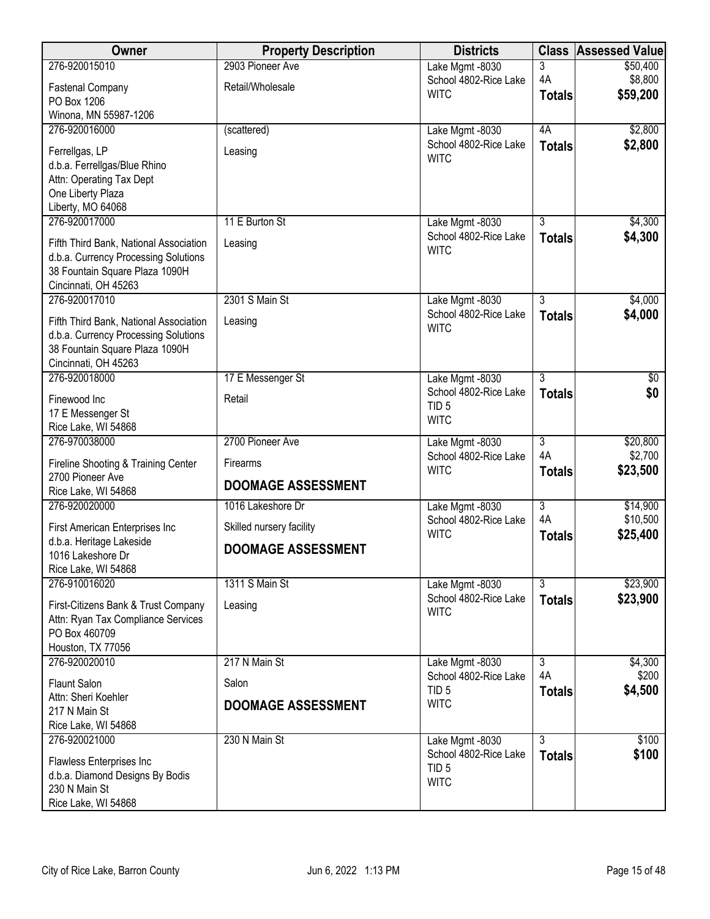| Owner | Property Description | Districts | Class | Assessed Value |
|---|---|---|---|---|
| 276-920015010<br>Fastenal Company<br>PO Box 1206<br>Winona, MN 55987-1206 | 2903 Pioneer Ave<br>Retail/Wholesale | Lake Mgmt -8030<br>School 4802-Rice Lake<br>WITC | 3<br>4A<br>**Totals** | $50,400<br>$8,800<br>**$59,200** |
| 276-920016000<br>Ferrellgas, LP<br>d.b.a. Ferrellgas/Blue Rhino<br>Attn: Operating Tax Dept<br>One Liberty Plaza<br>Liberty, MO 64068 | (scattered)<br>Leasing | Lake Mgmt -8030<br>School 4802-Rice Lake<br>WITC | 4A<br>**Totals** | $2,800<br>**$2,800** |
| 276-920017000<br>Fifth Third Bank, National Association<br>d.b.a. Currency Processing Solutions<br>38 Fountain Square Plaza 1090H<br>Cincinnati, OH 45263 | 11 E Burton St<br>Leasing | Lake Mgmt -8030<br>School 4802-Rice Lake<br>WITC | 3<br>**Totals** | $4,300<br>**$4,300** |
| 276-920017010<br>Fifth Third Bank, National Association<br>d.b.a. Currency Processing Solutions<br>38 Fountain Square Plaza 1090H<br>Cincinnati, OH 45263 | 2301 S Main St<br>Leasing | Lake Mgmt -8030<br>School 4802-Rice Lake<br>WITC | 3<br>**Totals** | $4,000<br>**$4,000** |
| 276-920018000<br>Finewood Inc<br>17 E Messenger St<br>Rice Lake, WI 54868 | 17 E Messenger St<br>Retail | Lake Mgmt -8030<br>School 4802-Rice Lake<br>TID 5<br>WITC | 3<br>**Totals** | $0<br>**$0** |
| 276-970038000<br>Fireline Shooting & Training Center<br>2700 Pioneer Ave<br>Rice Lake, WI 54868 | 2700 Pioneer Ave<br>Firearms<br>**DOOMAGE ASSESSMENT** | Lake Mgmt -8030<br>School 4802-Rice Lake<br>WITC | 3<br>4A<br>**Totals** | $20,800<br>$2,700<br>**$23,500** |
| 276-920020000<br>First American Enterprises Inc<br>d.b.a. Heritage Lakeside<br>1016 Lakeshore Dr<br>Rice Lake, WI 54868 | 1016 Lakeshore Dr<br>Skilled nursery facility<br>**DOOMAGE ASSESSMENT** | Lake Mgmt -8030<br>School 4802-Rice Lake<br>WITC | 3<br>4A<br>**Totals** | $14,900<br>$10,500<br>**$25,400** |
| 276-910016020<br>First-Citizens Bank & Trust Company<br>Attn: Ryan Tax Compliance Services<br>PO Box 460709<br>Houston, TX 77056 | 1311 S Main St<br>Leasing | Lake Mgmt -8030<br>School 4802-Rice Lake<br>WITC | 3<br>**Totals** | $23,900<br>**$23,900** |
| 276-920020010<br>Flaunt Salon<br>Attn: Sheri Koehler<br>217 N Main St<br>Rice Lake, WI 54868 | 217 N Main St<br>Salon<br>**DOOMAGE ASSESSMENT** | Lake Mgmt -8030<br>School 4802-Rice Lake<br>TID 5<br>WITC | 3<br>4A<br>**Totals** | $4,300<br>$200<br>**$4,500** |
| 276-920021000<br>Flawless Enterprises Inc<br>d.b.a. Diamond Designs By Bodis<br>230 N Main St<br>Rice Lake, WI 54868 | 230 N Main St | Lake Mgmt -8030<br>School 4802-Rice Lake<br>TID 5<br>WITC | 3<br>**Totals** | $100<br>**$100** |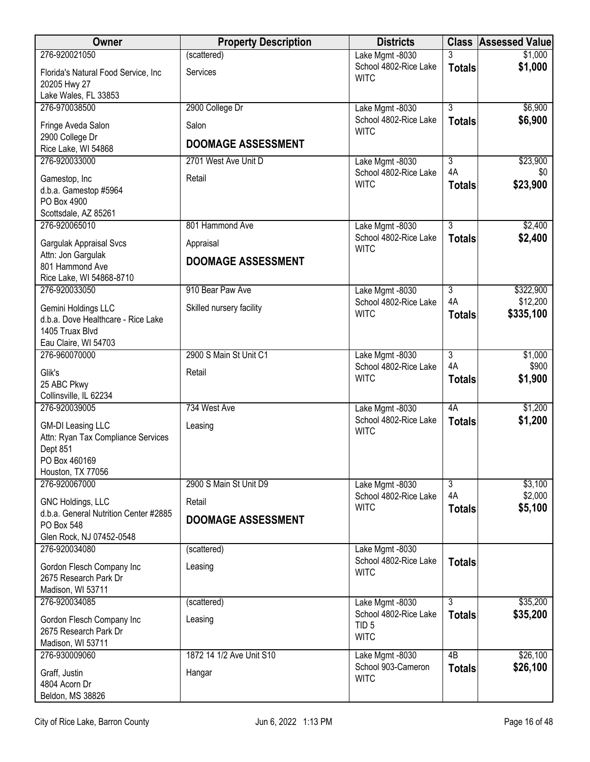| Owner | Property Description | Districts | Class | Assessed Value |
|---|---|---|---|---|
| 276-920021050<br>Florida's Natural Food Service, Inc<br>20205 Hwy 27<br>Lake Wales, FL 33853 | (scattered)<br>Services | Lake Mgmt -8030<br>School 4802-Rice Lake<br>WITC | 3<br>**Totals** | $1,000<br>**$1,000** |
| 276-970038500<br>Fringe Aveda Salon<br>2900 College Dr<br>Rice Lake, WI 54868 | 2900 College Dr<br>Salon<br>**DOOMAGE ASSESSMENT** | Lake Mgmt -8030<br>School 4802-Rice Lake<br>WITC | 3<br>**Totals** | $6,900<br>**$6,900** |
| 276-920033000<br>Gamestop, Inc<br>d.b.a. Gamestop #5964<br>PO Box 4900<br>Scottsdale, AZ 85261 | 2701 West Ave Unit D<br>Retail | Lake Mgmt -8030<br>School 4802-Rice Lake<br>WITC | 3<br>4A<br>**Totals** | $23,900<br>$0<br>**$23,900** |
| 276-920065010<br>Gargulak Appraisal Svcs<br>Attn: Jon Gargulak<br>801 Hammond Ave<br>Rice Lake, WI 54868-8710 | 801 Hammond Ave<br>Appraisal<br>**DOOMAGE ASSESSMENT** | Lake Mgmt -8030<br>School 4802-Rice Lake<br>WITC | 3<br>**Totals** | $2,400<br>**$2,400** |
| 276-920033050<br>Gemini Holdings LLC<br>d.b.a. Dove Healthcare - Rice Lake<br>1405 Truax Blvd<br>Eau Claire, WI 54703 | 910 Bear Paw Ave<br>Skilled nursery facility | Lake Mgmt -8030<br>School 4802-Rice Lake<br>WITC | 3<br>4A<br>**Totals** | $322,900<br>$12,200<br>**$335,100** |
| 276-960070000<br>Glik's<br>25 ABC Pkwy<br>Collinsville, IL 62234 | 2900 S Main St Unit C1<br>Retail | Lake Mgmt -8030<br>School 4802-Rice Lake<br>WITC | 3<br>4A<br>**Totals** | $1,000<br>$900<br>**$1,900** |
| 276-920039005<br>GM-DI Leasing LLC<br>Attn: Ryan Tax Compliance Services<br>Dept 851<br>PO Box 460169<br>Houston, TX 77056 | 734 West Ave<br>Leasing | Lake Mgmt -8030<br>School 4802-Rice Lake<br>WITC | 4A<br>**Totals** | $1,200<br>**$1,200** |
| 276-920067000<br>GNC Holdings, LLC<br>d.b.a. General Nutrition Center #2885<br>PO Box 548<br>Glen Rock, NJ 07452-0548 | 2900 S Main St Unit D9<br>Retail<br>**DOOMAGE ASSESSMENT** | Lake Mgmt -8030<br>School 4802-Rice Lake<br>WITC | 3<br>4A<br>**Totals** | $3,100<br>$2,000<br>**$5,100** |
| 276-920034080<br>Gordon Flesch Company Inc<br>2675 Research Park Dr<br>Madison, WI 53711 | (scattered)<br>Leasing | Lake Mgmt -8030<br>School 4802-Rice Lake<br>WITC | **Totals** | |
| 276-920034085<br>Gordon Flesch Company Inc<br>2675 Research Park Dr<br>Madison, WI 53711 | (scattered)<br>Leasing | Lake Mgmt -8030<br>School 4802-Rice Lake<br>TID 5<br>WITC | 3<br>**Totals** | $35,200<br>**$35,200** |
| 276-930009060<br>Graff, Justin<br>4804 Acorn Dr<br>Beldon, MS 38826 | 1872 14 1/2 Ave Unit S10<br>Hangar | Lake Mgmt -8030<br>School 903-Cameron<br>WITC | 4B<br>**Totals** | $26,100<br>**$26,100** |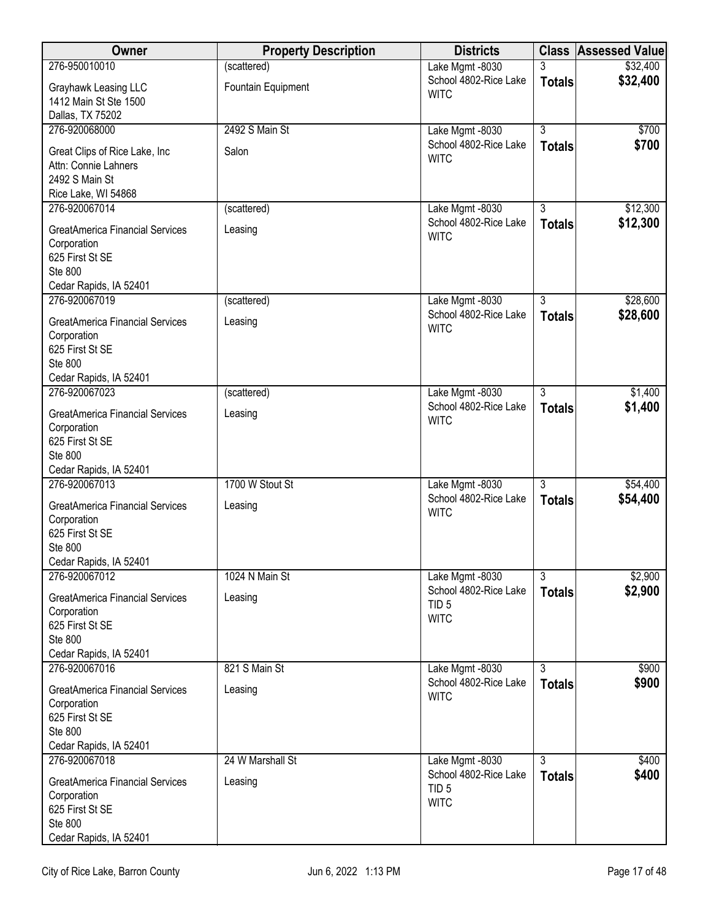| Owner | Property Description | Districts | Class | Assessed Value |
|---|---|---|---|---|
| 276-950010010<br>Grayhawk Leasing LLC<br>1412 Main St Ste 1500<br>Dallas, TX 75202 | (scattered)<br>Fountain Equipment | Lake Mgmt -8030<br>School 4802-Rice Lake<br>WITC | 3<br>**Totals** | $32,400<br>**$32,400** |
| 276-920068000<br>Great Clips of Rice Lake, Inc<br>Attn: Connie Lahners<br>2492 S Main St<br>Rice Lake, WI 54868 | 2492 S Main St<br>Salon | Lake Mgmt -8030<br>School 4802-Rice Lake<br>WITC | 3<br>**Totals** | $700<br>**$700** |
| 276-920067014<br>GreatAmerica Financial Services Corporation<br>625 First St SE<br>Ste 800<br>Cedar Rapids, IA 52401 | (scattered)<br>Leasing | Lake Mgmt -8030<br>School 4802-Rice Lake<br>WITC | 3<br>**Totals** | $12,300<br>**$12,300** |
| 276-920067019<br>GreatAmerica Financial Services Corporation<br>625 First St SE<br>Ste 800<br>Cedar Rapids, IA 52401 | (scattered)<br>Leasing | Lake Mgmt -8030<br>School 4802-Rice Lake<br>WITC | 3<br>**Totals** | $28,600<br>**$28,600** |
| 276-920067023<br>GreatAmerica Financial Services Corporation<br>625 First St SE<br>Ste 800<br>Cedar Rapids, IA 52401 | (scattered)<br>Leasing | Lake Mgmt -8030<br>School 4802-Rice Lake<br>WITC | 3<br>**Totals** | $1,400<br>**$1,400** |
| 276-920067013<br>GreatAmerica Financial Services Corporation<br>625 First St SE<br>Ste 800<br>Cedar Rapids, IA 52401 | 1700 W Stout St<br>Leasing | Lake Mgmt -8030<br>School 4802-Rice Lake<br>WITC | 3<br>**Totals** | $54,400<br>**$54,400** |
| 276-920067012<br>GreatAmerica Financial Services Corporation<br>625 First St SE<br>Ste 800<br>Cedar Rapids, IA 52401 | 1024 N Main St<br>Leasing | Lake Mgmt -8030<br>School 4802-Rice Lake<br>TID 5<br>WITC | 3<br>**Totals** | $2,900<br>**$2,900** |
| 276-920067016<br>GreatAmerica Financial Services Corporation<br>625 First St SE<br>Ste 800<br>Cedar Rapids, IA 52401 | 821 S Main St<br>Leasing | Lake Mgmt -8030<br>School 4802-Rice Lake<br>WITC | 3<br>**Totals** | $900<br>**$900** |
| 276-920067018<br>GreatAmerica Financial Services Corporation<br>625 First St SE<br>Ste 800<br>Cedar Rapids, IA 52401 | 24 W Marshall St<br>Leasing | Lake Mgmt -8030<br>School 4802-Rice Lake<br>TID 5<br>WITC | 3<br>**Totals** | $400<br>**$400** |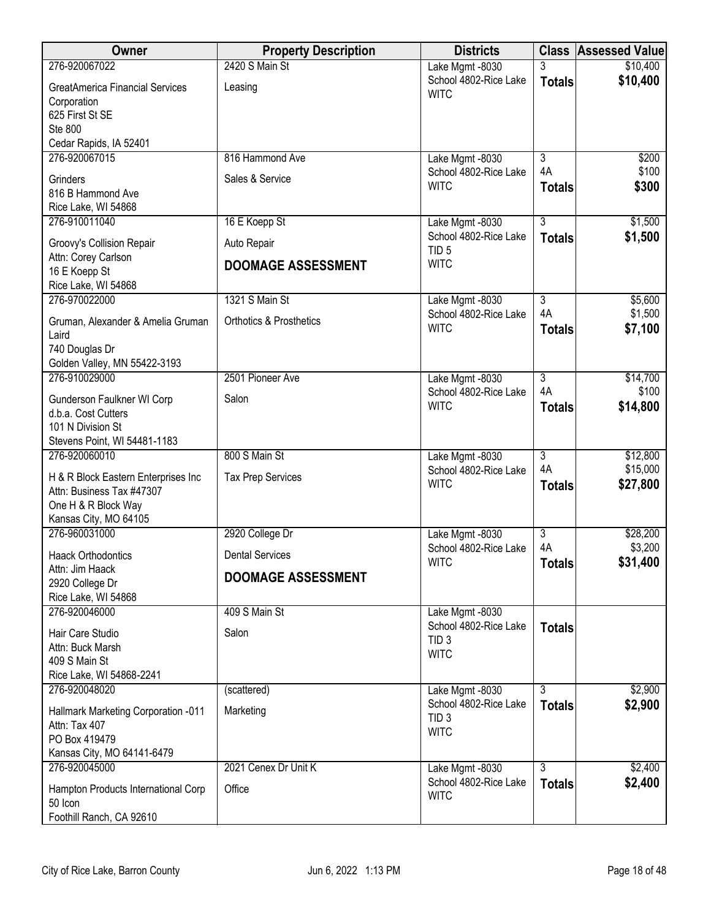| Owner | Property Description | Districts | Class | Assessed Value |
|---|---|---|---|---|
| 276-920067022<br>GreatAmerica Financial Services Corporation<br>625 First St SE<br>Ste 800<br>Cedar Rapids, IA 52401 | 2420 S Main St<br>Leasing | Lake Mgmt -8030<br>School 4802-Rice Lake<br>WITC | 3<br>**Totals** | $10,400<br>**$10,400** |
| 276-920067015<br>Grinders<br>816 B Hammond Ave<br>Rice Lake, WI 54868 | 816 Hammond Ave<br>Sales & Service | Lake Mgmt -8030<br>School 4802-Rice Lake<br>WITC | 3<br>4A<br>**Totals** | $200<br>$100<br>**$300** |
| 276-910011040<br>Groovy's Collision Repair<br>Attn: Corey Carlson<br>16 E Koepp St<br>Rice Lake, WI 54868 | 16 E Koepp St<br>Auto Repair<br>**DOOMAGE ASSESSMENT** | Lake Mgmt -8030<br>School 4802-Rice Lake<br>TID 5<br>WITC | 3<br>**Totals** | $1,500<br>**$1,500** |
| 276-970022000<br>Gruman, Alexander & Amelia Gruman Laird<br>740 Douglas Dr<br>Golden Valley, MN 55422-3193 | 1321 S Main St<br>Orthotics & Prosthetics | Lake Mgmt -8030<br>School 4802-Rice Lake<br>WITC | 3<br>4A<br>**Totals** | $5,600<br>$1,500<br>**$7,100** |
| 276-910029000<br>Gunderson Faulkner WI Corp<br>d.b.a. Cost Cutters<br>101 N Division St<br>Stevens Point, WI 54481-1183 | 2501 Pioneer Ave<br>Salon | Lake Mgmt -8030<br>School 4802-Rice Lake<br>WITC | 3<br>4A<br>**Totals** | $14,700<br>$100<br>**$14,800** |
| 276-920060010<br>H & R Block Eastern Enterprises Inc<br>Attn: Business Tax #47307<br>One H & R Block Way<br>Kansas City, MO 64105 | 800 S Main St<br>Tax Prep Services | Lake Mgmt -8030<br>School 4802-Rice Lake<br>WITC | 3<br>4A<br>**Totals** | $12,800<br>$15,000<br>**$27,800** |
| 276-960031000<br>Haack Orthodontics<br>Attn: Jim Haack<br>2920 College Dr<br>Rice Lake, WI 54868 | 2920 College Dr<br>Dental Services<br>**DOOMAGE ASSESSMENT** | Lake Mgmt -8030<br>School 4802-Rice Lake<br>WITC | 3<br>4A<br>**Totals** | $28,200<br>$3,200<br>**$31,400** |
| 276-920046000<br>Hair Care Studio<br>Attn: Buck Marsh<br>409 S Main St<br>Rice Lake, WI 54868-2241 | 409 S Main St<br>Salon | Lake Mgmt -8030<br>School 4802-Rice Lake<br>TID 3<br>WITC | **Totals** | |
| 276-920048020<br>Hallmark Marketing Corporation -011<br>Attn: Tax 407<br>PO Box 419479<br>Kansas City, MO 64141-6479 | (scattered)<br>Marketing | Lake Mgmt -8030<br>School 4802-Rice Lake<br>TID 3<br>WITC | 3<br>**Totals** | $2,900<br>**$2,900** |
| 276-920045000<br>Hampton Products International Corp<br>50 Icon<br>Foothill Ranch, CA 92610 | 2021 Cenex Dr Unit K<br>Office | Lake Mgmt -8030<br>School 4802-Rice Lake<br>WITC | 3<br>**Totals** | $2,400<br>**$2,400** |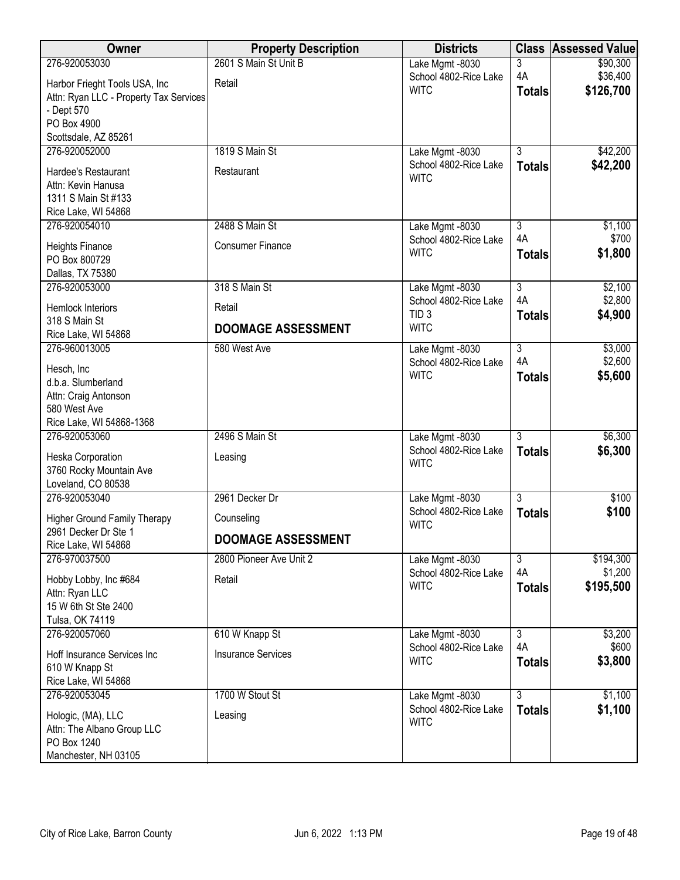| Owner | Property Description | Districts | Class | Assessed Value |
|---|---|---|---|---|
| 276-920053030<br>Harbor Frieght Tools USA, Inc<br>Attn: Ryan LLC - Property Tax Services - Dept 570<br>PO Box 4900<br>Scottsdale, AZ 85261 | 2601 S Main St Unit B<br>Retail | Lake Mgmt -8030<br>School 4802-Rice Lake<br>WITC | 3<br>4A<br>**Totals** | $90,300<br>$36,400<br>**$126,700** |
| 276-920052000<br>Hardee's Restaurant<br>Attn: Kevin Hanusa<br>1311 S Main St #133<br>Rice Lake, WI 54868 | 1819 S Main St<br>Restaurant | Lake Mgmt -8030<br>School 4802-Rice Lake<br>WITC | 3<br>**Totals** | $42,200<br>**$42,200** |
| 276-920054010<br>Heights Finance<br>PO Box 800729<br>Dallas, TX 75380 | 2488 S Main St<br>Consumer Finance | Lake Mgmt -8030<br>School 4802-Rice Lake<br>WITC | 3<br>4A<br>**Totals** | $1,100<br>$700<br>**$1,800** |
| 276-920053000<br>Hemlock Interiors<br>318 S Main St<br>Rice Lake, WI 54868 | 318 S Main St<br>Retail<br>**DOOMAGE ASSESSMENT** | Lake Mgmt -8030<br>School 4802-Rice Lake<br>TID 3<br>WITC | 3<br>4A<br>**Totals** | $2,100<br>$2,800<br>**$4,900** |
| 276-960013005<br>Hesch, Inc<br>d.b.a. Slumberland<br>Attn: Craig Antonson<br>580 West Ave<br>Rice Lake, WI 54868-1368 | 580 West Ave | Lake Mgmt -8030<br>School 4802-Rice Lake<br>WITC | 3<br>4A<br>**Totals** | $3,000<br>$2,600<br>**$5,600** |
| 276-920053060<br>Heska Corporation<br>3760 Rocky Mountain Ave<br>Loveland, CO 80538 | 2496 S Main St<br>Leasing | Lake Mgmt -8030<br>School 4802-Rice Lake<br>WITC | 3<br>**Totals** | $6,300<br>**$6,300** |
| 276-920053040<br>Higher Ground Family Therapy<br>2961 Decker Dr Ste 1<br>Rice Lake, WI 54868 | 2961 Decker Dr<br>Counseling<br>**DOOMAGE ASSESSMENT** | Lake Mgmt -8030<br>School 4802-Rice Lake<br>WITC | 3<br>**Totals** | $100<br>**$100** |
| 276-970037500<br>Hobby Lobby, Inc #684<br>Attn: Ryan LLC<br>15 W 6th St Ste 2400<br>Tulsa, OK 74119 | 2800 Pioneer Ave Unit 2<br>Retail | Lake Mgmt -8030<br>School 4802-Rice Lake<br>WITC | 3<br>4A<br>**Totals** | $194,300<br>$1,200<br>**$195,500** |
| 276-920057060<br>Hoff Insurance Services Inc<br>610 W Knapp St<br>Rice Lake, WI 54868 | 610 W Knapp St<br>Insurance Services | Lake Mgmt -8030<br>School 4802-Rice Lake<br>WITC | 3<br>4A<br>**Totals** | $3,200<br>$600<br>**$3,800** |
| 276-920053045<br>Hologic, (MA), LLC<br>Attn: The Albano Group LLC<br>PO Box 1240<br>Manchester, NH 03105 | 1700 W Stout St<br>Leasing | Lake Mgmt -8030<br>School 4802-Rice Lake<br>WITC | 3<br>**Totals** | $1,100<br>**$1,100** |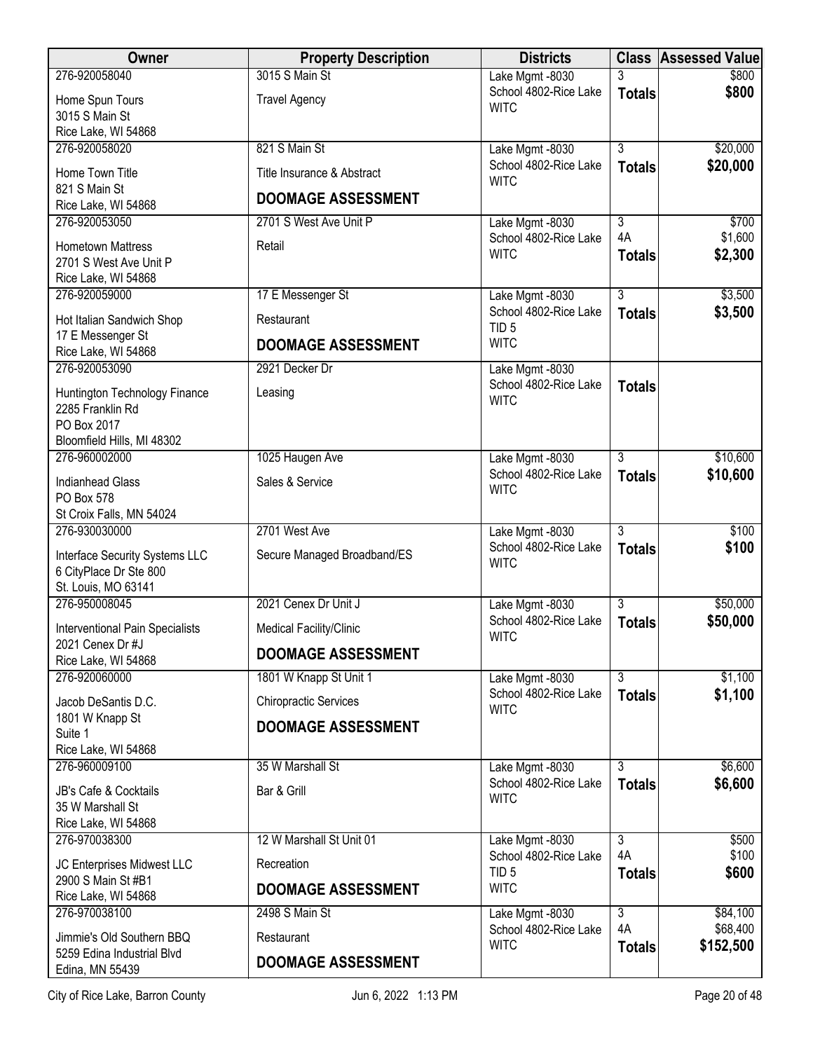| Owner | Property Description | Districts | Class | Assessed Value |
|---|---|---|---|---|
| 276-920058040<br>Home Spun Tours<br>3015 S Main St<br>Rice Lake, WI 54868 | 3015 S Main St<br>Travel Agency | Lake Mgmt -8030<br>School 4802-Rice Lake<br>WITC | 3<br>**Totals** | $800<br>**$800** |
| 276-920058020<br>Home Town Title<br>821 S Main St<br>Rice Lake, WI 54868 | 821 S Main St<br>Title Insurance & Abstract<br>**DOOMAGE ASSESSMENT** | Lake Mgmt -8030<br>School 4802-Rice Lake<br>WITC | 3<br>**Totals** | $20,000<br>**$20,000** |
| 276-920053050<br>Hometown Mattress<br>2701 S West Ave Unit P<br>Rice Lake, WI 54868 | 2701 S West Ave Unit P<br>Retail | Lake Mgmt -8030<br>School 4802-Rice Lake<br>WITC | 3<br>4A<br>**Totals** | $700<br>$1,600<br>**$2,300** |
| 276-920059000<br>Hot Italian Sandwich Shop<br>17 E Messenger St<br>Rice Lake, WI 54868 | 17 E Messenger St<br>Restaurant<br>**DOOMAGE ASSESSMENT** | Lake Mgmt -8030<br>School 4802-Rice Lake<br>TID 5<br>WITC | 3<br>**Totals** | $3,500<br>**$3,500** |
| 276-920053090<br>Huntington Technology Finance<br>2285 Franklin Rd<br>PO Box 2017<br>Bloomfield Hills, MI 48302 | 2921 Decker Dr<br>Leasing | Lake Mgmt -8030<br>School 4802-Rice Lake<br>WITC | **Totals** | |
| 276-960002000<br>Indianhead Glass<br>PO Box 578<br>St Croix Falls, MN 54024 | 1025 Haugen Ave<br>Sales & Service | Lake Mgmt -8030<br>School 4802-Rice Lake<br>WITC | 3<br>**Totals** | $10,600<br>**$10,600** |
| 276-930030000<br>Interface Security Systems LLC<br>6 CityPlace Dr Ste 800<br>St. Louis, MO 63141 | 2701 West Ave<br>Secure Managed Broadband/ES | Lake Mgmt -8030<br>School 4802-Rice Lake<br>WITC | 3<br>**Totals** | $100<br>**$100** |
| 276-950008045<br>Interventional Pain Specialists<br>2021 Cenex Dr #J<br>Rice Lake, WI 54868 | 2021 Cenex Dr Unit J<br>Medical Facility/Clinic<br>**DOOMAGE ASSESSMENT** | Lake Mgmt -8030<br>School 4802-Rice Lake<br>WITC | 3<br>**Totals** | $50,000<br>**$50,000** |
| 276-920060000<br>Jacob DeSantis D.C.<br>1801 W Knapp St<br>Suite 1<br>Rice Lake, WI 54868 | 1801 W Knapp St Unit 1<br>Chiropractic Services<br>**DOOMAGE ASSESSMENT** | Lake Mgmt -8030<br>School 4802-Rice Lake<br>WITC | 3<br>**Totals** | $1,100<br>**$1,100** |
| 276-960009100<br>JB's Cafe & Cocktails<br>35 W Marshall St<br>Rice Lake, WI 54868 | 35 W Marshall St<br>Bar & Grill | Lake Mgmt -8030<br>School 4802-Rice Lake<br>WITC | 3<br>**Totals** | $6,600<br>**$6,600** |
| 276-970038300<br>JC Enterprises Midwest LLC<br>2900 S Main St #B1<br>Rice Lake, WI 54868 | 12 W Marshall St Unit 01<br>Recreation<br>**DOOMAGE ASSESSMENT** | Lake Mgmt -8030<br>School 4802-Rice Lake<br>TID 5<br>WITC | 3<br>4A<br>**Totals** | $500<br>$100<br>**$600** |
| 276-970038100<br>Jimmie's Old Southern BBQ<br>5259 Edina Industrial Blvd<br>Edina, MN 55439 | 2498 S Main St<br>Restaurant<br>**DOOMAGE ASSESSMENT** | Lake Mgmt -8030<br>School 4802-Rice Lake<br>WITC | 3<br>4A<br>**Totals** | $84,100<br>$68,400<br>**$152,500** |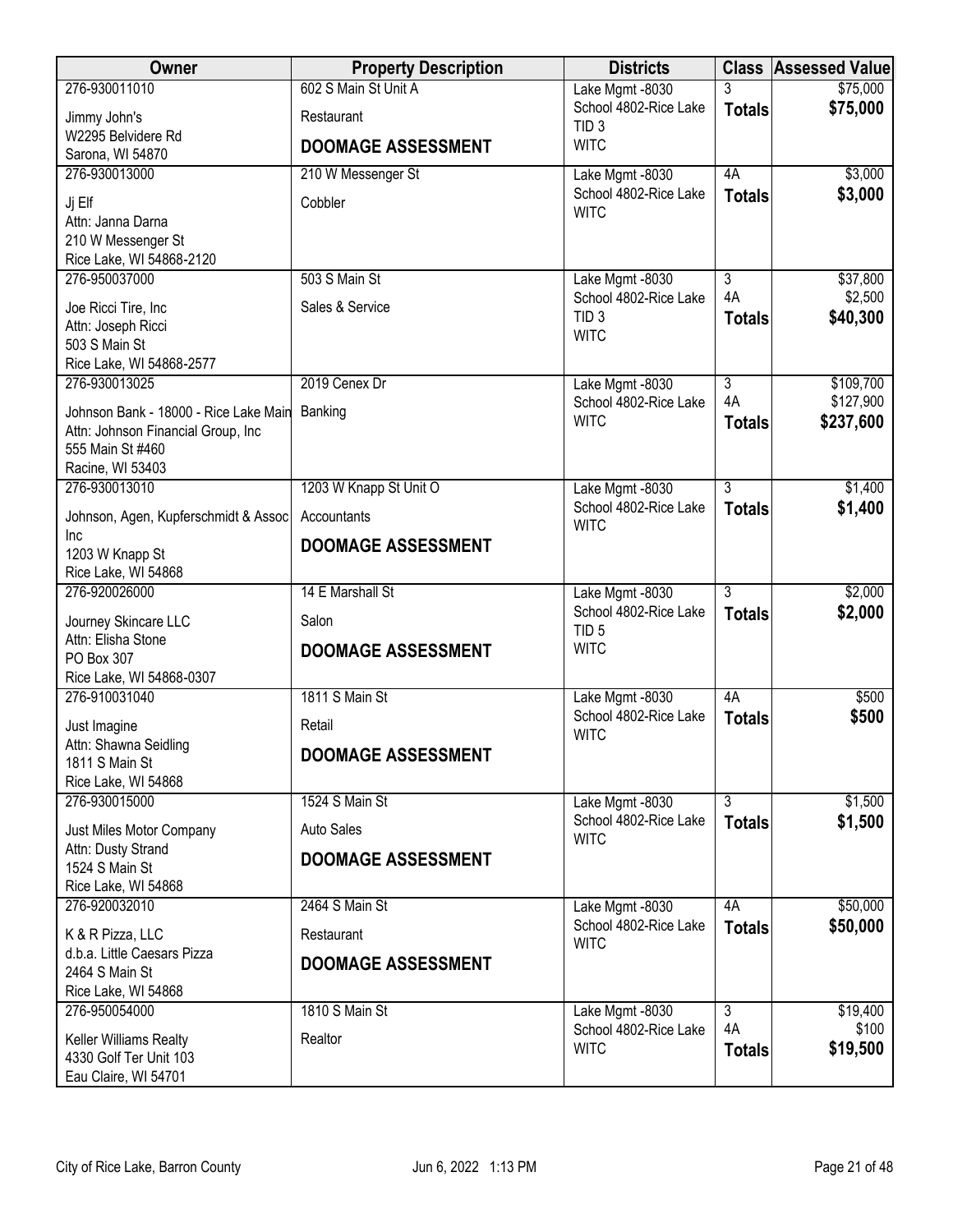| Owner | Property Description | Districts | Class | Assessed Value |
|---|---|---|---|---|
| 276-930011010<br>Jimmy John's<br>W2295 Belvidere Rd<br>Sarona, WI 54870 | 602 S Main St Unit A<br>Restaurant<br>**DOOMAGE ASSESSMENT** | Lake Mgmt -8030<br>School 4802-Rice Lake<br>TID 3<br>WITC | 3<br>**Totals** | $75,000<br>**$75,000** |
| 276-930013000<br>Jj Elf<br>Attn: Janna Darna<br>210 W Messenger St<br>Rice Lake, WI 54868-2120 | 210 W Messenger St<br>Cobbler | Lake Mgmt -8030<br>School 4802-Rice Lake<br>WITC | 4A<br>**Totals** | $3,000<br>**$3,000** |
| 276-950037000<br>Joe Ricci Tire, Inc<br>Attn: Joseph Ricci<br>503 S Main St<br>Rice Lake, WI 54868-2577 | 503 S Main St<br>Sales & Service | Lake Mgmt -8030<br>School 4802-Rice Lake<br>TID 3<br>WITC | 3<br>4A<br>**Totals** | $37,800<br>$2,500<br>**$40,300** |
| 276-930013025<br>Johnson Bank - 18000 - Rice Lake Main<br>Attn: Johnson Financial Group, Inc<br>555 Main St #460<br>Racine, WI 53403 | 2019 Cenex Dr<br>Banking | Lake Mgmt -8030<br>School 4802-Rice Lake<br>WITC | 3<br>4A<br>**Totals** | $109,700<br>$127,900<br>**$237,600** |
| 276-930013010<br>Johnson, Agen, Kupferschmidt & Assoc Inc<br>1203 W Knapp St<br>Rice Lake, WI 54868 | 1203 W Knapp St Unit O<br>Accountants<br>**DOOMAGE ASSESSMENT** | Lake Mgmt -8030<br>School 4802-Rice Lake<br>WITC | 3<br>**Totals** | $1,400<br>**$1,400** |
| 276-920026000<br>Journey Skincare LLC<br>Attn: Elisha Stone<br>PO Box 307<br>Rice Lake, WI 54868-0307 | 14 E Marshall St<br>Salon<br>**DOOMAGE ASSESSMENT** | Lake Mgmt -8030<br>School 4802-Rice Lake<br>TID 5<br>WITC | 3<br>**Totals** | $2,000<br>**$2,000** |
| 276-910031040<br>Just Imagine<br>Attn: Shawna Seidling<br>1811 S Main St<br>Rice Lake, WI 54868 | 1811 S Main St<br>Retail<br>**DOOMAGE ASSESSMENT** | Lake Mgmt -8030<br>School 4802-Rice Lake<br>WITC | 4A<br>**Totals** | $500<br>**$500** |
| 276-930015000<br>Just Miles Motor Company<br>Attn: Dusty Strand<br>1524 S Main St<br>Rice Lake, WI 54868 | 1524 S Main St<br>Auto Sales<br>**DOOMAGE ASSESSMENT** | Lake Mgmt -8030<br>School 4802-Rice Lake<br>WITC | 3<br>**Totals** | $1,500<br>**$1,500** |
| 276-920032010<br>K & R Pizza, LLC<br>d.b.a. Little Caesars Pizza<br>2464 S Main St<br>Rice Lake, WI 54868 | 2464 S Main St<br>Restaurant<br>**DOOMAGE ASSESSMENT** | Lake Mgmt -8030<br>School 4802-Rice Lake<br>WITC | 4A<br>**Totals** | $50,000<br>**$50,000** |
| 276-950054000<br>Keller Williams Realty<br>4330 Golf Ter Unit 103<br>Eau Claire, WI 54701 | 1810 S Main St<br>Realtor | Lake Mgmt -8030<br>School 4802-Rice Lake<br>WITC | 3<br>4A<br>**Totals** | $19,400<br>$100<br>**$19,500** |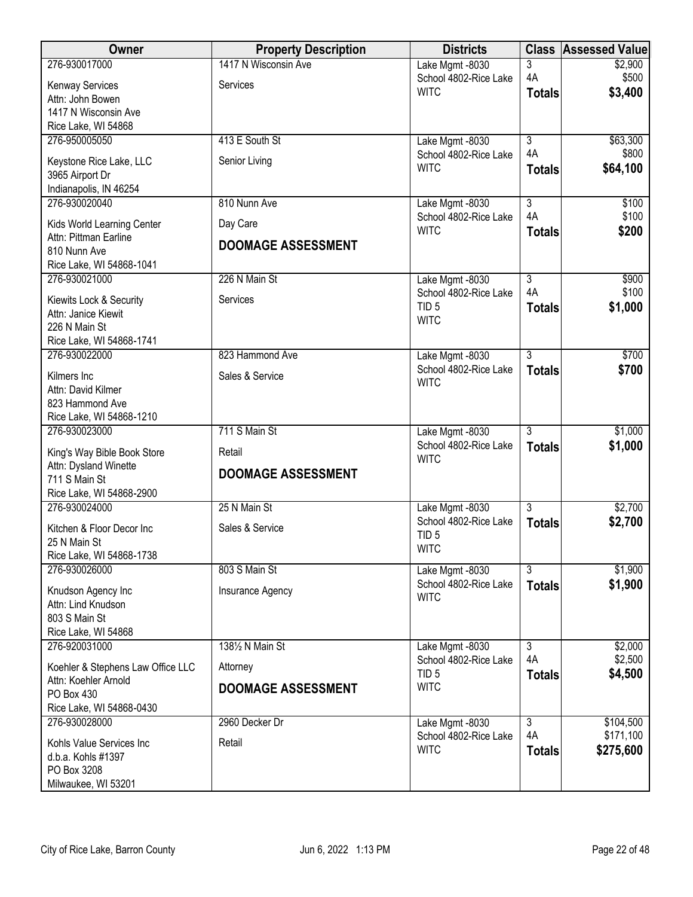| Owner | Property Description | Districts | Class | Assessed Value |
|---|---|---|---|---|
| 276-930017000<br>Kenway Services<br>Attn: John Bowen<br>1417 N Wisconsin Ave<br>Rice Lake, WI 54868 | 1417 N Wisconsin Ave<br>Services | Lake Mgmt -8030<br>School 4802-Rice Lake<br>WITC | 3<br>4A<br>**Totals** | $2,900<br>$500<br>**$3,400** |
| 276-950005050<br>Keystone Rice Lake, LLC<br>3965 Airport Dr<br>Indianapolis, IN 46254 | 413 E South St<br>Senior Living | Lake Mgmt -8030<br>School 4802-Rice Lake<br>WITC | 3<br>4A<br>**Totals** | $63,300<br>$800<br>**$64,100** |
| 276-930020040<br>Kids World Learning Center<br>Attn: Pittman Earline<br>810 Nunn Ave<br>Rice Lake, WI 54868-1041 | 810 Nunn Ave<br>Day Care<br>**DOOMAGE ASSESSMENT** | Lake Mgmt -8030<br>School 4802-Rice Lake<br>WITC | 3<br>4A<br>**Totals** | $100<br>$100<br>**$200** |
| 276-930021000<br>Kiewits Lock & Security<br>Attn: Janice Kiewit<br>226 N Main St<br>Rice Lake, WI 54868-1741 | 226 N Main St<br>Services | Lake Mgmt -8030<br>School 4802-Rice Lake<br>TID 5<br>WITC | 3<br>4A<br>**Totals** | $900<br>$100<br>**$1,000** |
| 276-930022000<br>Kilmers Inc<br>Attn: David Kilmer<br>823 Hammond Ave<br>Rice Lake, WI 54868-1210 | 823 Hammond Ave<br>Sales & Service | Lake Mgmt -8030<br>School 4802-Rice Lake<br>WITC | 3<br>**Totals** | $700<br>**$700** |
| 276-930023000<br>King's Way Bible Book Store<br>Attn: Dysland Winette<br>711 S Main St<br>Rice Lake, WI 54868-2900 | 711 S Main St<br>Retail<br>**DOOMAGE ASSESSMENT** | Lake Mgmt -8030<br>School 4802-Rice Lake<br>WITC | 3<br>**Totals** | $1,000<br>**$1,000** |
| 276-930024000<br>Kitchen & Floor Decor Inc<br>25 N Main St<br>Rice Lake, WI 54868-1738 | 25 N Main St<br>Sales & Service | Lake Mgmt -8030<br>School 4802-Rice Lake<br>TID 5<br>WITC | 3<br>**Totals** | $2,700<br>**$2,700** |
| 276-930026000<br>Knudson Agency Inc<br>Attn: Lind Knudson<br>803 S Main St<br>Rice Lake, WI 54868 | 803 S Main St<br>Insurance Agency | Lake Mgmt -8030<br>School 4802-Rice Lake<br>WITC | 3<br>**Totals** | $1,900<br>**$1,900** |
| 276-920031000<br>Koehler & Stephens Law Office LLC<br>Attn: Koehler Arnold<br>PO Box 430<br>Rice Lake, WI 54868-0430 | 138½ N Main St<br>Attorney<br>**DOOMAGE ASSESSMENT** | Lake Mgmt -8030<br>School 4802-Rice Lake<br>TID 5<br>WITC | 3<br>4A<br>**Totals** | $2,000<br>$2,500<br>**$4,500** |
| 276-930028000<br>Kohls Value Services Inc<br>d.b.a. Kohls #1397<br>PO Box 3208<br>Milwaukee, WI 53201 | 2960 Decker Dr<br>Retail | Lake Mgmt -8030<br>School 4802-Rice Lake<br>WITC | 3<br>4A<br>**Totals** | $104,500<br>$171,100<br>**$275,600** |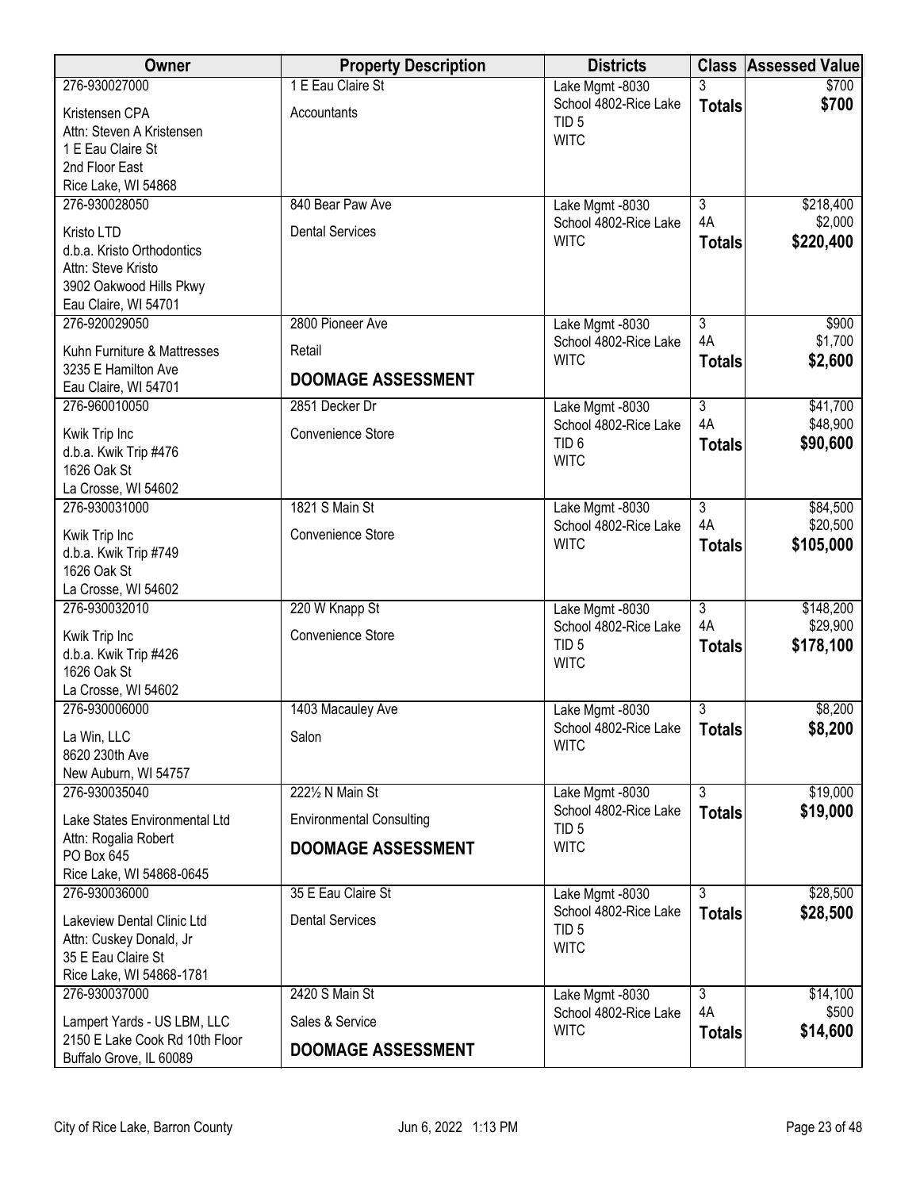| Owner | Property Description | Districts | Class | Assessed Value |
|---|---|---|---|---|
| 276-930027000<br>Kristensen CPA<br>Attn: Steven A Kristensen<br>1 E Eau Claire St<br>2nd Floor East<br>Rice Lake, WI 54868 | 1 E Eau Claire St<br>Accountants | Lake Mgmt -8030<br>School 4802-Rice Lake<br>TID 5<br>WITC | 3<br>**Totals** | $700<br>**$700** |
| 276-930028050<br>Kristo LTD<br>d.b.a. Kristo Orthodontics<br>Attn: Steve Kristo<br>3902 Oakwood Hills Pkwy<br>Eau Claire, WI 54701 | 840 Bear Paw Ave<br>Dental Services | Lake Mgmt -8030<br>School 4802-Rice Lake<br>WITC | 3<br>4A<br>**Totals** | $218,400<br>$2,000<br>**$220,400** |
| 276-920029050<br>Kuhn Furniture & Mattresses<br>3235 E Hamilton Ave<br>Eau Claire, WI 54701 | 2800 Pioneer Ave<br>Retail<br>**DOOMAGE ASSESSMENT** | Lake Mgmt -8030<br>School 4802-Rice Lake<br>WITC | 3<br>4A<br>**Totals** | $900<br>$1,700<br>**$2,600** |
| 276-960010050<br>Kwik Trip Inc<br>d.b.a. Kwik Trip #476<br>1626 Oak St<br>La Crosse, WI 54602 | 2851 Decker Dr<br>Convenience Store | Lake Mgmt -8030<br>School 4802-Rice Lake<br>TID 6<br>WITC | 3<br>4A<br>**Totals** | $41,700<br>$48,900<br>**$90,600** |
| 276-930031000<br>Kwik Trip Inc<br>d.b.a. Kwik Trip #749<br>1626 Oak St<br>La Crosse, WI 54602 | 1821 S Main St<br>Convenience Store | Lake Mgmt -8030<br>School 4802-Rice Lake<br>WITC | 3<br>4A<br>**Totals** | $84,500<br>$20,500<br>**$105,000** |
| 276-930032010<br>Kwik Trip Inc<br>d.b.a. Kwik Trip #426<br>1626 Oak St<br>La Crosse, WI 54602 | 220 W Knapp St<br>Convenience Store | Lake Mgmt -8030<br>School 4802-Rice Lake<br>TID 5<br>WITC | 3<br>4A<br>**Totals** | $148,200<br>$29,900<br>**$178,100** |
| 276-930006000<br>La Win, LLC<br>8620 230th Ave<br>New Auburn, WI 54757 | 1403 Macauley Ave<br>Salon | Lake Mgmt -8030<br>School 4802-Rice Lake<br>WITC | 3<br>**Totals** | $8,200<br>**$8,200** |
| 276-930035040<br>Lake States Environmental Ltd<br>Attn: Rogalia Robert<br>PO Box 645<br>Rice Lake, WI 54868-0645 | 222½ N Main St<br>Environmental Consulting<br>**DOOMAGE ASSESSMENT** | Lake Mgmt -8030<br>School 4802-Rice Lake<br>TID 5<br>WITC | 3<br>**Totals** | $19,000<br>**$19,000** |
| 276-930036000<br>Lakeview Dental Clinic Ltd<br>Attn: Cuskey Donald, Jr<br>35 E Eau Claire St<br>Rice Lake, WI 54868-1781 | 35 E Eau Claire St<br>Dental Services | Lake Mgmt -8030<br>School 4802-Rice Lake<br>TID 5<br>WITC | 3<br>**Totals** | $28,500<br>**$28,500** |
| 276-930037000<br>Lampert Yards - US LBM, LLC<br>2150 E Lake Cook Rd 10th Floor<br>Buffalo Grove, IL 60089 | 2420 S Main St<br>Sales & Service<br>**DOOMAGE ASSESSMENT** | Lake Mgmt -8030<br>School 4802-Rice Lake<br>WITC | 3<br>4A<br>**Totals** | $14,100<br>$500<br>**$14,600** |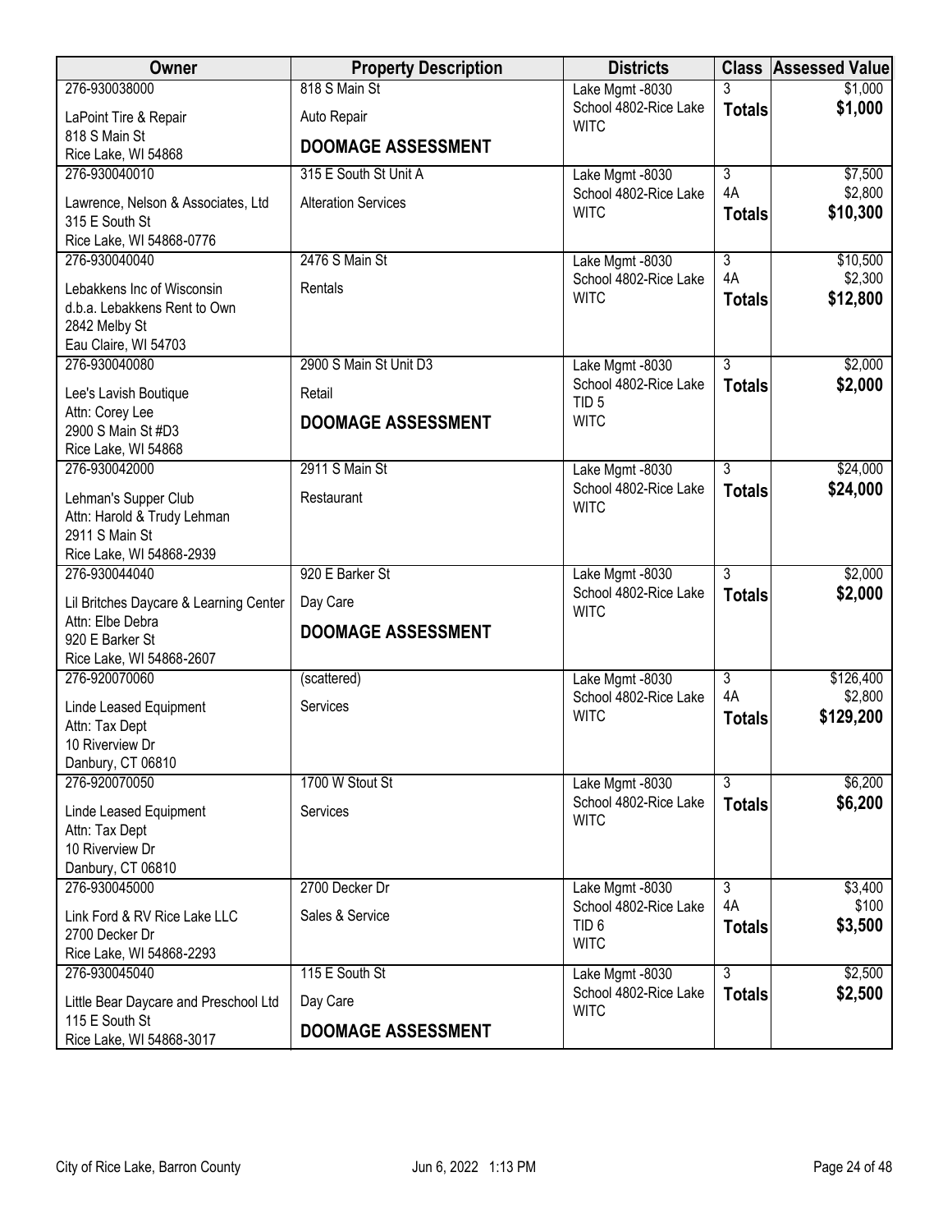| Owner | Property Description | Districts | Class | Assessed Value |
|---|---|---|---|---|
| 276-930038000<br>LaPoint Tire & Repair<br>818 S Main St<br>Rice Lake, WI 54868 | 818 S Main St<br>Auto Repair<br>**DOOMAGE ASSESSMENT** | Lake Mgmt -8030<br>School 4802-Rice Lake<br>WITC | 3<br>**Totals** | $1,000<br>**$1,000** |
| 276-930040010<br>Lawrence, Nelson & Associates, Ltd<br>315 E South St<br>Rice Lake, WI 54868-0776 | 315 E South St Unit A<br>Alteration Services | Lake Mgmt -8030<br>School 4802-Rice Lake<br>WITC | 3<br>4A<br>**Totals** | $7,500<br>$2,800<br>**$10,300** |
| 276-930040040<br>Lebakkens Inc of Wisconsin<br>d.b.a. Lebakkens Rent to Own<br>2842 Melby St<br>Eau Claire, WI 54703 | 2476 S Main St<br>Rentals | Lake Mgmt -8030<br>School 4802-Rice Lake<br>WITC | 3<br>4A<br>**Totals** | $10,500<br>$2,300<br>**$12,800** |
| 276-930040080<br>Lee's Lavish Boutique<br>Attn: Corey Lee<br>2900 S Main St #D3<br>Rice Lake, WI 54868 | 2900 S Main St Unit D3<br>Retail<br>**DOOMAGE ASSESSMENT** | Lake Mgmt -8030<br>School 4802-Rice Lake<br>TID 5<br>WITC | 3<br>**Totals** | $2,000<br>**$2,000** |
| 276-930042000<br>Lehman's Supper Club<br>Attn: Harold & Trudy Lehman<br>2911 S Main St<br>Rice Lake, WI 54868-2939 | 2911 S Main St<br>Restaurant | Lake Mgmt -8030<br>School 4802-Rice Lake<br>WITC | 3<br>**Totals** | $24,000<br>**$24,000** |
| 276-930044040<br>Lil Britches Daycare & Learning Center<br>Attn: Elbe Debra<br>920 E Barker St<br>Rice Lake, WI 54868-2607 | 920 E Barker St<br>Day Care<br>**DOOMAGE ASSESSMENT** | Lake Mgmt -8030<br>School 4802-Rice Lake<br>WITC | 3<br>**Totals** | $2,000<br>**$2,000** |
| 276-920070060<br>Linde Leased Equipment<br>Attn: Tax Dept<br>10 Riverview Dr<br>Danbury, CT 06810 | (scattered)<br>Services | Lake Mgmt -8030<br>School 4802-Rice Lake<br>WITC | 3<br>4A<br>**Totals** | $126,400<br>$2,800<br>**$129,200** |
| 276-920070050<br>Linde Leased Equipment<br>Attn: Tax Dept<br>10 Riverview Dr<br>Danbury, CT 06810 | 1700 W Stout St<br>Services | Lake Mgmt -8030<br>School 4802-Rice Lake<br>WITC | 3<br>**Totals** | $6,200<br>**$6,200** |
| 276-930045000<br>Link Ford & RV Rice Lake LLC<br>2700 Decker Dr<br>Rice Lake, WI 54868-2293 | 2700 Decker Dr<br>Sales & Service | Lake Mgmt -8030<br>School 4802-Rice Lake<br>TID 6<br>WITC | 3<br>4A<br>**Totals** | $3,400<br>$100<br>**$3,500** |
| 276-930045040<br>Little Bear Daycare and Preschool Ltd<br>115 E South St<br>Rice Lake, WI 54868-3017 | 115 E South St<br>Day Care<br>**DOOMAGE ASSESSMENT** | Lake Mgmt -8030<br>School 4802-Rice Lake<br>WITC | 3<br>**Totals** | $2,500<br>**$2,500** |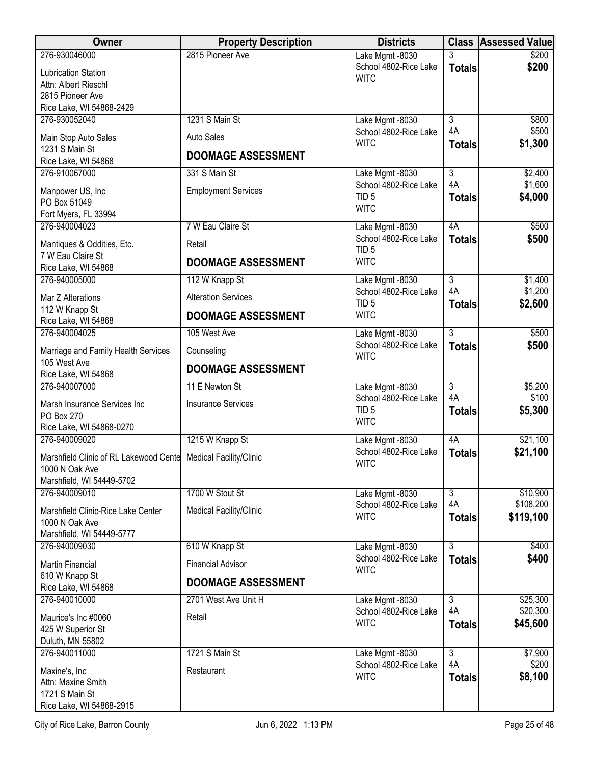| Owner | Property Description | Districts | Class | Assessed Value |
|---|---|---|---|---|
| 276-930046000<br>Lubrication Station<br>Attn: Albert Rieschl<br>2815 Pioneer Ave<br>Rice Lake, WI 54868-2429 | 2815 Pioneer Ave | Lake Mgmt -8030<br>School 4802-Rice Lake<br>WITC | 3<br>**Totals** | $200<br>**$200** |
| 276-930052040<br>Main Stop Auto Sales<br>1231 S Main St<br>Rice Lake, WI 54868 | 1231 S Main St<br>Auto Sales<br>**DOOMAGE ASSESSMENT** | Lake Mgmt -8030<br>School 4802-Rice Lake<br>WITC | 3<br>4A<br>**Totals** | $800<br>$500<br>**$1,300** |
| 276-910067000<br>Manpower US, Inc<br>PO Box 51049<br>Fort Myers, FL 33994 | 331 S Main St<br>Employment Services | Lake Mgmt -8030<br>School 4802-Rice Lake<br>TID 5<br>WITC | 3<br>4A<br>**Totals** | $2,400<br>$1,600<br>**$4,000** |
| 276-940004023<br>Mantiques & Oddities, Etc.<br>7 W Eau Claire St<br>Rice Lake, WI 54868 | 7 W Eau Claire St<br>Retail<br>**DOOMAGE ASSESSMENT** | Lake Mgmt -8030<br>School 4802-Rice Lake<br>TID 5<br>WITC | 4A<br>**Totals** | $500<br>**$500** |
| 276-940005000<br>Mar Z Alterations<br>112 W Knapp St<br>Rice Lake, WI 54868 | 112 W Knapp St<br>Alteration Services<br>**DOOMAGE ASSESSMENT** | Lake Mgmt -8030<br>School 4802-Rice Lake<br>TID 5<br>WITC | 3<br>4A<br>**Totals** | $1,400<br>$1,200<br>**$2,600** |
| 276-940004025<br>Marriage and Family Health Services<br>105 West Ave<br>Rice Lake, WI 54868 | 105 West Ave<br>Counseling<br>**DOOMAGE ASSESSMENT** | Lake Mgmt -8030<br>School 4802-Rice Lake<br>WITC | 3<br>**Totals** | $500<br>**$500** |
| 276-940007000<br>Marsh Insurance Services Inc<br>PO Box 270<br>Rice Lake, WI 54868-0270 | 11 E Newton St<br>Insurance Services | Lake Mgmt -8030<br>School 4802-Rice Lake<br>TID 5<br>WITC | 3<br>4A<br>**Totals** | $5,200<br>$100<br>**$5,300** |
| 276-940009020<br>Marshfield Clinic of RL Lakewood Cente<br>1000 N Oak Ave<br>Marshfield, WI 54449-5702 | 1215 W Knapp St<br>Medical Facility/Clinic | Lake Mgmt -8030<br>School 4802-Rice Lake<br>WITC | 4A<br>**Totals** | $21,100<br>**$21,100** |
| 276-940009010<br>Marshfield Clinic-Rice Lake Center<br>1000 N Oak Ave<br>Marshfield, WI 54449-5777 | 1700 W Stout St<br>Medical Facility/Clinic | Lake Mgmt -8030<br>School 4802-Rice Lake<br>WITC | 3<br>4A<br>**Totals** | $10,900<br>$108,200<br>**$119,100** |
| 276-940009030<br>Martin Financial<br>610 W Knapp St<br>Rice Lake, WI 54868 | 610 W Knapp St<br>Financial Advisor<br>**DOOMAGE ASSESSMENT** | Lake Mgmt -8030<br>School 4802-Rice Lake<br>WITC | 3<br>**Totals** | $400<br>**$400** |
| 276-940010000<br>Maurice's Inc #0060<br>425 W Superior St<br>Duluth, MN 55802 | 2701 West Ave Unit H<br>Retail | Lake Mgmt -8030<br>School 4802-Rice Lake<br>WITC | 3<br>4A<br>**Totals** | $25,300<br>$20,300<br>**$45,600** |
| 276-940011000<br>Maxine's, Inc<br>Attn: Maxine Smith<br>1721 S Main St<br>Rice Lake, WI 54868-2915 | 1721 S Main St<br>Restaurant | Lake Mgmt -8030<br>School 4802-Rice Lake<br>WITC | 3<br>4A<br>**Totals** | $7,900<br>$200<br>**$8,100** |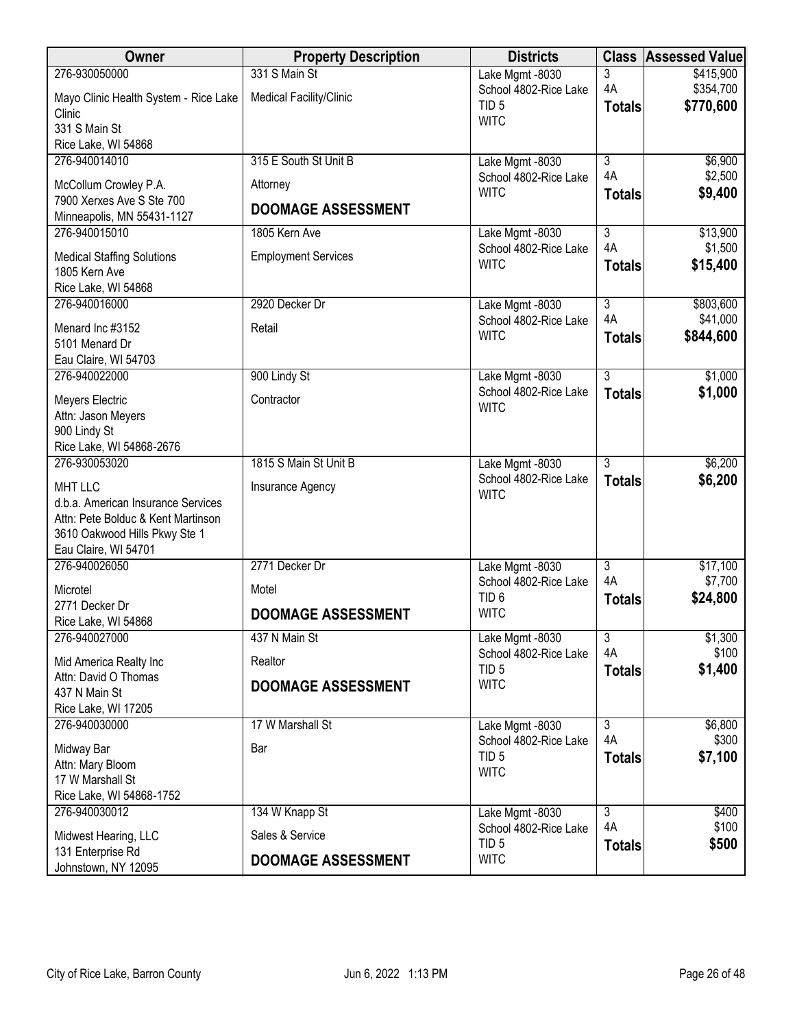| Owner | Property Description | Districts | Class | Assessed Value |
|---|---|---|---|---|
| 276-930050000<br>Mayo Clinic Health System - Rice Lake Clinic<br>331 S Main St<br>Rice Lake, WI 54868 | 331 S Main St<br>Medical Facility/Clinic | Lake Mgmt -8030<br>School 4802-Rice Lake<br>TID 5<br>WITC | 3<br>4A<br>**Totals** | $415,900<br>$354,700<br>**$770,600** |
| 276-940014010<br>McCollum Crowley P.A.<br>7900 Xerxes Ave S Ste 700<br>Minneapolis, MN 55431-1127 | 315 E South St Unit B<br>Attorney<br>**DOOMAGE ASSESSMENT** | Lake Mgmt -8030<br>School 4802-Rice Lake<br>WITC | 3<br>4A<br>**Totals** | $6,900<br>$2,500<br>**$9,400** |
| 276-940015010<br>Medical Staffing Solutions<br>1805 Kern Ave<br>Rice Lake, WI 54868 | 1805 Kern Ave<br>Employment Services | Lake Mgmt -8030<br>School 4802-Rice Lake<br>WITC | 3<br>4A<br>**Totals** | $13,900<br>$1,500<br>**$15,400** |
| 276-940016000<br>Menard Inc #3152<br>5101 Menard Dr<br>Eau Claire, WI 54703 | 2920 Decker Dr<br>Retail | Lake Mgmt -8030<br>School 4802-Rice Lake<br>WITC | 3<br>4A<br>**Totals** | $803,600<br>$41,000<br>**$844,600** |
| 276-940022000<br>Meyers Electric<br>Attn: Jason Meyers<br>900 Lindy St<br>Rice Lake, WI 54868-2676 | 900 Lindy St<br>Contractor | Lake Mgmt -8030<br>School 4802-Rice Lake<br>WITC | 3<br>**Totals** | $1,000<br>**$1,000** |
| 276-930053020<br>MHT LLC<br>d.b.a. American Insurance Services<br>Attn: Pete Bolduc & Kent Martinson<br>3610 Oakwood Hills Pkwy Ste 1<br>Eau Claire, WI 54701 | 1815 S Main St Unit B<br>Insurance Agency | Lake Mgmt -8030<br>School 4802-Rice Lake<br>WITC | 3<br>**Totals** | $6,200<br>**$6,200** |
| 276-940026050<br>Microtel<br>2771 Decker Dr<br>Rice Lake, WI 54868 | 2771 Decker Dr<br>Motel<br>**DOOMAGE ASSESSMENT** | Lake Mgmt -8030<br>School 4802-Rice Lake<br>TID 6<br>WITC | 3<br>4A<br>**Totals** | $17,100<br>$7,700<br>**$24,800** |
| 276-940027000<br>Mid America Realty Inc<br>Attn: David O Thomas<br>437 N Main St<br>Rice Lake, WI 17205 | 437 N Main St<br>Realtor<br>**DOOMAGE ASSESSMENT** | Lake Mgmt -8030<br>School 4802-Rice Lake<br>TID 5<br>WITC | 3<br>4A<br>**Totals** | $1,300<br>$100<br>**$1,400** |
| 276-940030000<br>Midway Bar<br>Attn: Mary Bloom<br>17 W Marshall St<br>Rice Lake, WI 54868-1752 | 17 W Marshall St<br>Bar | Lake Mgmt -8030<br>School 4802-Rice Lake<br>TID 5<br>WITC | 3<br>4A<br>**Totals** | $6,800<br>$300<br>**$7,100** |
| 276-940030012<br>Midwest Hearing, LLC<br>131 Enterprise Rd<br>Johnstown, NY 12095 | 134 W Knapp St<br>Sales & Service<br>**DOOMAGE ASSESSMENT** | Lake Mgmt -8030<br>School 4802-Rice Lake<br>TID 5<br>WITC | 3<br>4A<br>**Totals** | $400<br>$100<br>**$500** |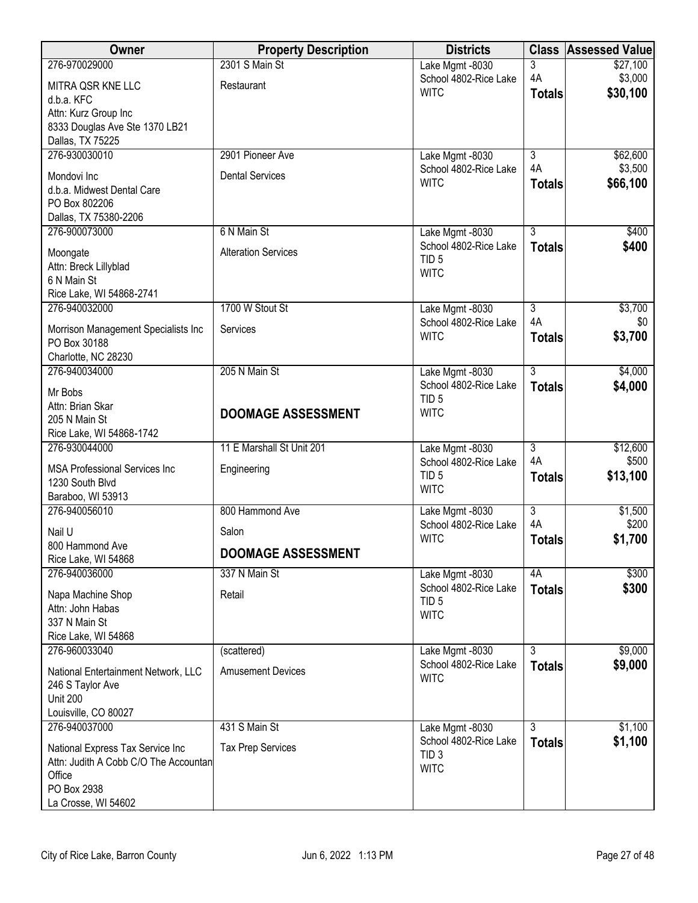| Owner | Property Description | Districts | Class | Assessed Value |
|---|---|---|---|---|
| 276-970029000<br>MITRA QSR KNE LLC<br>d.b.a. KFC<br>Attn: Kurz Group Inc<br>8333 Douglas Ave Ste 1370 LB21<br>Dallas, TX 75225 | 2301 S Main St<br>Restaurant | Lake Mgmt -8030<br>School 4802-Rice Lake<br>WITC | 3<br>4A<br>**Totals** | $27,100<br>$3,000<br>**$30,100** |
| 276-930030010<br>Mondovi Inc<br>d.b.a. Midwest Dental Care<br>PO Box 802206<br>Dallas, TX 75380-2206 | 2901 Pioneer Ave<br>Dental Services | Lake Mgmt -8030<br>School 4802-Rice Lake<br>WITC | 3<br>4A<br>**Totals** | $62,600<br>$3,500<br>**$66,100** |
| 276-900073000<br>Moongate<br>Attn: Breck Lillyblad<br>6 N Main St<br>Rice Lake, WI 54868-2741 | 6 N Main St<br>Alteration Services | Lake Mgmt -8030<br>School 4802-Rice Lake<br>TID 5<br>WITC | 3<br>**Totals** | $400<br>**$400** |
| 276-940032000<br>Morrison Management Specialists Inc<br>PO Box 30188<br>Charlotte, NC 28230 | 1700 W Stout St<br>Services | Lake Mgmt -8030<br>School 4802-Rice Lake<br>WITC | 3<br>4A<br>**Totals** | $3,700<br>$0<br>**$3,700** |
| 276-940034000<br>Mr Bobs<br>Attn: Brian Skar<br>205 N Main St<br>Rice Lake, WI 54868-1742 | 205 N Main St<br>**DOOMAGE ASSESSMENT** | Lake Mgmt -8030<br>School 4802-Rice Lake<br>TID 5<br>WITC | 3<br>**Totals** | $4,000<br>**$4,000** |
| 276-930044000<br>MSA Professional Services Inc<br>1230 South Blvd<br>Baraboo, WI 53913 | 11 E Marshall St Unit 201<br>Engineering | Lake Mgmt -8030<br>School 4802-Rice Lake<br>TID 5<br>WITC | 3<br>4A<br>**Totals** | $12,600<br>$500<br>**$13,100** |
| 276-940056010<br>Nail U<br>800 Hammond Ave<br>Rice Lake, WI 54868 | 800 Hammond Ave<br>Salon<br>**DOOMAGE ASSESSMENT** | Lake Mgmt -8030<br>School 4802-Rice Lake<br>WITC | 3<br>4A<br>**Totals** | $1,500<br>$200<br>**$1,700** |
| 276-940036000<br>Napa Machine Shop<br>Attn: John Habas<br>337 N Main St<br>Rice Lake, WI 54868 | 337 N Main St<br>Retail | Lake Mgmt -8030<br>School 4802-Rice Lake<br>TID 5<br>WITC | 4A<br>**Totals** | $300<br>**$300** |
| 276-960033040<br>National Entertainment Network, LLC<br>246 S Taylor Ave<br>Unit 200<br>Louisville, CO 80027 | (scattered)<br>Amusement Devices | Lake Mgmt -8030<br>School 4802-Rice Lake<br>WITC | 3<br>**Totals** | $9,000<br>**$9,000** |
| 276-940037000<br>National Express Tax Service Inc<br>Attn: Judith A Cobb C/O The Accountan<br>Office<br>PO Box 2938<br>La Crosse, WI 54602 | 431 S Main St<br>Tax Prep Services | Lake Mgmt -8030<br>School 4802-Rice Lake<br>TID 3<br>WITC | 3<br>**Totals** | $1,100<br>**$1,100** |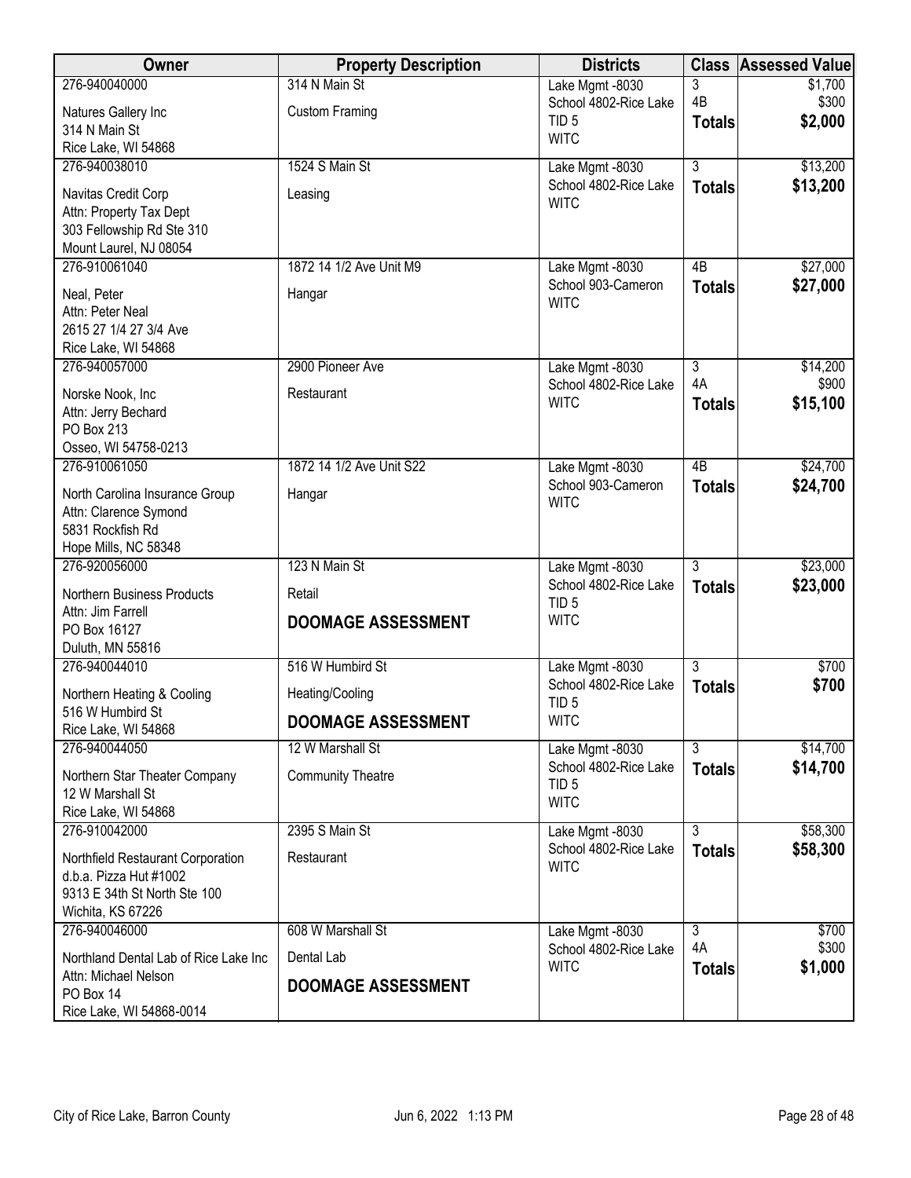| Owner | Property Description | Districts | Class | Assessed Value |
|---|---|---|---|---|
| 276-940040000<br>Natures Gallery Inc<br>314 N Main St<br>Rice Lake, WI 54868 | 314 N Main St<br>Custom Framing | Lake Mgmt -8030<br>School 4802-Rice Lake<br>TID 5<br>WITC | 3<br>4B<br>**Totals** | $1,700<br>$300<br>**$2,000** |
| 276-940038010<br>Navitas Credit Corp<br>Attn: Property Tax Dept<br>303 Fellowship Rd Ste 310<br>Mount Laurel, NJ 08054 | 1524 S Main St<br>Leasing | Lake Mgmt -8030<br>School 4802-Rice Lake<br>WITC | 3<br>**Totals** | $13,200<br>**$13,200** |
| 276-910061040<br>Neal, Peter<br>Attn: Peter Neal<br>2615 27 1/4 27 3/4 Ave<br>Rice Lake, WI 54868 | 1872 14 1/2 Ave Unit M9<br>Hangar | Lake Mgmt -8030<br>School 903-Cameron<br>WITC | 4B<br>**Totals** | $27,000<br>**$27,000** |
| 276-940057000<br>Norske Nook, Inc<br>Attn: Jerry Bechard<br>PO Box 213<br>Osseo, WI 54758-0213 | 2900 Pioneer Ave<br>Restaurant | Lake Mgmt -8030<br>School 4802-Rice Lake<br>WITC | 3<br>4A<br>**Totals** | $14,200<br>$900<br>**$15,100** |
| 276-910061050<br>North Carolina Insurance Group<br>Attn: Clarence Symond<br>5831 Rockfish Rd<br>Hope Mills, NC 58348 | 1872 14 1/2 Ave Unit S22<br>Hangar | Lake Mgmt -8030<br>School 903-Cameron<br>WITC | 4B<br>**Totals** | $24,700<br>**$24,700** |
| 276-920056000<br>Northern Business Products<br>Attn: Jim Farrell<br>PO Box 16127<br>Duluth, MN 55816 | 123 N Main St<br>Retail<br>**DOOMAGE ASSESSMENT** | Lake Mgmt -8030<br>School 4802-Rice Lake<br>TID 5<br>WITC | 3<br>**Totals** | $23,000<br>**$23,000** |
| 276-940044010<br>Northern Heating & Cooling<br>516 W Humbird St<br>Rice Lake, WI 54868 | 516 W Humbird St<br>Heating/Cooling<br>**DOOMAGE ASSESSMENT** | Lake Mgmt -8030<br>School 4802-Rice Lake<br>TID 5<br>WITC | 3<br>**Totals** | $700<br>**$700** |
| 276-940044050<br>Northern Star Theater Company<br>12 W Marshall St<br>Rice Lake, WI 54868 | 12 W Marshall St<br>Community Theatre | Lake Mgmt -8030<br>School 4802-Rice Lake<br>TID 5<br>WITC | 3<br>**Totals** | $14,700<br>**$14,700** |
| 276-910042000<br>Northfield Restaurant Corporation<br>d.b.a. Pizza Hut #1002<br>9313 E 34th St North Ste 100<br>Wichita, KS 67226 | 2395 S Main St<br>Restaurant | Lake Mgmt -8030<br>School 4802-Rice Lake<br>WITC | 3<br>**Totals** | $58,300<br>**$58,300** |
| 276-940046000<br>Northland Dental Lab of Rice Lake Inc<br>Attn: Michael Nelson<br>PO Box 14<br>Rice Lake, WI 54868-0014 | 608 W Marshall St<br>Dental Lab<br>**DOOMAGE ASSESSMENT** | Lake Mgmt -8030<br>School 4802-Rice Lake<br>WITC | 3<br>4A<br>**Totals** | $700<br>$300<br>**$1,000** |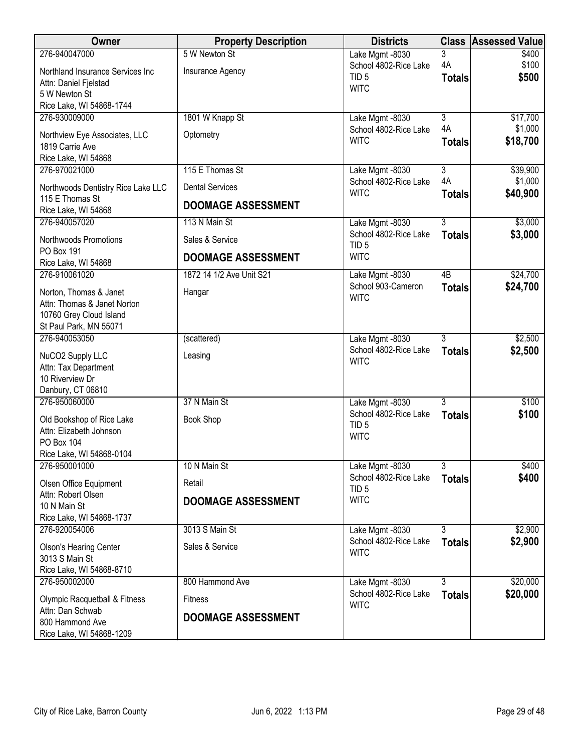| Owner | Property Description | Districts | Class | Assessed Value |
|---|---|---|---|---|
| 276-940047000<br>Northland Insurance Services Inc<br>Attn: Daniel Fjelstad<br>5 W Newton St<br>Rice Lake, WI 54868-1744 | 5 W Newton St<br>Insurance Agency | Lake Mgmt -8030<br>School 4802-Rice Lake<br>TID 5<br>WITC | 3<br>4A<br>**Totals** | $400<br>$100<br>**$500** |
| 276-930009000<br>Northview Eye Associates, LLC<br>1819 Carrie Ave<br>Rice Lake, WI 54868 | 1801 W Knapp St<br>Optometry | Lake Mgmt -8030<br>School 4802-Rice Lake<br>WITC | 3<br>4A<br>**Totals** | $17,700<br>$1,000<br>**$18,700** |
| 276-970021000<br>Northwoods Dentistry Rice Lake LLC<br>115 E Thomas St<br>Rice Lake, WI 54868 | 115 E Thomas St<br>Dental Services<br>**DOOMAGE ASSESSMENT** | Lake Mgmt -8030<br>School 4802-Rice Lake<br>WITC | 3<br>4A<br>**Totals** | $39,900<br>$1,000<br>**$40,900** |
| 276-940057020<br>Northwoods Promotions<br>PO Box 191<br>Rice Lake, WI 54868 | 113 N Main St<br>Sales & Service<br>**DOOMAGE ASSESSMENT** | Lake Mgmt -8030<br>School 4802-Rice Lake<br>TID 5<br>WITC | 3<br>**Totals** | $3,000<br>**$3,000** |
| 276-910061020<br>Norton, Thomas & Janet<br>Attn: Thomas & Janet Norton<br>10760 Grey Cloud Island<br>St Paul Park, MN 55071 | 1872 14 1/2 Ave Unit S21<br>Hangar | Lake Mgmt -8030<br>School 903-Cameron<br>WITC | 4B<br>**Totals** | $24,700<br>**$24,700** |
| 276-940053050<br>NuCO2 Supply LLC<br>Attn: Tax Department<br>10 Riverview Dr<br>Danbury, CT 06810 | (scattered)<br>Leasing | Lake Mgmt -8030<br>School 4802-Rice Lake<br>WITC | 3<br>**Totals** | $2,500<br>**$2,500** |
| 276-950060000<br>Old Bookshop of Rice Lake<br>Attn: Elizabeth Johnson<br>PO Box 104<br>Rice Lake, WI 54868-0104 | 37 N Main St<br>Book Shop | Lake Mgmt -8030<br>School 4802-Rice Lake<br>TID 5<br>WITC | 3<br>**Totals** | $100<br>**$100** |
| 276-950001000<br>Olsen Office Equipment<br>Attn: Robert Olsen<br>10 N Main St<br>Rice Lake, WI 54868-1737 | 10 N Main St<br>Retail<br>**DOOMAGE ASSESSMENT** | Lake Mgmt -8030<br>School 4802-Rice Lake<br>TID 5<br>WITC | 3<br>**Totals** | $400<br>**$400** |
| 276-920054006<br>Olson's Hearing Center<br>3013 S Main St<br>Rice Lake, WI 54868-8710 | 3013 S Main St<br>Sales & Service | Lake Mgmt -8030<br>School 4802-Rice Lake<br>WITC | 3<br>**Totals** | $2,900<br>**$2,900** |
| 276-950002000<br>Olympic Racquetball & Fitness<br>Attn: Dan Schwab<br>800 Hammond Ave<br>Rice Lake, WI 54868-1209 | 800 Hammond Ave<br>Fitness<br>**DOOMAGE ASSESSMENT** | Lake Mgmt -8030<br>School 4802-Rice Lake<br>WITC | 3<br>**Totals** | $20,000<br>**$20,000** |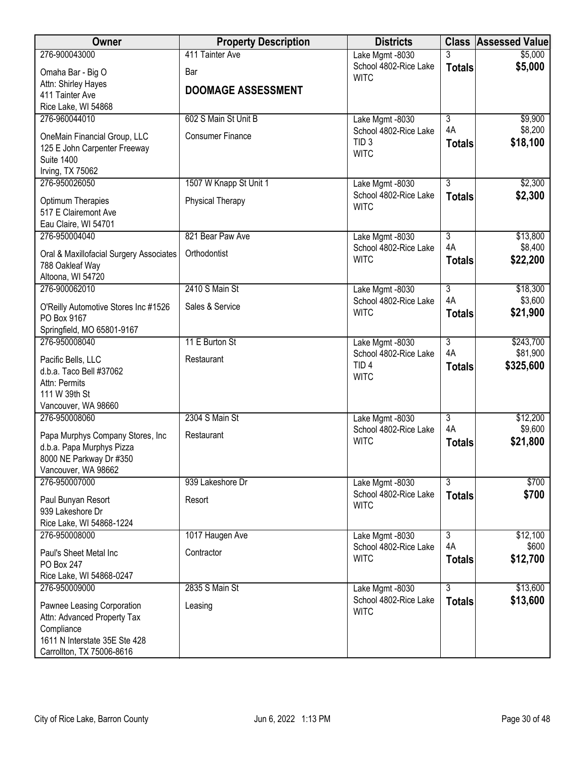| Owner | Property Description | Districts | Class | Assessed Value |
|---|---|---|---|---|
| 276-900043000<br>Omaha Bar - Big O<br>Attn: Shirley Hayes<br>411 Tainter Ave<br>Rice Lake, WI 54868 | 411 Tainter Ave<br>Bar<br>**DOOMAGE ASSESSMENT** | Lake Mgmt -8030<br>School 4802-Rice Lake<br>WITC | 3<br>**Totals** | $5,000<br>**$5,000** |
| 276-960044010<br>OneMain Financial Group, LLC<br>125 E John Carpenter Freeway<br>Suite 1400<br>Irving, TX 75062 | 602 S Main St Unit B<br>Consumer Finance | Lake Mgmt -8030<br>School 4802-Rice Lake<br>TID 3<br>WITC | 3<br>4A<br>**Totals** | $9,900<br>$8,200<br>**$18,100** |
| 276-950026050<br>Optimum Therapies<br>517 E Clairemont Ave<br>Eau Claire, WI 54701 | 1507 W Knapp St Unit 1<br>Physical Therapy | Lake Mgmt -8030<br>School 4802-Rice Lake<br>WITC | 3<br>**Totals** | $2,300<br>**$2,300** |
| 276-950004040<br>Oral & Maxillofacial Surgery Associates<br>788 Oakleaf Way<br>Altoona, WI 54720 | 821 Bear Paw Ave<br>Orthodontist | Lake Mgmt -8030<br>School 4802-Rice Lake<br>WITC | 3<br>4A<br>**Totals** | $13,800<br>$8,400<br>**$22,200** |
| 276-900062010<br>O'Reilly Automotive Stores Inc #1526<br>PO Box 9167<br>Springfield, MO 65801-9167 | 2410 S Main St<br>Sales & Service | Lake Mgmt -8030<br>School 4802-Rice Lake<br>WITC | 3<br>4A<br>**Totals** | $18,300<br>$3,600<br>**$21,900** |
| 276-950008040<br>Pacific Bells, LLC<br>d.b.a. Taco Bell #37062<br>Attn: Permits<br>111 W 39th St<br>Vancouver, WA 98660 | 11 E Burton St<br>Restaurant | Lake Mgmt -8030<br>School 4802-Rice Lake<br>TID 4<br>WITC | 3<br>4A<br>**Totals** | $243,700<br>$81,900<br>**$325,600** |
| 276-950008060<br>Papa Murphys Company Stores, Inc<br>d.b.a. Papa Murphys Pizza<br>8000 NE Parkway Dr #350<br>Vancouver, WA 98662 | 2304 S Main St<br>Restaurant | Lake Mgmt -8030<br>School 4802-Rice Lake<br>WITC | 3<br>4A<br>**Totals** | $12,200<br>$9,600<br>**$21,800** |
| 276-950007000<br>Paul Bunyan Resort<br>939 Lakeshore Dr<br>Rice Lake, WI 54868-1224 | 939 Lakeshore Dr<br>Resort | Lake Mgmt -8030<br>School 4802-Rice Lake<br>WITC | 3<br>**Totals** | $700<br>**$700** |
| 276-950008000<br>Paul's Sheet Metal Inc<br>PO Box 247<br>Rice Lake, WI 54868-0247 | 1017 Haugen Ave<br>Contractor | Lake Mgmt -8030<br>School 4802-Rice Lake<br>WITC | 3<br>4A<br>**Totals** | $12,100<br>$600<br>**$12,700** |
| 276-950009000<br>Pawnee Leasing Corporation<br>Attn: Advanced Property Tax Compliance<br>1611 N Interstate 35E Ste 428<br>Carrollton, TX 75006-8616 | 2835 S Main St<br>Leasing | Lake Mgmt -8030<br>School 4802-Rice Lake<br>WITC | 3<br>**Totals** | $13,600<br>**$13,600** |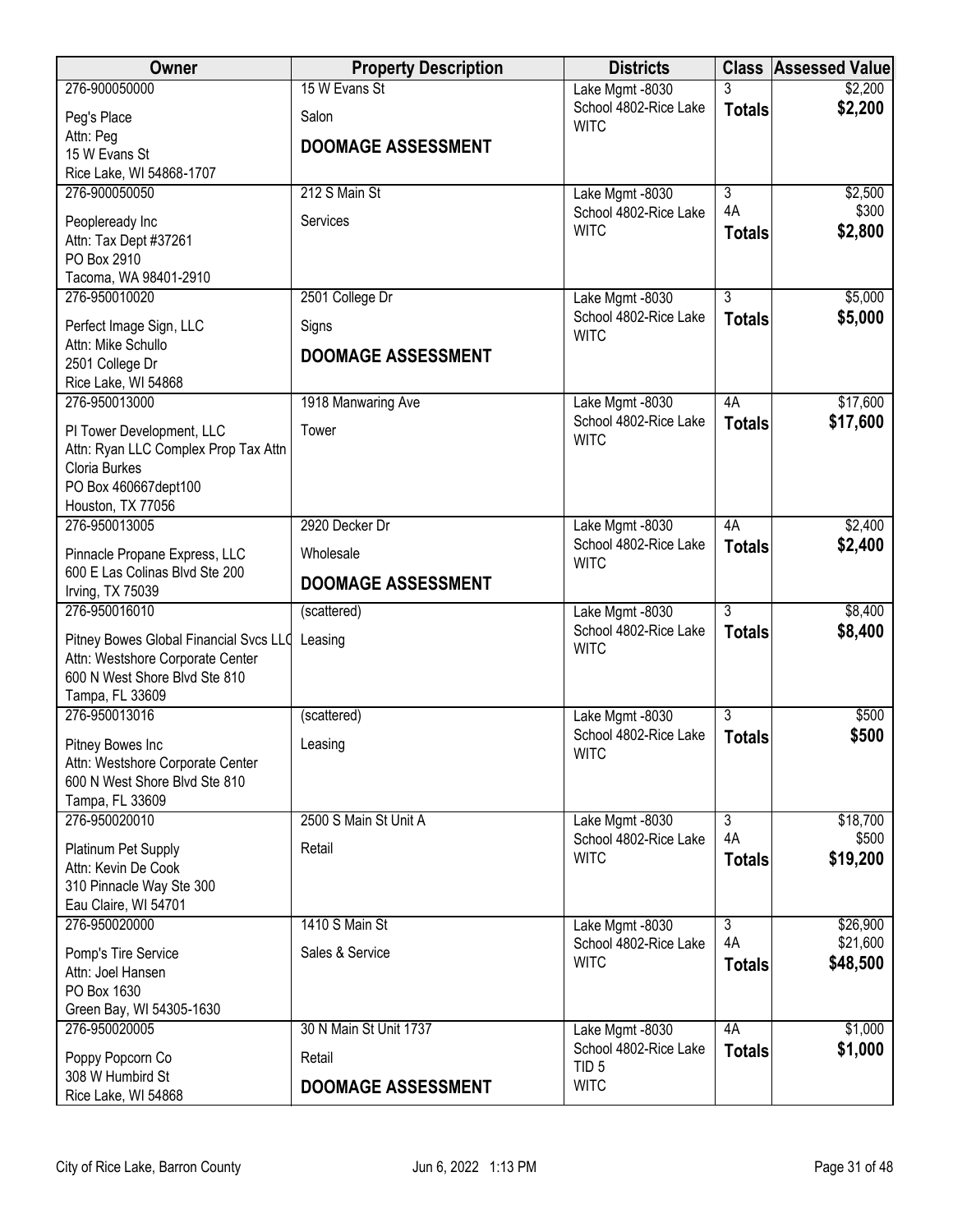| Owner | Property Description | Districts | Class | Assessed Value |
|---|---|---|---|---|
| 276-900050000<br>Peg's Place<br>Attn: Peg<br>15 W Evans St<br>Rice Lake, WI 54868-1707 | 15 W Evans St<br>Salon<br>**DOOMAGE ASSESSMENT** | Lake Mgmt -8030<br>School 4802-Rice Lake<br>WITC | 3<br>**Totals** | $2,200<br>**$2,200** |
| 276-900050050<br>Peopleready Inc<br>Attn: Tax Dept #37261<br>PO Box 2910<br>Tacoma, WA 98401-2910 | 212 S Main St<br>Services | Lake Mgmt -8030<br>School 4802-Rice Lake<br>WITC | 3<br>4A<br>**Totals** | $2,500<br>$300<br>**$2,800** |
| 276-950010020<br>Perfect Image Sign, LLC<br>Attn: Mike Schullo<br>2501 College Dr<br>Rice Lake, WI 54868 | 2501 College Dr<br>Signs<br>**DOOMAGE ASSESSMENT** | Lake Mgmt -8030<br>School 4802-Rice Lake<br>WITC | 3<br>**Totals** | $5,000<br>**$5,000** |
| 276-950013000<br>PI Tower Development, LLC<br>Attn: Ryan LLC Complex Prop Tax Attn<br>Cloria Burkes<br>PO Box 460667dept100<br>Houston, TX 77056 | 1918 Manwaring Ave<br>Tower | Lake Mgmt -8030<br>School 4802-Rice Lake<br>WITC | 4A<br>**Totals** | $17,600<br>**$17,600** |
| 276-950013005<br>Pinnacle Propane Express, LLC<br>600 E Las Colinas Blvd Ste 200<br>Irving, TX 75039 | 2920 Decker Dr<br>Wholesale<br>**DOOMAGE ASSESSMENT** | Lake Mgmt -8030<br>School 4802-Rice Lake<br>WITC | 4A<br>**Totals** | $2,400<br>**$2,400** |
| 276-950016010<br>Pitney Bowes Global Financial Svcs LLC<br>Attn: Westshore Corporate Center<br>600 N West Shore Blvd Ste 810<br>Tampa, FL 33609 | (scattered)<br>Leasing | Lake Mgmt -8030<br>School 4802-Rice Lake<br>WITC | 3<br>**Totals** | $8,400<br>**$8,400** |
| 276-950013016<br>Pitney Bowes Inc<br>Attn: Westshore Corporate Center<br>600 N West Shore Blvd Ste 810<br>Tampa, FL 33609 | (scattered)<br>Leasing | Lake Mgmt -8030<br>School 4802-Rice Lake<br>WITC | 3<br>**Totals** | $500<br>**$500** |
| 276-950020010<br>Platinum Pet Supply<br>Attn: Kevin De Cook<br>310 Pinnacle Way Ste 300<br>Eau Claire, WI 54701 | 2500 S Main St Unit A<br>Retail | Lake Mgmt -8030<br>School 4802-Rice Lake<br>WITC | 3<br>4A<br>**Totals** | $18,700<br>$500<br>**$19,200** |
| 276-950020000<br>Pomp's Tire Service<br>Attn: Joel Hansen<br>PO Box 1630<br>Green Bay, WI 54305-1630 | 1410 S Main St<br>Sales & Service | Lake Mgmt -8030<br>School 4802-Rice Lake<br>WITC | 3<br>4A<br>**Totals** | $26,900<br>$21,600<br>**$48,500** |
| 276-950020005<br>Poppy Popcorn Co<br>308 W Humbird St<br>Rice Lake, WI 54868 | 30 N Main St Unit 1737<br>Retail<br>**DOOMAGE ASSESSMENT** | Lake Mgmt -8030<br>School 4802-Rice Lake<br>TID 5<br>WITC | 4A<br>**Totals** | $1,000<br>**$1,000** |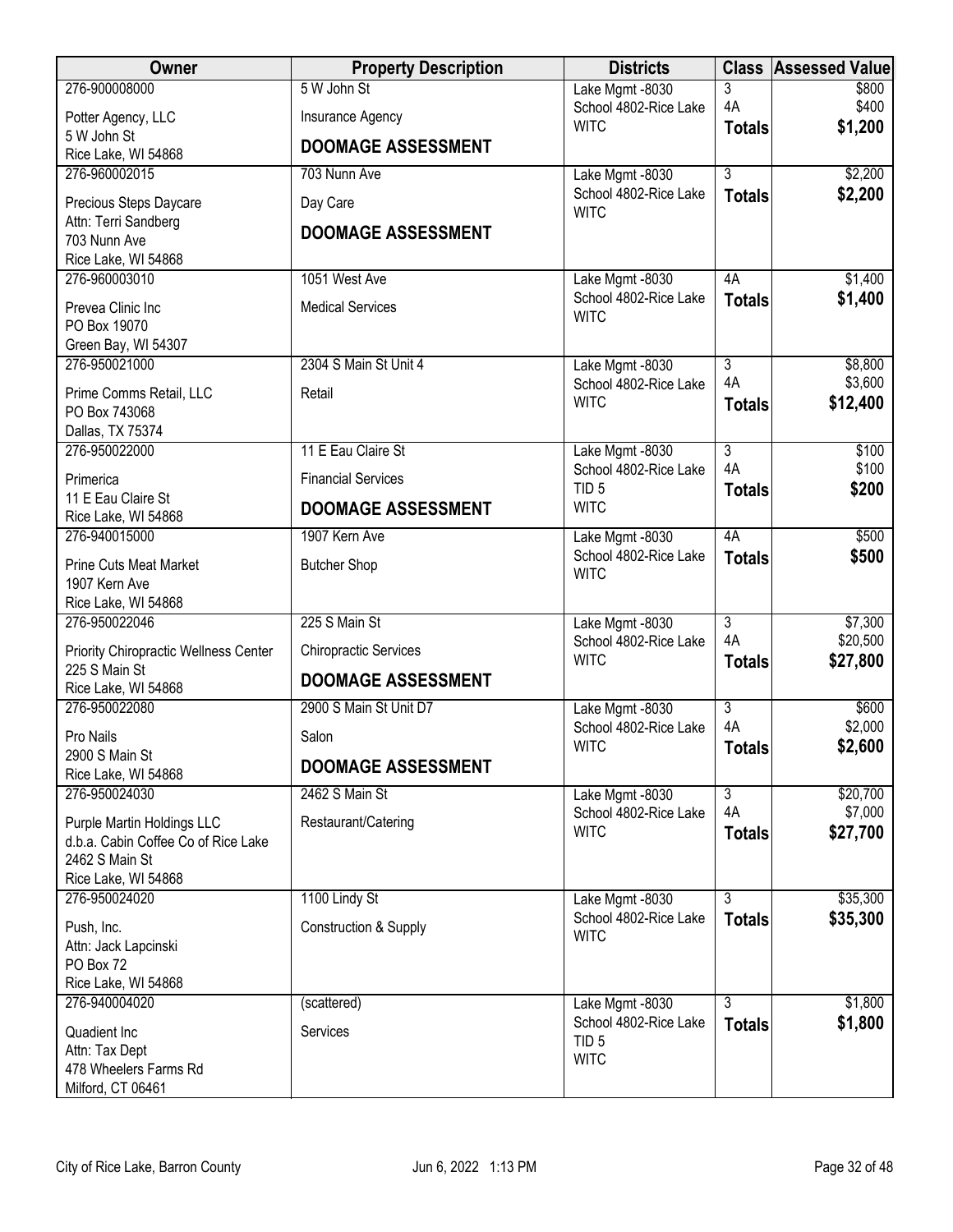| Owner | Property Description | Districts | Class | Assessed Value |
|---|---|---|---|---|
| 276-900008000<br>Potter Agency, LLC<br>5 W John St<br>Rice Lake, WI 54868 | 5 W John St<br>Insurance Agency<br>**DOOMAGE ASSESSMENT** | Lake Mgmt -8030<br>School 4802-Rice Lake<br>WITC | 3<br>4A<br>**Totals** | \$800<br>\$400<br>**\$1,200** |
| 276-960002015<br>Precious Steps Daycare<br>Attn: Terri Sandberg<br>703 Nunn Ave<br>Rice Lake, WI 54868 | 703 Nunn Ave<br>Day Care<br>**DOOMAGE ASSESSMENT** | Lake Mgmt -8030<br>School 4802-Rice Lake<br>WITC | 3<br>**Totals** | \$2,200<br>**\$2,200** |
| 276-960003010<br>Prevea Clinic Inc<br>PO Box 19070<br>Green Bay, WI 54307 | 1051 West Ave<br>Medical Services | Lake Mgmt -8030<br>School 4802-Rice Lake<br>WITC | 4A<br>**Totals** | \$1,400<br>**\$1,400** |
| 276-950021000<br>Prime Comms Retail, LLC<br>PO Box 743068<br>Dallas, TX 75374 | 2304 S Main St Unit 4<br>Retail | Lake Mgmt -8030<br>School 4802-Rice Lake<br>WITC | 3<br>4A<br>**Totals** | \$8,800<br>\$3,600<br>**\$12,400** |
| 276-950022000<br>Primerica<br>11 E Eau Claire St<br>Rice Lake, WI 54868 | 11 E Eau Claire St<br>Financial Services<br>**DOOMAGE ASSESSMENT** | Lake Mgmt -8030<br>School 4802-Rice Lake<br>TID 5<br>WITC | 3<br>4A<br>**Totals** | \$100<br>\$100<br>**\$200** |
| 276-940015000<br>Prine Cuts Meat Market<br>1907 Kern Ave<br>Rice Lake, WI 54868 | 1907 Kern Ave<br>Butcher Shop | Lake Mgmt -8030<br>School 4802-Rice Lake<br>WITC | 4A<br>**Totals** | \$500<br>**\$500** |
| 276-950022046<br>Priority Chiropractic Wellness Center<br>225 S Main St<br>Rice Lake, WI 54868 | 225 S Main St<br>Chiropractic Services<br>**DOOMAGE ASSESSMENT** | Lake Mgmt -8030<br>School 4802-Rice Lake<br>WITC | 3<br>4A<br>**Totals** | \$7,300<br>\$20,500<br>**\$27,800** |
| 276-950022080<br>Pro Nails<br>2900 S Main St<br>Rice Lake, WI 54868 | 2900 S Main St Unit D7<br>Salon<br>**DOOMAGE ASSESSMENT** | Lake Mgmt -8030<br>School 4802-Rice Lake<br>WITC | 3<br>4A<br>**Totals** | \$600<br>\$2,000<br>**\$2,600** |
| 276-950024030<br>Purple Martin Holdings LLC<br>d.b.a. Cabin Coffee Co of Rice Lake<br>2462 S Main St<br>Rice Lake, WI 54868 | 2462 S Main St<br>Restaurant/Catering | Lake Mgmt -8030<br>School 4802-Rice Lake<br>WITC | 3<br>4A<br>**Totals** | \$20,700<br>\$7,000<br>**\$27,700** |
| 276-950024020<br>Push, Inc.<br>Attn: Jack Lapcinski<br>PO Box 72<br>Rice Lake, WI 54868 | 1100 Lindy St<br>Construction & Supply | Lake Mgmt -8030<br>School 4802-Rice Lake<br>WITC | 3<br>**Totals** | \$35,300<br>**\$35,300** |
| 276-940004020<br>Quadient Inc<br>Attn: Tax Dept<br>478 Wheelers Farms Rd<br>Milford, CT 06461 | (scattered)<br>Services | Lake Mgmt -8030<br>School 4802-Rice Lake<br>TID 5<br>WITC | 3<br>**Totals** | \$1,800<br>**\$1,800** |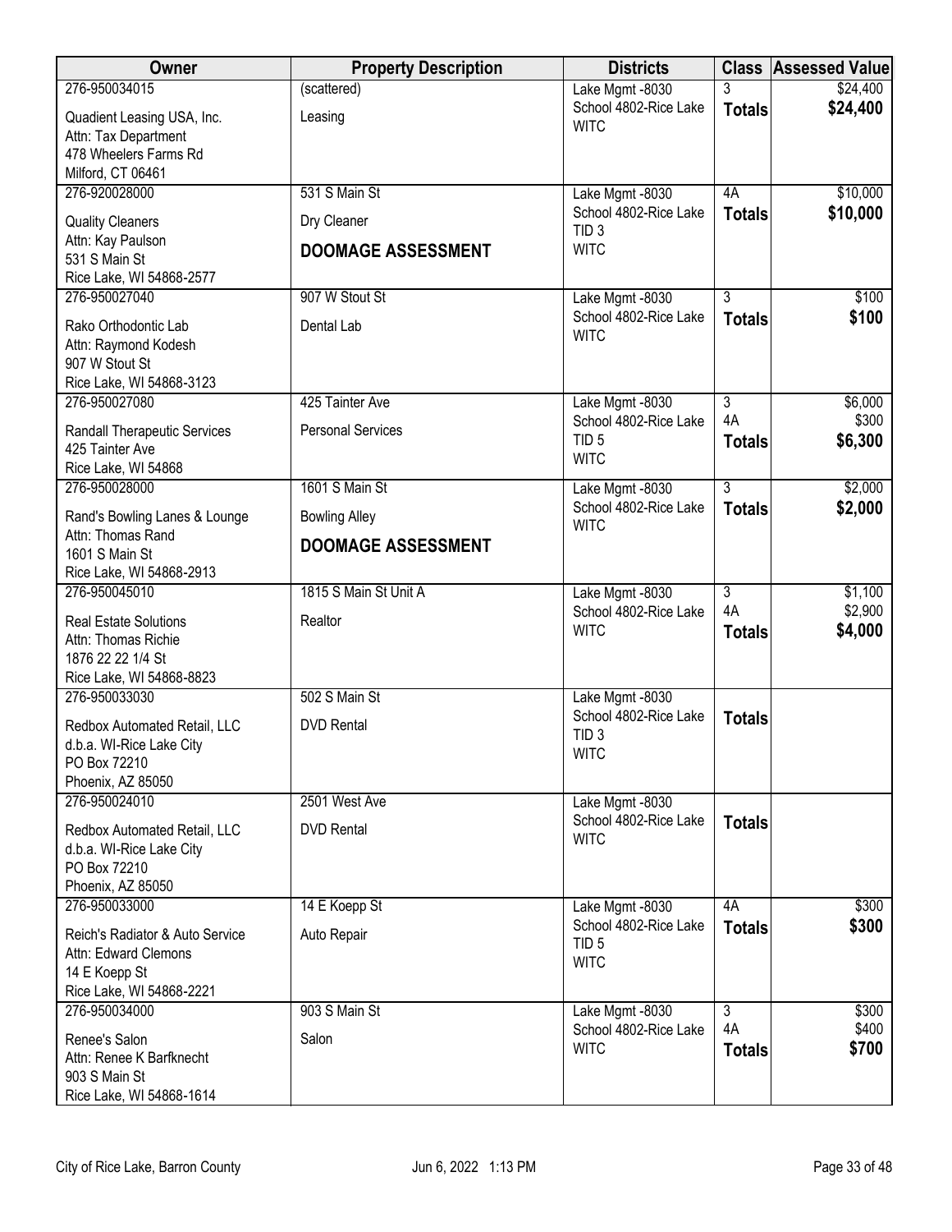| Owner | Property Description | Districts | Class | Assessed Value |
|---|---|---|---|---|
| 276-950034015<br>Quadient Leasing USA, Inc.<br>Attn: Tax Department<br>478 Wheelers Farms Rd<br>Milford, CT 06461 | (scattered)<br>Leasing | Lake Mgmt -8030<br>School 4802-Rice Lake<br>WITC | 3<br>**Totals** | $24,400<br>**$24,400** |
| 276-920028000<br>Quality Cleaners<br>Attn: Kay Paulson<br>531 S Main St<br>Rice Lake, WI 54868-2577 | 531 S Main St<br>Dry Cleaner<br>**DOOMAGE ASSESSMENT** | Lake Mgmt -8030<br>School 4802-Rice Lake<br>TID 3<br>WITC | 4A<br>**Totals** | $10,000<br>**$10,000** |
| 276-950027040<br>Rako Orthodontic Lab<br>Attn: Raymond Kodesh<br>907 W Stout St<br>Rice Lake, WI 54868-3123 | 907 W Stout St<br>Dental Lab | Lake Mgmt -8030<br>School 4802-Rice Lake<br>WITC | 3<br>**Totals** | $100<br>**$100** |
| 276-950027080<br>Randall Therapeutic Services<br>425 Tainter Ave<br>Rice Lake, WI 54868 | 425 Tainter Ave<br>Personal Services | Lake Mgmt -8030<br>School 4802-Rice Lake<br>TID 5<br>WITC | 3<br>4A<br>**Totals** | $6,000<br>$300<br>**$6,300** |
| 276-950028000<br>Rand's Bowling Lanes & Lounge<br>Attn: Thomas Rand<br>1601 S Main St<br>Rice Lake, WI 54868-2913 | 1601 S Main St<br>Bowling Alley<br>**DOOMAGE ASSESSMENT** | Lake Mgmt -8030<br>School 4802-Rice Lake<br>WITC | 3<br>**Totals** | $2,000<br>**$2,000** |
| 276-950045010<br>Real Estate Solutions<br>Attn: Thomas Richie<br>1876 22 22 1/4 St<br>Rice Lake, WI 54868-8823 | 1815 S Main St Unit A<br>Realtor | Lake Mgmt -8030<br>School 4802-Rice Lake<br>WITC | 3<br>4A<br>**Totals** | $1,100<br>$2,900<br>**$4,000** |
| 276-950033030<br>Redbox Automated Retail, LLC<br>d.b.a. WI-Rice Lake City<br>PO Box 72210<br>Phoenix, AZ 85050 | 502 S Main St<br>DVD Rental | Lake Mgmt -8030<br>School 4802-Rice Lake<br>TID 3<br>WITC | **Totals** | |
| 276-950024010<br>Redbox Automated Retail, LLC<br>d.b.a. WI-Rice Lake City<br>PO Box 72210<br>Phoenix, AZ 85050 | 2501 West Ave<br>DVD Rental | Lake Mgmt -8030<br>School 4802-Rice Lake<br>WITC | **Totals** | |
| 276-950033000<br>Reich's Radiator & Auto Service<br>Attn: Edward Clemons<br>14 E Koepp St<br>Rice Lake, WI 54868-2221 | 14 E Koepp St<br>Auto Repair | Lake Mgmt -8030<br>School 4802-Rice Lake<br>TID 5<br>WITC | 4A<br>**Totals** | $300<br>**$300** |
| 276-950034000<br>Renee's Salon<br>Attn: Renee K Barfknecht<br>903 S Main St<br>Rice Lake, WI 54868-1614 | 903 S Main St<br>Salon | Lake Mgmt -8030<br>School 4802-Rice Lake<br>WITC | 3<br>4A<br>**Totals** | $300<br>$400<br>**$700** |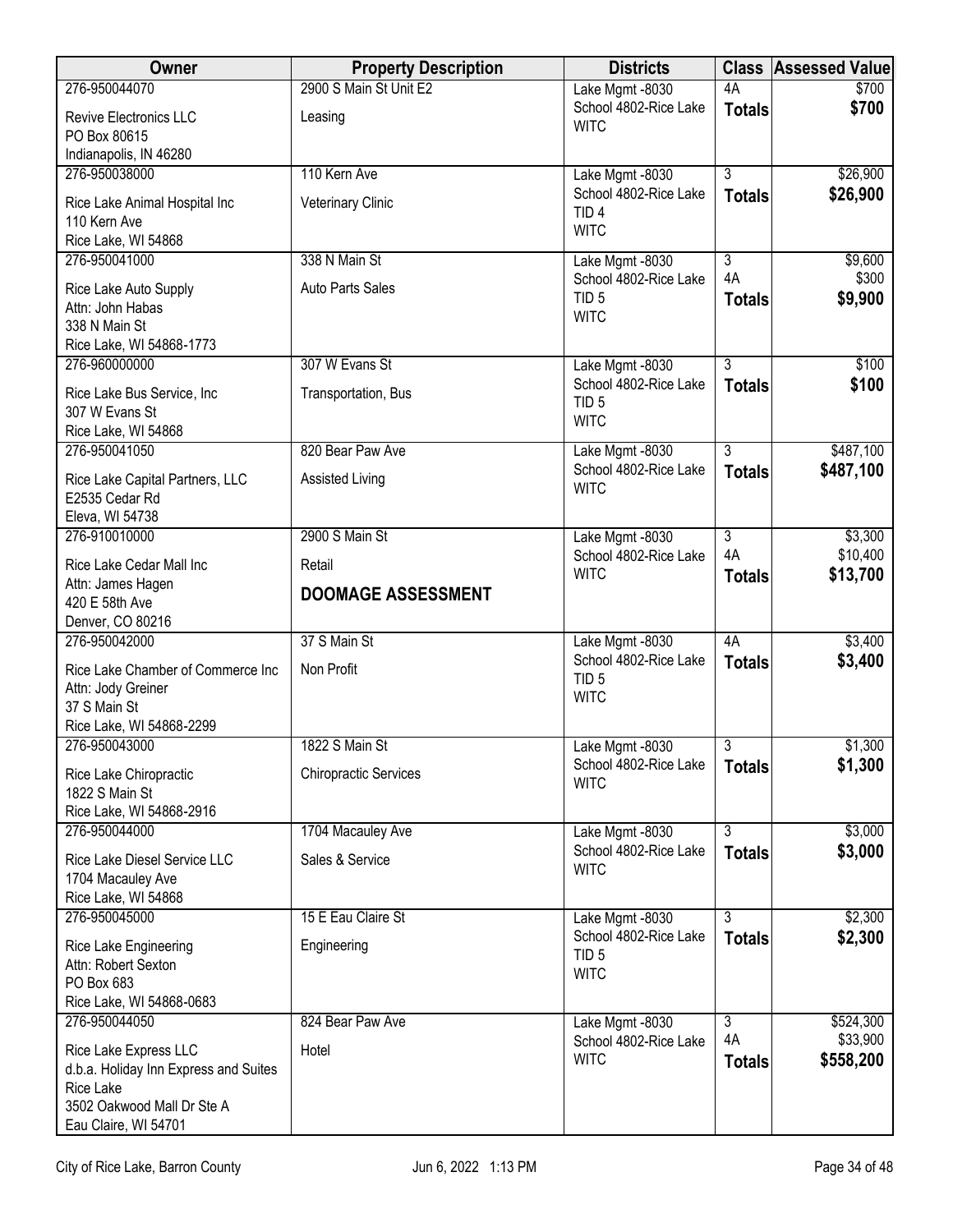| Owner | Property Description | Districts | Class | Assessed Value |
|---|---|---|---|---|
| 276-950044070<br>Revive Electronics LLC<br>PO Box 80615<br>Indianapolis, IN 46280 | 2900 S Main St Unit E2<br>Leasing | Lake Mgmt -8030<br>School 4802-Rice Lake<br>WITC | 4A<br>**Totals** | $700<br>**$700** |
| 276-950038000<br>Rice Lake Animal Hospital Inc<br>110 Kern Ave<br>Rice Lake, WI 54868 | 110 Kern Ave<br>Veterinary Clinic | Lake Mgmt -8030<br>School 4802-Rice Lake<br>TID 4<br>WITC | 3<br>**Totals** | $26,900<br>**$26,900** |
| 276-950041000<br>Rice Lake Auto Supply<br>Attn: John Habas<br>338 N Main St<br>Rice Lake, WI 54868-1773 | 338 N Main St<br>Auto Parts Sales | Lake Mgmt -8030<br>School 4802-Rice Lake<br>TID 5<br>WITC | 3<br>4A<br>**Totals** | $9,600<br>$300<br>**$9,900** |
| 276-960000000<br>Rice Lake Bus Service, Inc<br>307 W Evans St<br>Rice Lake, WI 54868 | 307 W Evans St<br>Transportation, Bus | Lake Mgmt -8030<br>School 4802-Rice Lake<br>TID 5<br>WITC | 3<br>**Totals** | $100<br>**$100** |
| 276-950041050<br>Rice Lake Capital Partners, LLC<br>E2535 Cedar Rd<br>Eleva, WI 54738 | 820 Bear Paw Ave<br>Assisted Living | Lake Mgmt -8030<br>School 4802-Rice Lake<br>WITC | 3<br>**Totals** | $487,100<br>**$487,100** |
| 276-910010000<br>Rice Lake Cedar Mall Inc<br>Attn: James Hagen<br>420 E 58th Ave<br>Denver, CO 80216 | 2900 S Main St<br>Retail<br>**DOOMAGE ASSESSMENT** | Lake Mgmt -8030<br>School 4802-Rice Lake<br>WITC | 3<br>4A<br>**Totals** | $3,300<br>$10,400<br>**$13,700** |
| 276-950042000<br>Rice Lake Chamber of Commerce Inc<br>Attn: Jody Greiner<br>37 S Main St<br>Rice Lake, WI 54868-2299 | 37 S Main St<br>Non Profit | Lake Mgmt -8030<br>School 4802-Rice Lake<br>TID 5<br>WITC | 4A<br>**Totals** | $3,400<br>**$3,400** |
| 276-950043000<br>Rice Lake Chiropractic<br>1822 S Main St<br>Rice Lake, WI 54868-2916 | 1822 S Main St<br>Chiropractic Services | Lake Mgmt -8030<br>School 4802-Rice Lake<br>WITC | 3<br>**Totals** | $1,300<br>**$1,300** |
| 276-950044000<br>Rice Lake Diesel Service LLC<br>1704 Macauley Ave<br>Rice Lake, WI 54868 | 1704 Macauley Ave<br>Sales & Service | Lake Mgmt -8030<br>School 4802-Rice Lake<br>WITC | 3<br>**Totals** | $3,000<br>**$3,000** |
| 276-950045000<br>Rice Lake Engineering<br>Attn: Robert Sexton<br>PO Box 683<br>Rice Lake, WI 54868-0683 | 15 E Eau Claire St<br>Engineering | Lake Mgmt -8030<br>School 4802-Rice Lake<br>TID 5<br>WITC | 3<br>**Totals** | $2,300<br>**$2,300** |
| 276-950044050<br>Rice Lake Express LLC<br>d.b.a. Holiday Inn Express and Suites Rice Lake<br>3502 Oakwood Mall Dr Ste A<br>Eau Claire, WI 54701 | 824 Bear Paw Ave<br>Hotel | Lake Mgmt -8030<br>School 4802-Rice Lake<br>WITC | 3<br>4A<br>**Totals** | $524,300<br>$33,900<br>**$558,200** |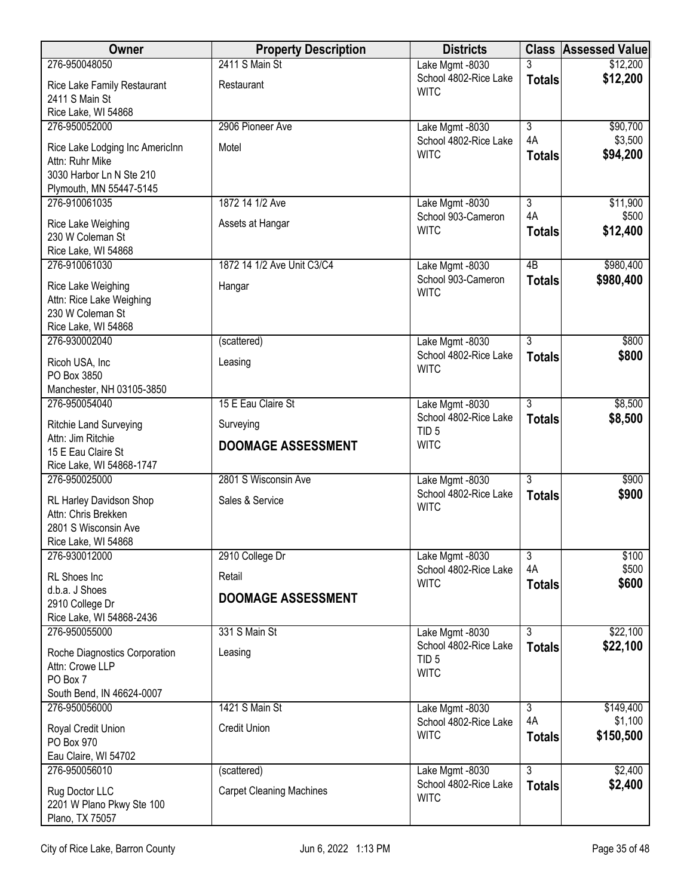| Owner | Property Description | Districts | Class | Assessed Value |
|---|---|---|---|---|
| 276-950048050<br>Rice Lake Family Restaurant<br>2411 S Main St<br>Rice Lake, WI 54868 | 2411 S Main St<br>Restaurant | Lake Mgmt -8030<br>School 4802-Rice Lake<br>WITC | 3<br>**Totals** | $12,200<br>**$12,200** |
| 276-950052000<br>Rice Lake Lodging Inc AmericInn<br>Attn: Ruhr Mike<br>3030 Harbor Ln N Ste 210<br>Plymouth, MN 55447-5145 | 2906 Pioneer Ave<br>Motel | Lake Mgmt -8030<br>School 4802-Rice Lake<br>WITC | 3<br>4A<br>**Totals** | $90,700<br>$3,500<br>**$94,200** |
| 276-910061035<br>Rice Lake Weighing<br>230 W Coleman St<br>Rice Lake, WI 54868 | 1872 14 1/2 Ave<br>Assets at Hangar | Lake Mgmt -8030<br>School 903-Cameron<br>WITC | 3<br>4A<br>**Totals** | $11,900<br>$500<br>**$12,400** |
| 276-910061030<br>Rice Lake Weighing<br>Attn: Rice Lake Weighing<br>230 W Coleman St<br>Rice Lake, WI 54868 | 1872 14 1/2 Ave Unit C3/C4<br>Hangar | Lake Mgmt -8030<br>School 903-Cameron<br>WITC | 4B<br>**Totals** | $980,400<br>**$980,400** |
| 276-930002040<br>Ricoh USA, Inc<br>PO Box 3850<br>Manchester, NH 03105-3850 | (scattered)<br>Leasing | Lake Mgmt -8030<br>School 4802-Rice Lake<br>WITC | 3<br>**Totals** | $800<br>**$800** |
| 276-950054040<br>Ritchie Land Surveying<br>Attn: Jim Ritchie<br>15 E Eau Claire St<br>Rice Lake, WI 54868-1747 | 15 E Eau Claire St<br>Surveying<br>**DOOMAGE ASSESSMENT** | Lake Mgmt -8030<br>School 4802-Rice Lake<br>TID 5<br>WITC | 3<br>**Totals** | $8,500<br>**$8,500** |
| 276-950025000<br>RL Harley Davidson Shop<br>Attn: Chris Brekken<br>2801 S Wisconsin Ave<br>Rice Lake, WI 54868 | 2801 S Wisconsin Ave<br>Sales & Service | Lake Mgmt -8030<br>School 4802-Rice Lake<br>WITC | 3<br>**Totals** | $900<br>**$900** |
| 276-930012000<br>RL Shoes Inc<br>d.b.a. J Shoes<br>2910 College Dr<br>Rice Lake, WI 54868-2436 | 2910 College Dr<br>Retail<br>**DOOMAGE ASSESSMENT** | Lake Mgmt -8030<br>School 4802-Rice Lake<br>WITC | 3<br>4A<br>**Totals** | $100<br>$500<br>**$600** |
| 276-950055000<br>Roche Diagnostics Corporation<br>Attn: Crowe LLP<br>PO Box 7<br>South Bend, IN 46624-0007 | 331 S Main St<br>Leasing | Lake Mgmt -8030<br>School 4802-Rice Lake<br>TID 5<br>WITC | 3<br>**Totals** | $22,100<br>**$22,100** |
| 276-950056000<br>Royal Credit Union<br>PO Box 970<br>Eau Claire, WI 54702 | 1421 S Main St<br>Credit Union | Lake Mgmt -8030<br>School 4802-Rice Lake<br>WITC | 3<br>4A<br>**Totals** | $149,400<br>$1,100<br>**$150,500** |
| 276-950056010<br>Rug Doctor LLC<br>2201 W Plano Pkwy Ste 100<br>Plano, TX 75057 | (scattered)<br>Carpet Cleaning Machines | Lake Mgmt -8030<br>School 4802-Rice Lake<br>WITC | 3<br>**Totals** | $2,400<br>**$2,400** |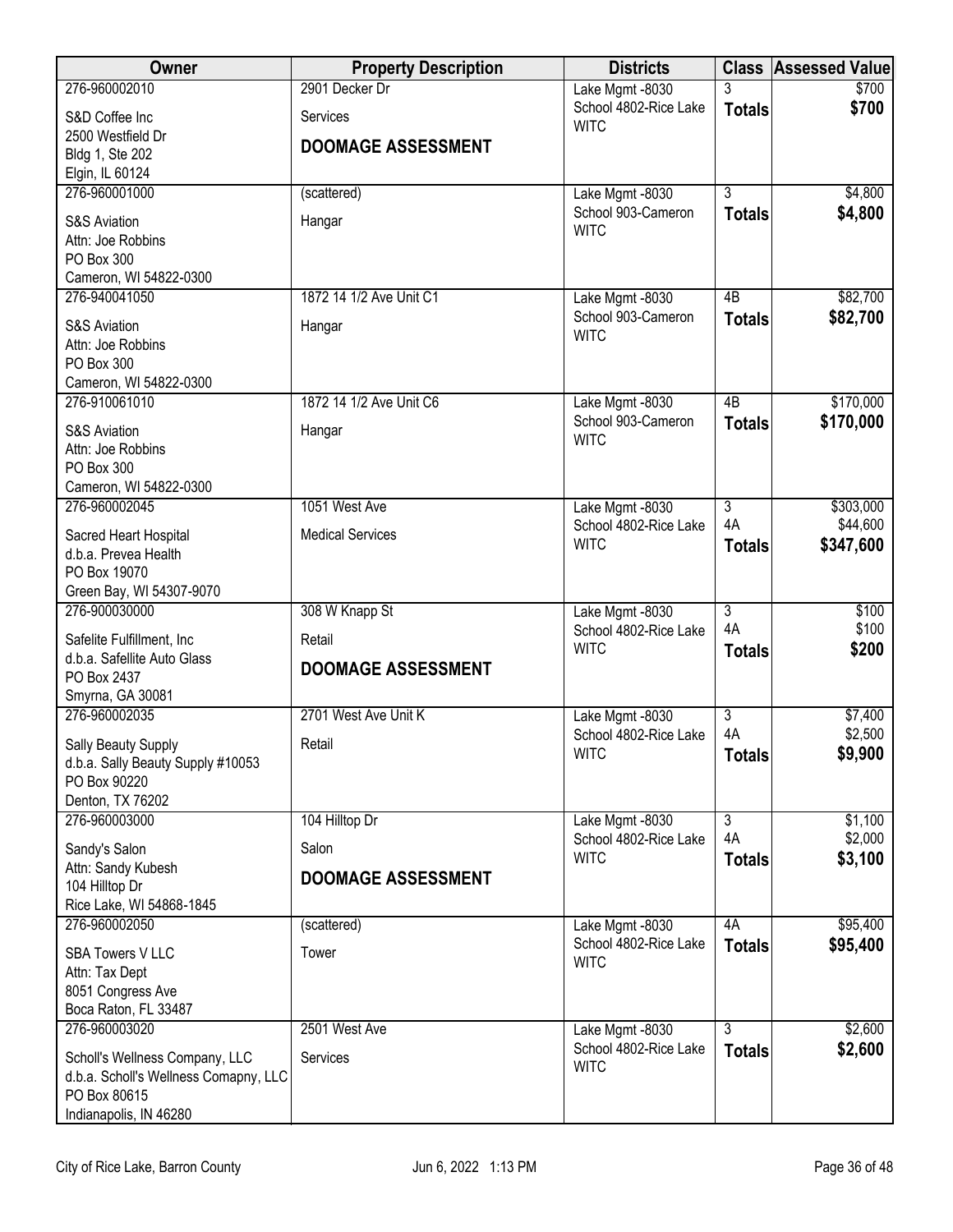| Owner | Property Description | Districts | Class | Assessed Value |
|---|---|---|---|---|
| 276-960002010<br>S&D Coffee Inc<br>2500 Westfield Dr<br>Bldg 1, Ste 202<br>Elgin, IL 60124 | 2901 Decker Dr<br>Services<br>**DOOMAGE ASSESSMENT** | Lake Mgmt -8030<br>School 4802-Rice Lake<br>WITC | 3<br>**Totals** | $700<br>**$700** |
| 276-960001000<br>S&S Aviation<br>Attn: Joe Robbins<br>PO Box 300<br>Cameron, WI 54822-0300 | (scattered)<br>Hangar | Lake Mgmt -8030<br>School 903-Cameron<br>WITC | 3<br>**Totals** | $4,800<br>**$4,800** |
| 276-940041050<br>S&S Aviation<br>Attn: Joe Robbins<br>PO Box 300<br>Cameron, WI 54822-0300 | 1872 14 1/2 Ave Unit C1<br>Hangar | Lake Mgmt -8030<br>School 903-Cameron<br>WITC | 4B<br>**Totals** | $82,700<br>**$82,700** |
| 276-910061010<br>S&S Aviation<br>Attn: Joe Robbins<br>PO Box 300<br>Cameron, WI 54822-0300 | 1872 14 1/2 Ave Unit C6<br>Hangar | Lake Mgmt -8030<br>School 903-Cameron<br>WITC | 4B<br>**Totals** | $170,000<br>**$170,000** |
| 276-960002045<br>Sacred Heart Hospital<br>d.b.a. Prevea Health<br>PO Box 19070<br>Green Bay, WI 54307-9070 | 1051 West Ave<br>Medical Services | Lake Mgmt -8030<br>School 4802-Rice Lake<br>WITC | 3<br>4A<br>**Totals** | $303,000<br>$44,600<br>**$347,600** |
| 276-900030000<br>Safelite Fulfillment, Inc<br>d.b.a. Safellite Auto Glass<br>PO Box 2437<br>Smyrna, GA 30081 | 308 W Knapp St<br>Retail<br>**DOOMAGE ASSESSMENT** | Lake Mgmt -8030<br>School 4802-Rice Lake<br>WITC | 3<br>4A<br>**Totals** | $100<br>$100<br>**$200** |
| 276-960002035<br>Sally Beauty Supply<br>d.b.a. Sally Beauty Supply #10053<br>PO Box 90220<br>Denton, TX 76202 | 2701 West Ave Unit K<br>Retail | Lake Mgmt -8030<br>School 4802-Rice Lake<br>WITC | 3<br>4A<br>**Totals** | $7,400<br>$2,500<br>**$9,900** |
| 276-960003000<br>Sandy's Salon<br>Attn: Sandy Kubesh<br>104 Hilltop Dr<br>Rice Lake, WI 54868-1845 | 104 Hilltop Dr<br>Salon<br>**DOOMAGE ASSESSMENT** | Lake Mgmt -8030<br>School 4802-Rice Lake<br>WITC | 3<br>4A<br>**Totals** | $1,100<br>$2,000<br>**$3,100** |
| 276-960002050<br>SBA Towers V LLC<br>Attn: Tax Dept<br>8051 Congress Ave<br>Boca Raton, FL 33487 | (scattered)<br>Tower | Lake Mgmt -8030<br>School 4802-Rice Lake<br>WITC | 4A<br>**Totals** | $95,400<br>**$95,400** |
| 276-960003020<br>Scholl's Wellness Company, LLC<br>d.b.a. Scholl's Wellness Comapny, LLC<br>PO Box 80615<br>Indianapolis, IN 46280 | 2501 West Ave<br>Services | Lake Mgmt -8030<br>School 4802-Rice Lake<br>WITC | 3<br>**Totals** | $2,600<br>**$2,600** |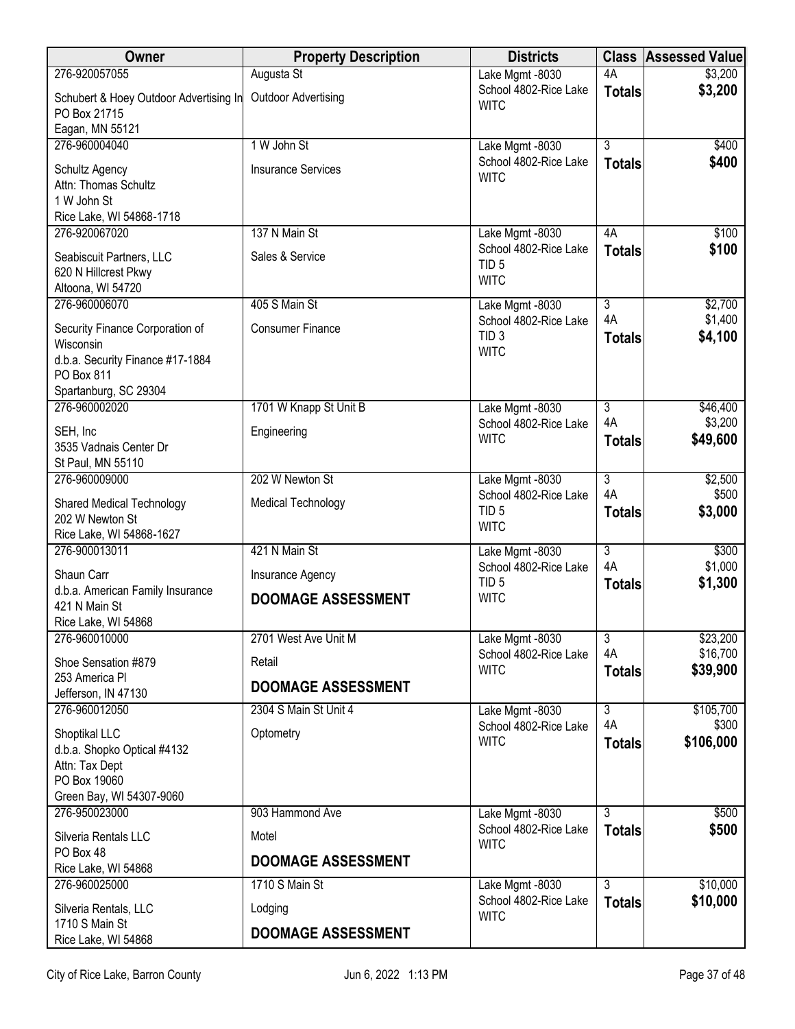| Owner | Property Description | Districts | Class | Assessed Value |
|---|---|---|---|---|
| 276-920057055<br>Schubert & Hoey Outdoor Advertising In<br>PO Box 21715<br>Eagan, MN 55121 | Augusta St<br>Outdoor Advertising | Lake Mgmt -8030<br>School 4802-Rice Lake<br>WITC | 4A<br>**Totals** | $3,200<br>**$3,200** |
| 276-960004040<br>Schultz Agency<br>Attn: Thomas Schultz<br>1 W John St<br>Rice Lake, WI 54868-1718 | 1 W John St<br>Insurance Services | Lake Mgmt -8030<br>School 4802-Rice Lake<br>WITC | 3<br>**Totals** | $400<br>**$400** |
| 276-920067020<br>Seabiscuit Partners, LLC<br>620 N Hillcrest Pkwy<br>Altoona, WI 54720 | 137 N Main St<br>Sales & Service | Lake Mgmt -8030<br>School 4802-Rice Lake<br>TID 5<br>WITC | 4A<br>**Totals** | $100<br>**$100** |
| 276-960006070<br>Security Finance Corporation of Wisconsin<br>d.b.a. Security Finance #17-1884<br>PO Box 811<br>Spartanburg, SC 29304 | 405 S Main St<br>Consumer Finance | Lake Mgmt -8030<br>School 4802-Rice Lake<br>TID 3<br>WITC | 3<br>4A<br>**Totals** | $2,700<br>$1,400<br>**$4,100** |
| 276-960002020<br>SEH, Inc<br>3535 Vadnais Center Dr<br>St Paul, MN 55110 | 1701 W Knapp St Unit B<br>Engineering | Lake Mgmt -8030<br>School 4802-Rice Lake<br>WITC | 3<br>4A<br>**Totals** | $46,400<br>$3,200<br>**$49,600** |
| 276-960009000<br>Shared Medical Technology<br>202 W Newton St<br>Rice Lake, WI 54868-1627 | 202 W Newton St<br>Medical Technology | Lake Mgmt -8030<br>School 4802-Rice Lake<br>TID 5<br>WITC | 3<br>4A<br>**Totals** | $2,500<br>$500<br>**$3,000** |
| 276-900013011<br>Shaun Carr<br>d.b.a. American Family Insurance<br>421 N Main St<br>Rice Lake, WI 54868 | 421 N Main St<br>Insurance Agency<br>**DOOMAGE ASSESSMENT** | Lake Mgmt -8030<br>School 4802-Rice Lake<br>TID 5<br>WITC | 3<br>4A<br>**Totals** | $300<br>$1,000<br>**$1,300** |
| 276-960010000<br>Shoe Sensation #879<br>253 America Pl<br>Jefferson, IN 47130 | 2701 West Ave Unit M<br>Retail<br>**DOOMAGE ASSESSMENT** | Lake Mgmt -8030<br>School 4802-Rice Lake<br>WITC | 3<br>4A<br>**Totals** | $23,200<br>$16,700<br>**$39,900** |
| 276-960012050<br>Shoptikal LLC<br>d.b.a. Shopko Optical #4132<br>Attn: Tax Dept<br>PO Box 19060<br>Green Bay, WI 54307-9060 | 2304 S Main St Unit 4<br>Optometry | Lake Mgmt -8030<br>School 4802-Rice Lake<br>WITC | 3<br>4A<br>**Totals** | $105,700<br>$300<br>**$106,000** |
| 276-950023000<br>Silveria Rentals LLC<br>PO Box 48<br>Rice Lake, WI 54868 | 903 Hammond Ave<br>Motel<br>**DOOMAGE ASSESSMENT** | Lake Mgmt -8030<br>School 4802-Rice Lake<br>WITC | 3<br>**Totals** | $500<br>**$500** |
| 276-960025000<br>Silveria Rentals, LLC<br>1710 S Main St<br>Rice Lake, WI 54868 | 1710 S Main St<br>Lodging<br>**DOOMAGE ASSESSMENT** | Lake Mgmt -8030<br>School 4802-Rice Lake<br>WITC | 3<br>**Totals** | $10,000<br>**$10,000** |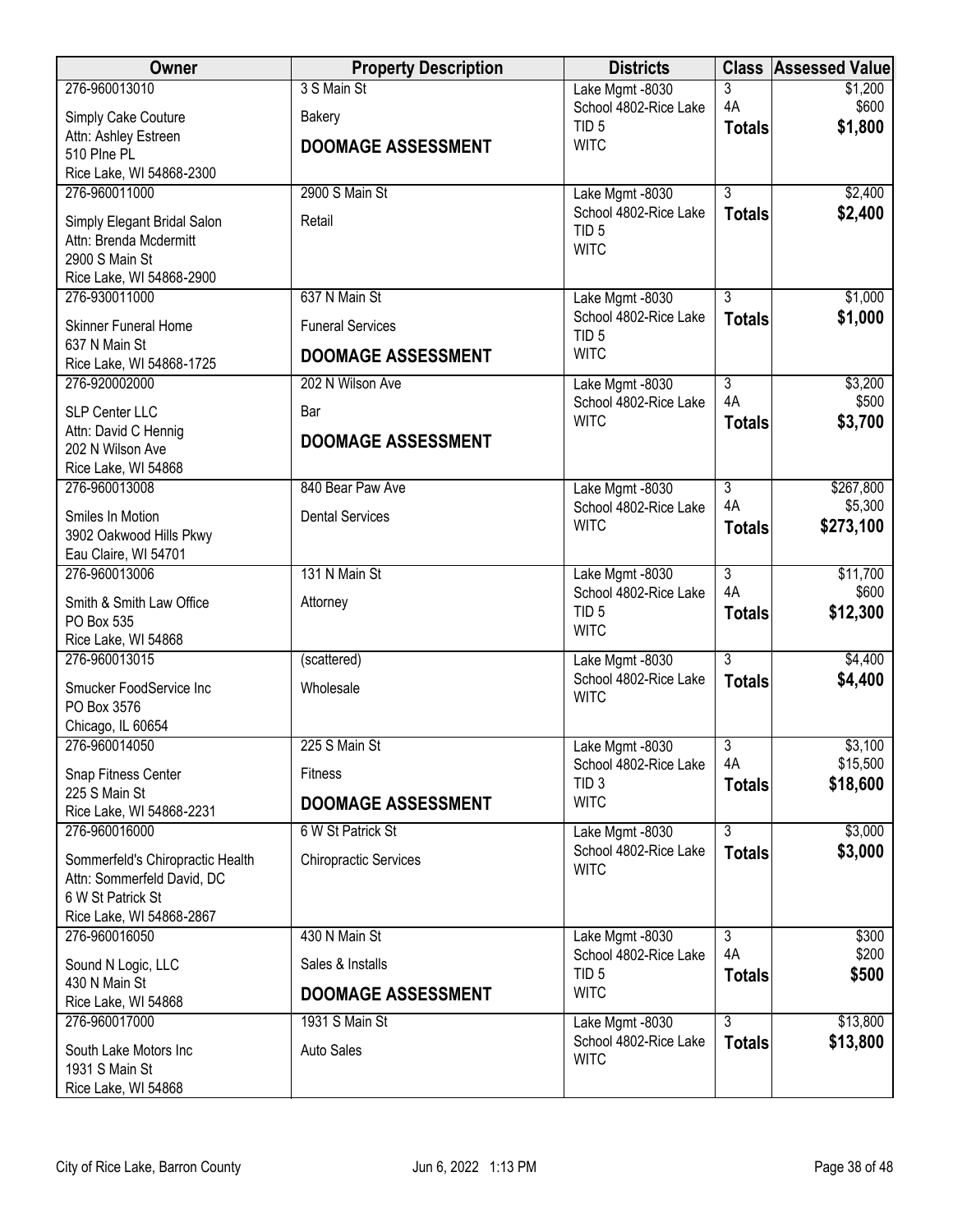| Owner | Property Description | Districts | Class | Assessed Value |
|---|---|---|---|---|
| 276-960013010<br>Simply Cake Couture<br>Attn: Ashley Estreen<br>510 PIne PL<br>Rice Lake, WI 54868-2300 | 3 S Main St<br>Bakery<br>**DOOMAGE ASSESSMENT** | Lake Mgmt -8030<br>School 4802-Rice Lake<br>TID 5<br>WITC | 3<br>4A<br>**Totals** | $1,200<br>$600<br>**$1,800** |
| 276-960011000<br>Simply Elegant Bridal Salon<br>Attn: Brenda Mcdermitt<br>2900 S Main St<br>Rice Lake, WI 54868-2900 | 2900 S Main St<br>Retail | Lake Mgmt -8030<br>School 4802-Rice Lake<br>TID 5<br>WITC | 3<br>**Totals** | $2,400<br>**$2,400** |
| 276-930011000<br>Skinner Funeral Home<br>637 N Main St<br>Rice Lake, WI 54868-1725 | 637 N Main St<br>Funeral Services<br>**DOOMAGE ASSESSMENT** | Lake Mgmt -8030<br>School 4802-Rice Lake<br>TID 5<br>WITC | 3<br>**Totals** | $1,000<br>**$1,000** |
| 276-920002000<br>SLP Center LLC<br>Attn: David C Hennig<br>202 N Wilson Ave<br>Rice Lake, WI 54868 | 202 N Wilson Ave<br>Bar<br>**DOOMAGE ASSESSMENT** | Lake Mgmt -8030<br>School 4802-Rice Lake<br>WITC | 3<br>4A<br>**Totals** | $3,200<br>$500<br>**$3,700** |
| 276-960013008<br>Smiles In Motion<br>3902 Oakwood Hills Pkwy<br>Eau Claire, WI 54701 | 840 Bear Paw Ave<br>Dental Services | Lake Mgmt -8030<br>School 4802-Rice Lake<br>WITC | 3<br>4A<br>**Totals** | $267,800<br>$5,300<br>**$273,100** |
| 276-960013006<br>Smith & Smith Law Office<br>PO Box 535<br>Rice Lake, WI 54868 | 131 N Main St<br>Attorney | Lake Mgmt -8030<br>School 4802-Rice Lake<br>TID 5<br>WITC | 3<br>4A<br>**Totals** | $11,700<br>$600<br>**$12,300** |
| 276-960013015<br>Smucker FoodService Inc<br>PO Box 3576<br>Chicago, IL 60654 | (scattered)<br>Wholesale | Lake Mgmt -8030<br>School 4802-Rice Lake<br>WITC | 3<br>**Totals** | $4,400<br>**$4,400** |
| 276-960014050<br>Snap Fitness Center<br>225 S Main St<br>Rice Lake, WI 54868-2231 | 225 S Main St<br>Fitness<br>**DOOMAGE ASSESSMENT** | Lake Mgmt -8030<br>School 4802-Rice Lake<br>TID 3<br>WITC | 3<br>4A<br>**Totals** | $3,100<br>$15,500<br>**$18,600** |
| 276-960016000<br>Sommerfeld's Chiropractic Health<br>Attn: Sommerfeld David, DC<br>6 W St Patrick St<br>Rice Lake, WI 54868-2867 | 6 W St Patrick St<br>Chiropractic Services | Lake Mgmt -8030<br>School 4802-Rice Lake<br>WITC | 3<br>**Totals** | $3,000<br>**$3,000** |
| 276-960016050<br>Sound N Logic, LLC<br>430 N Main St<br>Rice Lake, WI 54868 | 430 N Main St<br>Sales & Installs<br>**DOOMAGE ASSESSMENT** | Lake Mgmt -8030<br>School 4802-Rice Lake<br>TID 5<br>WITC | 3<br>4A<br>**Totals** | $300<br>$200<br>**$500** |
| 276-960017000<br>South Lake Motors Inc<br>1931 S Main St<br>Rice Lake, WI 54868 | 1931 S Main St<br>Auto Sales | Lake Mgmt -8030<br>School 4802-Rice Lake<br>WITC | 3<br>**Totals** | $13,800<br>**$13,800** |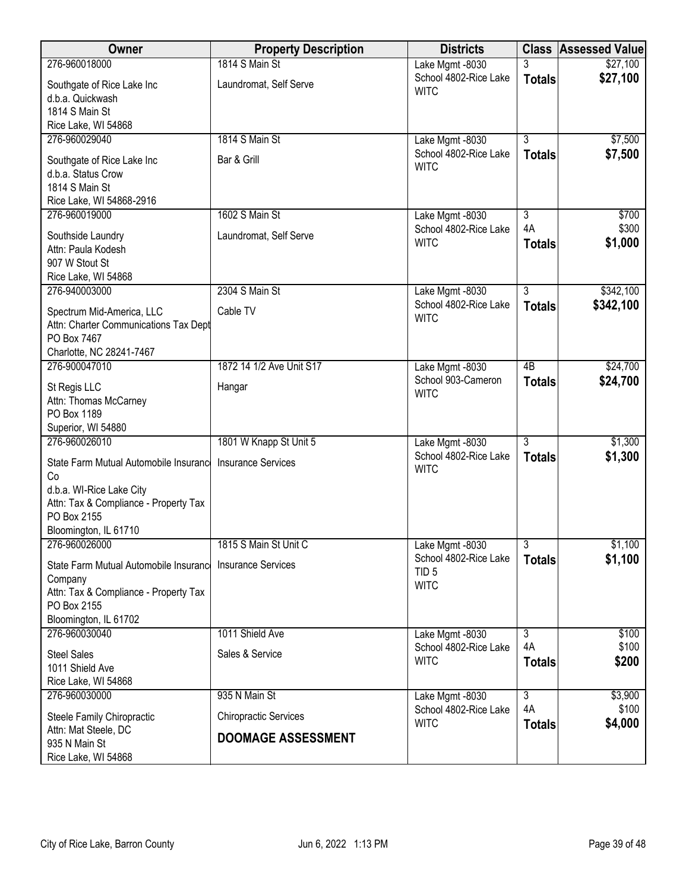| Owner | Property Description | Districts | Class | Assessed Value |
|---|---|---|---|---|
| 276-960018000<br>Southgate of Rice Lake Inc<br>d.b.a. Quickwash<br>1814 S Main St<br>Rice Lake, WI 54868 | 1814 S Main St<br>Laundromat, Self Serve | Lake Mgmt -8030<br>School 4802-Rice Lake<br>WITC | 3<br>**Totals** | $27,100<br>**$27,100** |
| 276-960029040<br>Southgate of Rice Lake Inc<br>d.b.a. Status Crow<br>1814 S Main St<br>Rice Lake, WI 54868-2916 | 1814 S Main St<br>Bar & Grill | Lake Mgmt -8030<br>School 4802-Rice Lake<br>WITC | 3<br>**Totals** | $7,500<br>**$7,500** |
| 276-960019000<br>Southside Laundry<br>Attn: Paula Kodesh<br>907 W Stout St<br>Rice Lake, WI 54868 | 1602 S Main St<br>Laundromat, Self Serve | Lake Mgmt -8030<br>School 4802-Rice Lake<br>WITC | 3<br>4A<br>**Totals** | $700<br>$300<br>**$1,000** |
| 276-940003000<br>Spectrum Mid-America, LLC<br>Attn: Charter Communications Tax Dept<br>PO Box 7467<br>Charlotte, NC 28241-7467 | 2304 S Main St<br>Cable TV | Lake Mgmt -8030<br>School 4802-Rice Lake<br>WITC | 3<br>**Totals** | $342,100<br>**$342,100** |
| 276-900047010<br>St Regis LLC<br>Attn: Thomas McCarney<br>PO Box 1189<br>Superior, WI 54880 | 1872 14 1/2 Ave Unit S17<br>Hangar | Lake Mgmt -8030<br>School 903-Cameron<br>WITC | 4B<br>**Totals** | $24,700<br>**$24,700** |
| 276-960026010<br>State Farm Mutual Automobile Insurance Co<br>d.b.a. WI-Rice Lake City<br>Attn: Tax & Compliance - Property Tax<br>PO Box 2155<br>Bloomington, IL 61710 | 1801 W Knapp St Unit 5<br>Insurance Services | Lake Mgmt -8030<br>School 4802-Rice Lake<br>WITC | 3<br>**Totals** | $1,300<br>**$1,300** |
| 276-960026000<br>State Farm Mutual Automobile Insurance Company<br>Attn: Tax & Compliance - Property Tax<br>PO Box 2155<br>Bloomington, IL 61702 | 1815 S Main St Unit C<br>Insurance Services | Lake Mgmt -8030<br>School 4802-Rice Lake<br>TID 5<br>WITC | 3<br>**Totals** | $1,100<br>**$1,100** |
| 276-960030040<br>Steel Sales<br>1011 Shield Ave<br>Rice Lake, WI 54868 | 1011 Shield Ave<br>Sales & Service | Lake Mgmt -8030<br>School 4802-Rice Lake<br>WITC | 3<br>4A<br>**Totals** | $100<br>$100<br>**$200** |
| 276-960030000<br>Steele Family Chiropractic<br>Attn: Mat Steele, DC<br>935 N Main St<br>Rice Lake, WI 54868 | 935 N Main St<br>Chiropractic Services<br>**DOOMAGE ASSESSMENT** | Lake Mgmt -8030<br>School 4802-Rice Lake<br>WITC | 3<br>4A<br>**Totals** | $3,900<br>$100<br>**$4,000** |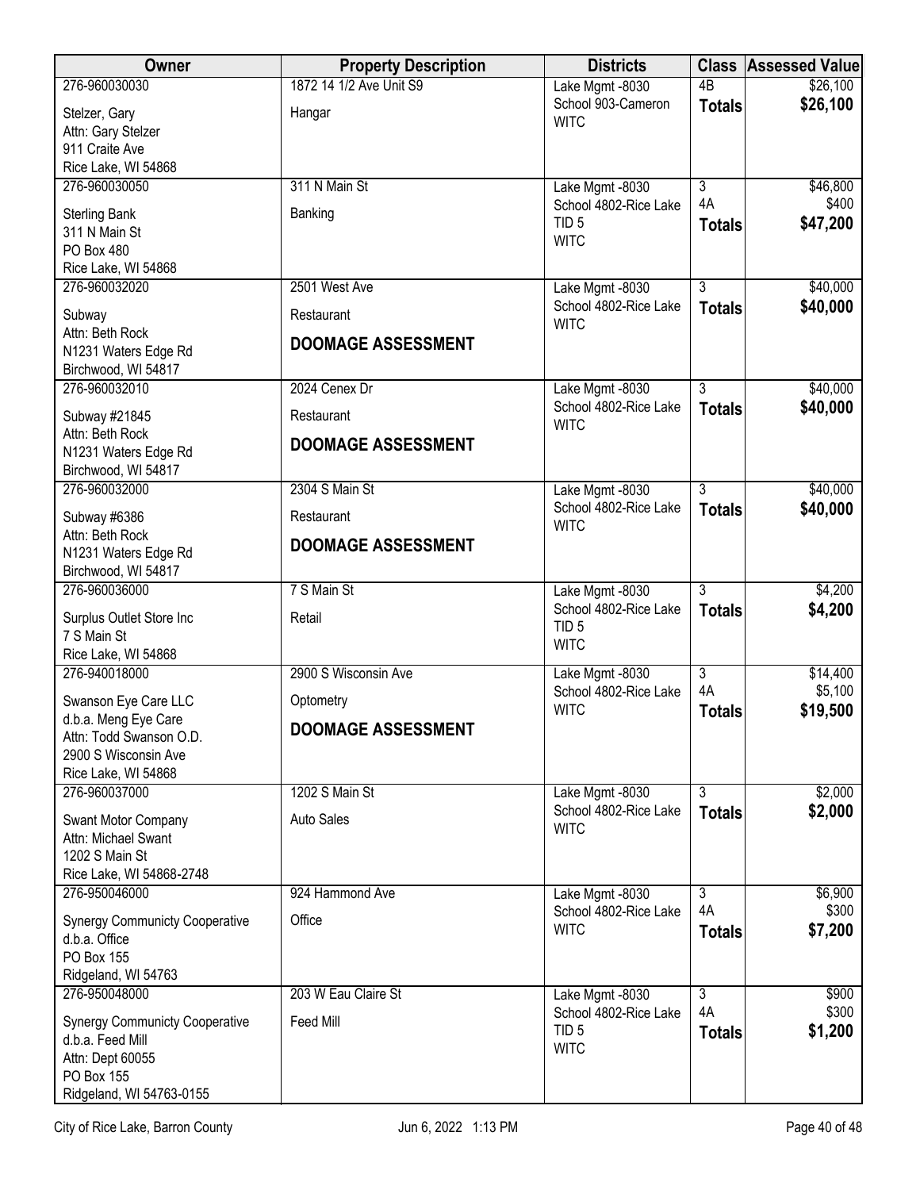| Owner | Property Description | Districts | Class | Assessed Value |
|---|---|---|---|---|
| 276-960030030<br>Stelzer, Gary<br>Attn: Gary Stelzer<br>911 Craite Ave<br>Rice Lake, WI 54868 | 1872 14 1/2 Ave Unit S9<br>Hangar | Lake Mgmt -8030<br>School 903-Cameron<br>WITC | 4B<br>**Totals** | $26,100<br>**$26,100** |
| 276-960030050<br>Sterling Bank<br>311 N Main St<br>PO Box 480<br>Rice Lake, WI 54868 | 311 N Main St<br>Banking | Lake Mgmt -8030<br>School 4802-Rice Lake<br>TID 5<br>WITC | 3<br>4A<br>**Totals** | $46,800<br>$400<br>**$47,200** |
| 276-960032020<br>Subway<br>Attn: Beth Rock<br>N1231 Waters Edge Rd<br>Birchwood, WI 54817 | 2501 West Ave<br>Restaurant<br>**DOOMAGE ASSESSMENT** | Lake Mgmt -8030<br>School 4802-Rice Lake<br>WITC | 3<br>**Totals** | $40,000<br>**$40,000** |
| 276-960032010<br>Subway #21845<br>Attn: Beth Rock<br>N1231 Waters Edge Rd<br>Birchwood, WI 54817 | 2024 Cenex Dr<br>Restaurant<br>**DOOMAGE ASSESSMENT** | Lake Mgmt -8030<br>School 4802-Rice Lake<br>WITC | 3<br>**Totals** | $40,000<br>**$40,000** |
| 276-960032000<br>Subway #6386<br>Attn: Beth Rock<br>N1231 Waters Edge Rd<br>Birchwood, WI 54817 | 2304 S Main St<br>Restaurant<br>**DOOMAGE ASSESSMENT** | Lake Mgmt -8030<br>School 4802-Rice Lake<br>WITC | 3<br>**Totals** | $40,000<br>**$40,000** |
| 276-960036000<br>Surplus Outlet Store Inc<br>7 S Main St<br>Rice Lake, WI 54868 | 7 S Main St<br>Retail | Lake Mgmt -8030<br>School 4802-Rice Lake<br>TID 5<br>WITC | 3<br>**Totals** | $4,200<br>**$4,200** |
| 276-940018000<br>Swanson Eye Care LLC<br>d.b.a. Meng Eye Care<br>Attn: Todd Swanson O.D.<br>2900 S Wisconsin Ave<br>Rice Lake, WI 54868 | 2900 S Wisconsin Ave<br>Optometry<br>**DOOMAGE ASSESSMENT** | Lake Mgmt -8030<br>School 4802-Rice Lake<br>WITC | 3<br>4A<br>**Totals** | $14,400<br>$5,100<br>**$19,500** |
| 276-960037000<br>Swant Motor Company<br>Attn: Michael Swant<br>1202 S Main St<br>Rice Lake, WI 54868-2748 | 1202 S Main St<br>Auto Sales | Lake Mgmt -8030<br>School 4802-Rice Lake<br>WITC | 3<br>**Totals** | $2,000<br>**$2,000** |
| 276-950046000<br>Synergy Communicty Cooperative<br>d.b.a. Office<br>PO Box 155<br>Ridgeland, WI 54763 | 924 Hammond Ave<br>Office | Lake Mgmt -8030<br>School 4802-Rice Lake<br>WITC | 3<br>4A<br>**Totals** | $6,900<br>$300<br>**$7,200** |
| 276-950048000<br>Synergy Communicty Cooperative<br>d.b.a. Feed Mill<br>Attn: Dept 60055<br>PO Box 155<br>Ridgeland, WI 54763-0155 | 203 W Eau Claire St<br>Feed Mill | Lake Mgmt -8030<br>School 4802-Rice Lake<br>TID 5<br>WITC | 3<br>4A<br>**Totals** | $900<br>$300<br>**$1,200** |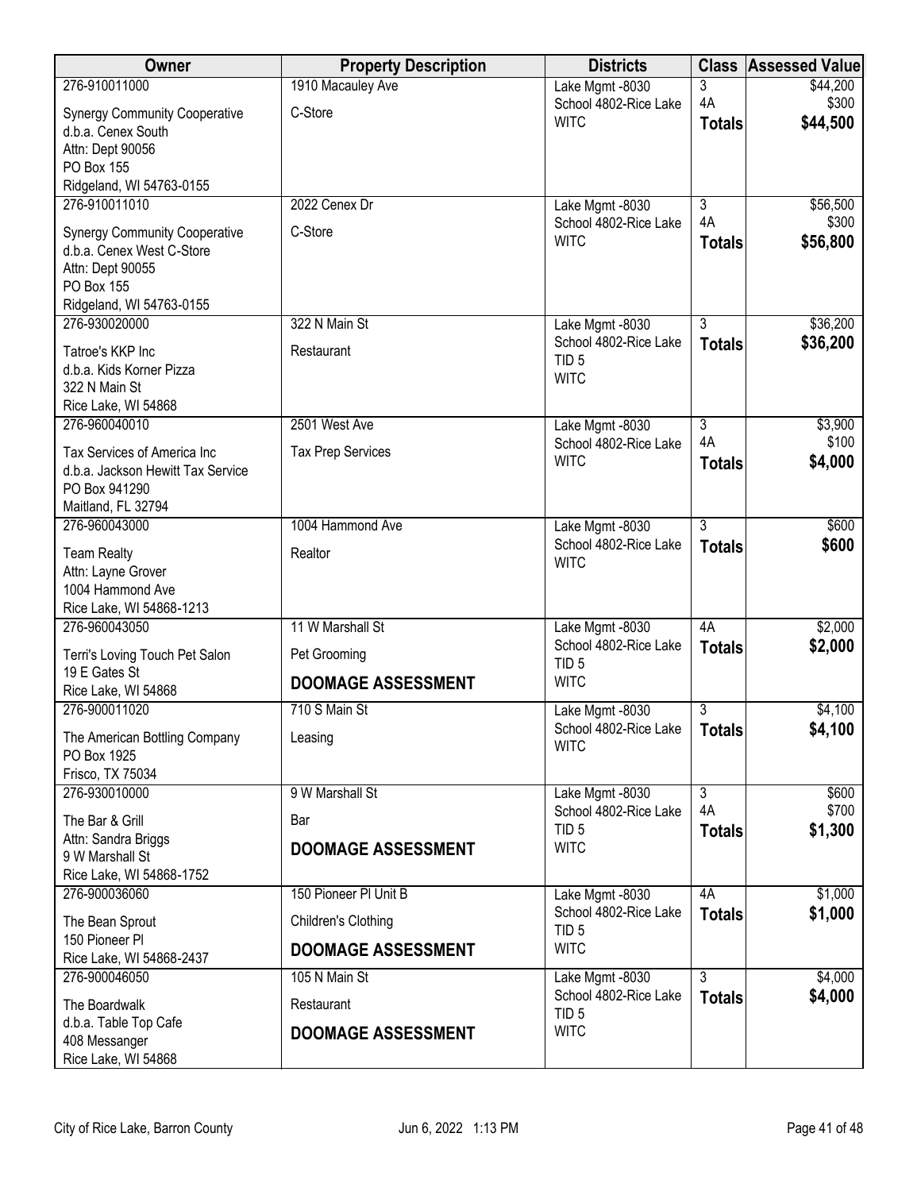| Owner | Property Description | Districts | Class | Assessed Value |
|---|---|---|---|---|
| 276-910011000<br>Synergy Community Cooperative<br>d.b.a. Cenex South<br>Attn: Dept 90056<br>PO Box 155<br>Ridgeland, WI 54763-0155 | 1910 Macauley Ave<br>C-Store | Lake Mgmt -8030<br>School 4802-Rice Lake<br>WITC | 3<br>4A<br>**Totals** | $44,200<br>$300<br>**$44,500** |
| 276-910011010<br>Synergy Community Cooperative<br>d.b.a. Cenex West C-Store<br>Attn: Dept 90055<br>PO Box 155<br>Ridgeland, WI 54763-0155 | 2022 Cenex Dr<br>C-Store | Lake Mgmt -8030<br>School 4802-Rice Lake<br>WITC | 3<br>4A<br>**Totals** | $56,500<br>$300<br>**$56,800** |
| 276-930020000<br>Tatroe's KKP Inc<br>d.b.a. Kids Korner Pizza<br>322 N Main St<br>Rice Lake, WI 54868 | 322 N Main St<br>Restaurant | Lake Mgmt -8030<br>School 4802-Rice Lake<br>TID 5<br>WITC | 3<br>**Totals** | $36,200<br>**$36,200** |
| 276-960040010<br>Tax Services of America Inc<br>d.b.a. Jackson Hewitt Tax Service<br>PO Box 941290<br>Maitland, FL 32794 | 2501 West Ave<br>Tax Prep Services | Lake Mgmt -8030<br>School 4802-Rice Lake<br>WITC | 3<br>4A<br>**Totals** | $3,900<br>$100<br>**$4,000** |
| 276-960043000<br>Team Realty<br>Attn: Layne Grover<br>1004 Hammond Ave<br>Rice Lake, WI 54868-1213 | 1004 Hammond Ave<br>Realtor | Lake Mgmt -8030<br>School 4802-Rice Lake<br>WITC | 3<br>**Totals** | $600<br>**$600** |
| 276-960043050<br>Terri's Loving Touch Pet Salon<br>19 E Gates St<br>Rice Lake, WI 54868 | 11 W Marshall St<br>Pet Grooming<br>**DOOMAGE ASSESSMENT** | Lake Mgmt -8030<br>School 4802-Rice Lake<br>TID 5<br>WITC | 4A<br>**Totals** | $2,000<br>**$2,000** |
| 276-900011020<br>The American Bottling Company<br>PO Box 1925<br>Frisco, TX 75034 | 710 S Main St<br>Leasing | Lake Mgmt -8030<br>School 4802-Rice Lake<br>WITC | 3<br>**Totals** | $4,100<br>**$4,100** |
| 276-930010000<br>The Bar & Grill<br>Attn: Sandra Briggs<br>9 W Marshall St<br>Rice Lake, WI 54868-1752 | 9 W Marshall St<br>Bar<br>**DOOMAGE ASSESSMENT** | Lake Mgmt -8030<br>School 4802-Rice Lake<br>TID 5<br>WITC | 3<br>4A<br>**Totals** | $600<br>$700<br>**$1,300** |
| 276-900036060<br>The Bean Sprout<br>150 Pioneer Pl<br>Rice Lake, WI 54868-2437 | 150 Pioneer Pl Unit B<br>Children's Clothing<br>**DOOMAGE ASSESSMENT** | Lake Mgmt -8030<br>School 4802-Rice Lake<br>TID 5<br>WITC | 4A<br>**Totals** | $1,000<br>**$1,000** |
| 276-900046050<br>The Boardwalk<br>d.b.a. Table Top Cafe<br>408 Messanger<br>Rice Lake, WI 54868 | 105 N Main St<br>Restaurant<br>**DOOMAGE ASSESSMENT** | Lake Mgmt -8030<br>School 4802-Rice Lake<br>TID 5<br>WITC | 3<br>**Totals** | $4,000<br>**$4,000** |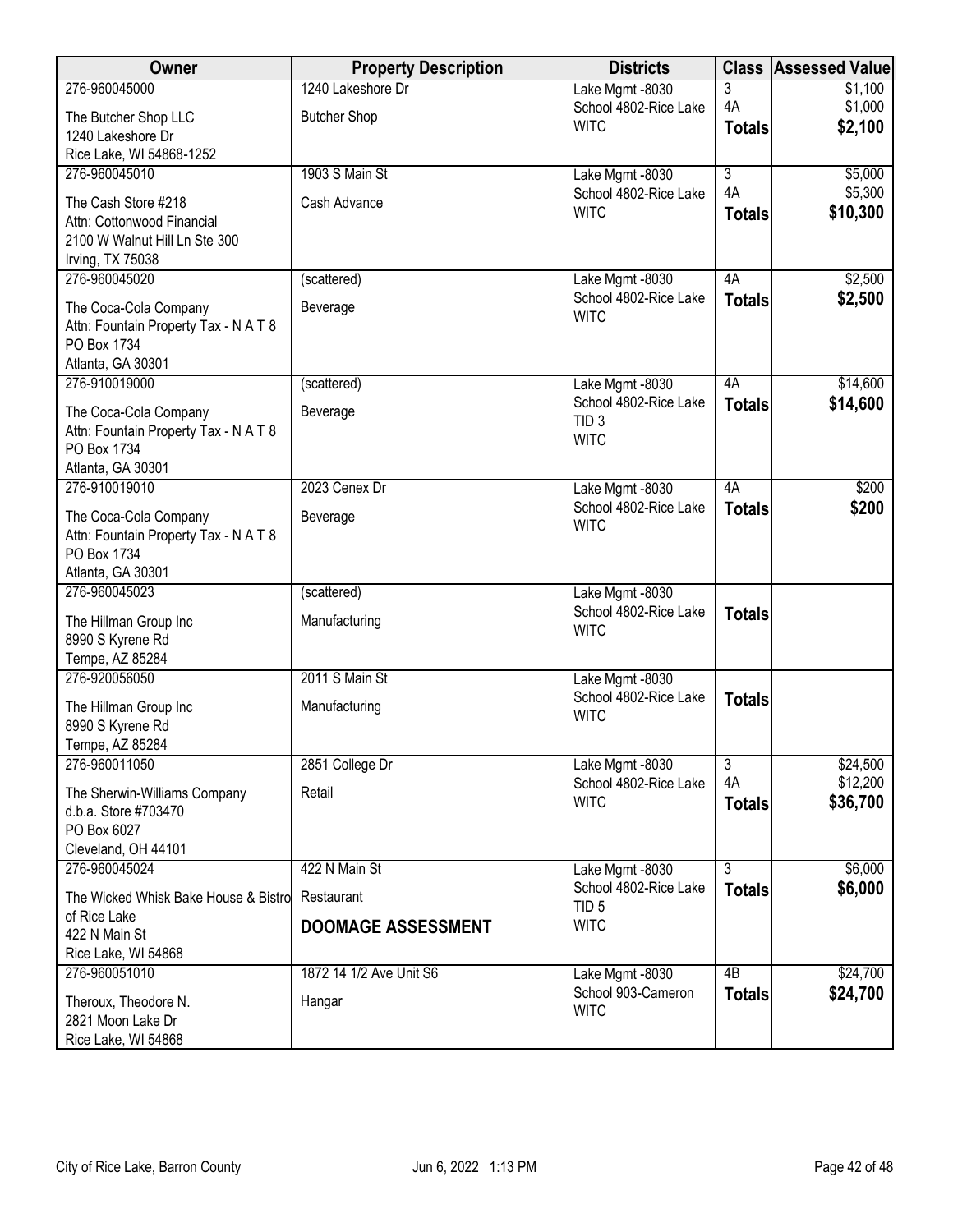| Owner | Property Description | Districts | Class | Assessed Value |
|---|---|---|---|---|
| 276-960045000<br>The Butcher Shop LLC<br>1240 Lakeshore Dr<br>Rice Lake, WI 54868-1252 | 1240 Lakeshore Dr<br>Butcher Shop | Lake Mgmt -8030<br>School 4802-Rice Lake<br>WITC | 3<br>4A<br>**Totals** | $1,100<br>$1,000<br>**$2,100** |
| 276-960045010<br>The Cash Store #218<br>Attn: Cottonwood Financial<br>2100 W Walnut Hill Ln Ste 300<br>Irving, TX 75038 | 1903 S Main St<br>Cash Advance | Lake Mgmt -8030<br>School 4802-Rice Lake<br>WITC | 3<br>4A<br>**Totals** | $5,000<br>$5,300<br>**$10,300** |
| 276-960045020<br>The Coca-Cola Company<br>Attn: Fountain Property Tax - N A T 8<br>PO Box 1734<br>Atlanta, GA 30301 | (scattered)<br>Beverage | Lake Mgmt -8030<br>School 4802-Rice Lake<br>WITC | 4A<br>**Totals** | $2,500<br>**$2,500** |
| 276-910019000<br>The Coca-Cola Company<br>Attn: Fountain Property Tax - N A T 8<br>PO Box 1734<br>Atlanta, GA 30301 | (scattered)<br>Beverage | Lake Mgmt -8030<br>School 4802-Rice Lake<br>TID 3<br>WITC | 4A<br>**Totals** | $14,600<br>**$14,600** |
| 276-910019010<br>The Coca-Cola Company<br>Attn: Fountain Property Tax - N A T 8<br>PO Box 1734<br>Atlanta, GA 30301 | 2023 Cenex Dr<br>Beverage | Lake Mgmt -8030<br>School 4802-Rice Lake<br>WITC | 4A<br>**Totals** | $200<br>**$200** |
| 276-960045023<br>The Hillman Group Inc<br>8990 S Kyrene Rd<br>Tempe, AZ 85284 | (scattered)<br>Manufacturing | Lake Mgmt -8030<br>School 4802-Rice Lake<br>WITC | **Totals** | |
| 276-920056050<br>The Hillman Group Inc<br>8990 S Kyrene Rd<br>Tempe, AZ 85284 | 2011 S Main St<br>Manufacturing | Lake Mgmt -8030<br>School 4802-Rice Lake<br>WITC | **Totals** | |
| 276-960011050<br>The Sherwin-Williams Company<br>d.b.a. Store #703470<br>PO Box 6027<br>Cleveland, OH 44101 | 2851 College Dr<br>Retail | Lake Mgmt -8030<br>School 4802-Rice Lake<br>WITC | 3<br>4A<br>**Totals** | $24,500<br>$12,200<br>**$36,700** |
| 276-960045024<br>The Wicked Whisk Bake House & Bistro of Rice Lake<br>422 N Main St<br>Rice Lake, WI 54868 | 422 N Main St<br>Restaurant<br>**DOOMAGE ASSESSMENT** | Lake Mgmt -8030<br>School 4802-Rice Lake<br>TID 5<br>WITC | 3<br>**Totals** | $6,000<br>**$6,000** |
| 276-960051010<br>Theroux, Theodore N.<br>2821 Moon Lake Dr<br>Rice Lake, WI 54868 | 1872 14 1/2 Ave Unit S6<br>Hangar | Lake Mgmt -8030<br>School 903-Cameron<br>WITC | 4B<br>**Totals** | $24,700<br>**$24,700** |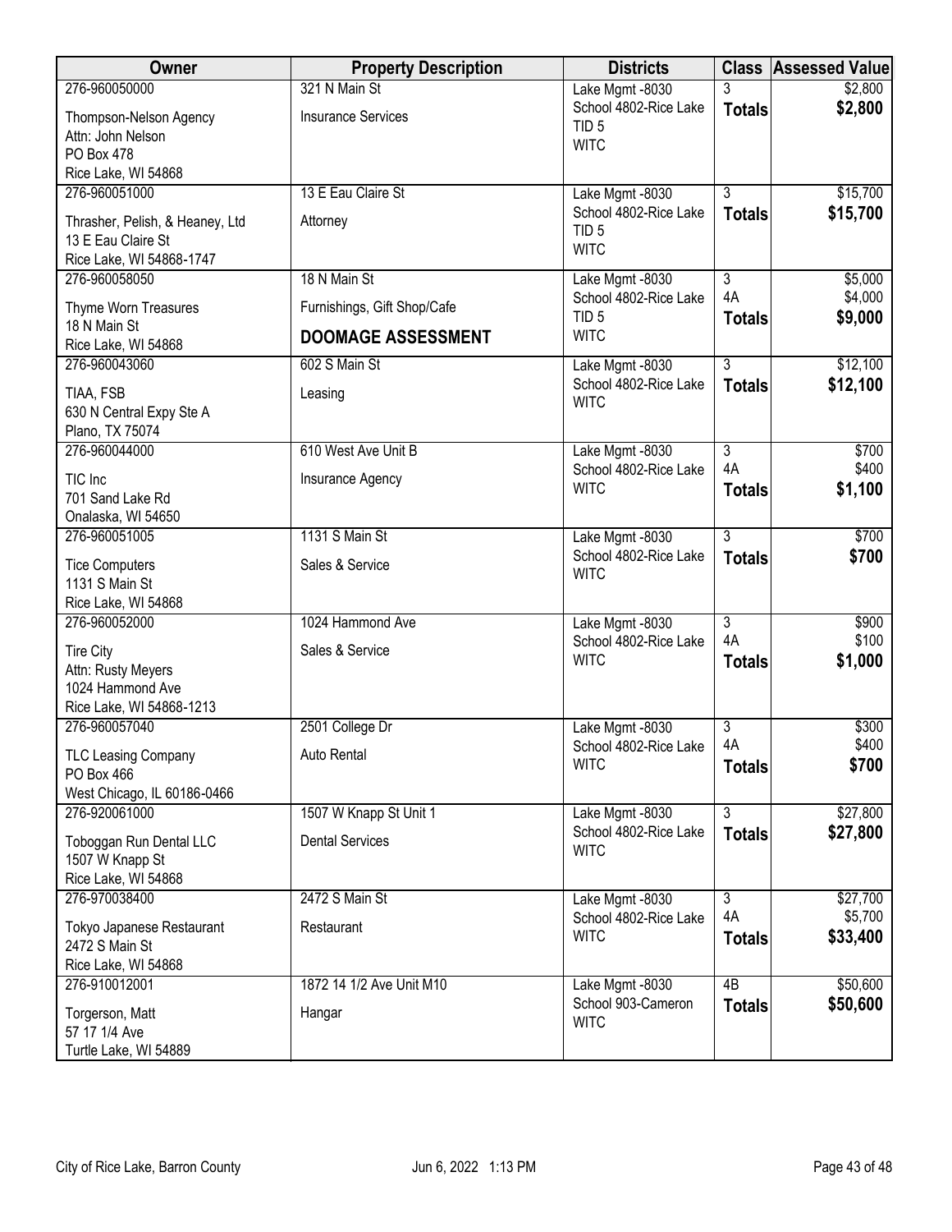| Owner | Property Description | Districts | Class | Assessed Value |
|---|---|---|---|---|
| 276-960050000<br>Thompson-Nelson Agency<br>Attn: John Nelson<br>PO Box 478<br>Rice Lake, WI 54868 | 321 N Main St<br>Insurance Services | Lake Mgmt -8030<br>School 4802-Rice Lake<br>TID 5<br>WITC | 3<br>**Totals** | \$2,800<br>**\$2,800** |
| 276-960051000<br>Thrasher, Pelish, & Heaney, Ltd<br>13 E Eau Claire St<br>Rice Lake, WI 54868-1747 | 13 E Eau Claire St<br>Attorney | Lake Mgmt -8030<br>School 4802-Rice Lake<br>TID 5<br>WITC | 3<br>**Totals** | \$15,700<br>**\$15,700** |
| 276-960058050<br>Thyme Worn Treasures<br>18 N Main St<br>Rice Lake, WI 54868 | 18 N Main St<br>Furnishings, Gift Shop/Cafe<br>**DOOMAGE ASSESSMENT** | Lake Mgmt -8030<br>School 4802-Rice Lake<br>TID 5<br>WITC | 3<br>4A<br>**Totals** | \$5,000<br>\$4,000<br>**\$9,000** |
| 276-960043060<br>TIAA, FSB<br>630 N Central Expy Ste A<br>Plano, TX 75074 | 602 S Main St<br>Leasing | Lake Mgmt -8030<br>School 4802-Rice Lake<br>WITC | 3<br>**Totals** | \$12,100<br>**\$12,100** |
| 276-960044000<br>TIC Inc<br>701 Sand Lake Rd<br>Onalaska, WI 54650 | 610 West Ave Unit B<br>Insurance Agency | Lake Mgmt -8030<br>School 4802-Rice Lake<br>WITC | 3<br>4A<br>**Totals** | \$700<br>\$400<br>**\$1,100** |
| 276-960051005<br>Tice Computers<br>1131 S Main St<br>Rice Lake, WI 54868 | 1131 S Main St<br>Sales & Service | Lake Mgmt -8030<br>School 4802-Rice Lake<br>WITC | 3<br>**Totals** | \$700<br>**\$700** |
| 276-960052000<br>Tire City<br>Attn: Rusty Meyers<br>1024 Hammond Ave<br>Rice Lake, WI 54868-1213 | 1024 Hammond Ave<br>Sales & Service | Lake Mgmt -8030<br>School 4802-Rice Lake<br>WITC | 3<br>4A<br>**Totals** | \$900<br>\$100<br>**\$1,000** |
| 276-960057040<br>TLC Leasing Company<br>PO Box 466<br>West Chicago, IL 60186-0466 | 2501 College Dr<br>Auto Rental | Lake Mgmt -8030<br>School 4802-Rice Lake<br>WITC | 3<br>4A<br>**Totals** | \$300<br>\$400<br>**\$700** |
| 276-920061000<br>Toboggan Run Dental LLC<br>1507 W Knapp St<br>Rice Lake, WI 54868 | 1507 W Knapp St Unit 1<br>Dental Services | Lake Mgmt -8030<br>School 4802-Rice Lake<br>WITC | 3<br>**Totals** | \$27,800<br>**\$27,800** |
| 276-970038400<br>Tokyo Japanese Restaurant<br>2472 S Main St<br>Rice Lake, WI 54868 | 2472 S Main St<br>Restaurant | Lake Mgmt -8030<br>School 4802-Rice Lake<br>WITC | 3<br>4A<br>**Totals** | \$27,700<br>\$5,700<br>**\$33,400** |
| 276-910012001<br>Torgerson, Matt<br>57 17 1/4 Ave<br>Turtle Lake, WI 54889 | 1872 14 1/2 Ave Unit M10<br>Hangar | Lake Mgmt -8030<br>School 903-Cameron<br>WITC | 4B<br>**Totals** | \$50,600<br>**\$50,600** |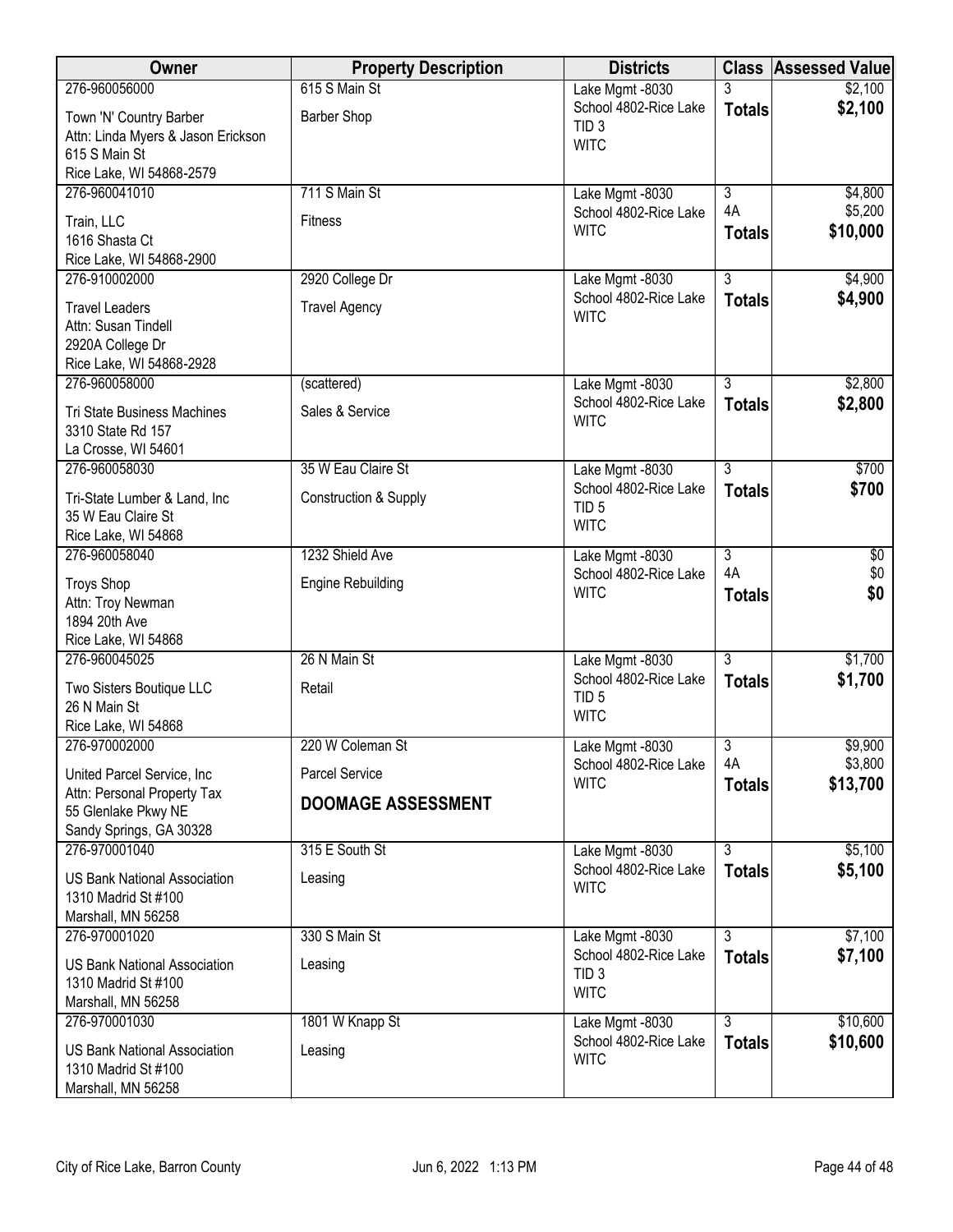| Owner | Property Description | Districts | Class | Assessed Value |
|---|---|---|---|---|
| 276-960056000<br>Town 'N' Country Barber<br>Attn: Linda Myers & Jason Erickson<br>615 S Main St<br>Rice Lake, WI 54868-2579 | 615 S Main St<br>Barber Shop | Lake Mgmt -8030<br>School 4802-Rice Lake<br>TID 3<br>WITC | 3<br>**Totals** | $2,100<br>**$2,100** |
| 276-960041010<br>Train, LLC<br>1616 Shasta Ct<br>Rice Lake, WI 54868-2900 | 711 S Main St<br>Fitness | Lake Mgmt -8030<br>School 4802-Rice Lake<br>WITC | 3<br>4A<br>**Totals** | $4,800<br>$5,200<br>**$10,000** |
| 276-910002000<br>Travel Leaders<br>Attn: Susan Tindell<br>2920A College Dr<br>Rice Lake, WI 54868-2928 | 2920 College Dr<br>Travel Agency | Lake Mgmt -8030<br>School 4802-Rice Lake<br>WITC | 3<br>**Totals** | $4,900<br>**$4,900** |
| 276-960058000<br>Tri State Business Machines<br>3310 State Rd 157<br>La Crosse, WI 54601 | (scattered)<br>Sales & Service | Lake Mgmt -8030<br>School 4802-Rice Lake<br>WITC | 3<br>**Totals** | $2,800<br>**$2,800** |
| 276-960058030<br>Tri-State Lumber & Land, Inc<br>35 W Eau Claire St<br>Rice Lake, WI 54868 | 35 W Eau Claire St<br>Construction & Supply | Lake Mgmt -8030<br>School 4802-Rice Lake<br>TID 5<br>WITC | 3<br>**Totals** | $700<br>**$700** |
| 276-960058040<br>Troys Shop<br>Attn: Troy Newman<br>1894 20th Ave<br>Rice Lake, WI 54868 | 1232 Shield Ave<br>Engine Rebuilding | Lake Mgmt -8030<br>School 4802-Rice Lake<br>WITC | 3<br>4A<br>**Totals** | $0<br>$0<br>**$0** |
| 276-960045025<br>Two Sisters Boutique LLC<br>26 N Main St<br>Rice Lake, WI 54868 | 26 N Main St<br>Retail | Lake Mgmt -8030<br>School 4802-Rice Lake<br>TID 5<br>WITC | 3<br>**Totals** | $1,700<br>**$1,700** |
| 276-970002000<br>United Parcel Service, Inc<br>Attn: Personal Property Tax<br>55 Glenlake Pkwy NE<br>Sandy Springs, GA 30328 | 220 W Coleman St<br>Parcel Service<br>**DOOMAGE ASSESSMENT** | Lake Mgmt -8030<br>School 4802-Rice Lake<br>WITC | 3<br>4A<br>**Totals** | $9,900<br>$3,800<br>**$13,700** |
| 276-970001040<br>US Bank National Association<br>1310 Madrid St #100<br>Marshall, MN 56258 | 315 E South St<br>Leasing | Lake Mgmt -8030<br>School 4802-Rice Lake<br>WITC | 3<br>**Totals** | $5,100<br>**$5,100** |
| 276-970001020<br>US Bank National Association<br>1310 Madrid St #100<br>Marshall, MN 56258 | 330 S Main St<br>Leasing | Lake Mgmt -8030<br>School 4802-Rice Lake<br>TID 3<br>WITC | 3<br>**Totals** | $7,100<br>**$7,100** |
| 276-970001030<br>US Bank National Association<br>1310 Madrid St #100<br>Marshall, MN 56258 | 1801 W Knapp St<br>Leasing | Lake Mgmt -8030<br>School 4802-Rice Lake<br>WITC | 3<br>**Totals** | $10,600<br>**$10,600** |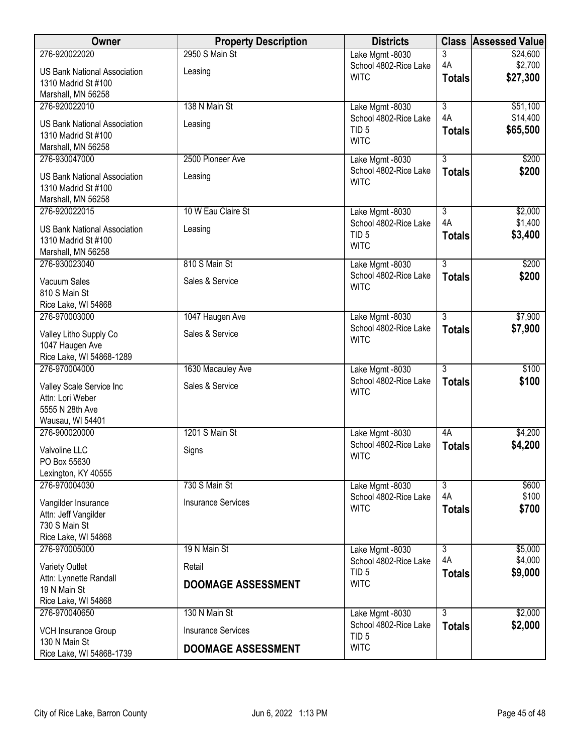| Owner | Property Description | Districts | Class | Assessed Value |
|---|---|---|---|---|
| 276-920022020<br>US Bank National Association<br>1310 Madrid St #100<br>Marshall, MN 56258 | 2950 S Main St<br>Leasing | Lake Mgmt -8030<br>School 4802-Rice Lake<br>WITC | 3<br>4A<br>**Totals** | $24,600<br>$2,700<br>**$27,300** |
| 276-920022010<br>US Bank National Association<br>1310 Madrid St #100<br>Marshall, MN 56258 | 138 N Main St<br>Leasing | Lake Mgmt -8030<br>School 4802-Rice Lake<br>TID 5<br>WITC | 3<br>4A<br>**Totals** | $51,100<br>$14,400<br>**$65,500** |
| 276-930047000<br>US Bank National Association<br>1310 Madrid St #100<br>Marshall, MN 56258 | 2500 Pioneer Ave<br>Leasing | Lake Mgmt -8030<br>School 4802-Rice Lake<br>WITC | 3<br>**Totals** | $200<br>**$200** |
| 276-920022015<br>US Bank National Association<br>1310 Madrid St #100<br>Marshall, MN 56258 | 10 W Eau Claire St<br>Leasing | Lake Mgmt -8030<br>School 4802-Rice Lake<br>TID 5<br>WITC | 3<br>4A<br>**Totals** | $2,000<br>$1,400<br>**$3,400** |
| 276-930023040<br>Vacuum Sales<br>810 S Main St<br>Rice Lake, WI 54868 | 810 S Main St<br>Sales & Service | Lake Mgmt -8030<br>School 4802-Rice Lake<br>WITC | 3<br>**Totals** | $200<br>**$200** |
| 276-970003000<br>Valley Litho Supply Co<br>1047 Haugen Ave<br>Rice Lake, WI 54868-1289 | 1047 Haugen Ave<br>Sales & Service | Lake Mgmt -8030<br>School 4802-Rice Lake<br>WITC | 3<br>**Totals** | $7,900<br>**$7,900** |
| 276-970004000<br>Valley Scale Service Inc<br>Attn: Lori Weber<br>5555 N 28th Ave<br>Wausau, WI 54401 | 1630 Macauley Ave<br>Sales & Service | Lake Mgmt -8030<br>School 4802-Rice Lake<br>WITC | 3<br>**Totals** | $100<br>**$100** |
| 276-900020000<br>Valvoline LLC<br>PO Box 55630<br>Lexington, KY 40555 | 1201 S Main St<br>Signs | Lake Mgmt -8030<br>School 4802-Rice Lake<br>WITC | 4A<br>**Totals** | $4,200<br>**$4,200** |
| 276-970004030<br>Vangilder Insurance<br>Attn: Jeff Vangilder<br>730 S Main St<br>Rice Lake, WI 54868 | 730 S Main St<br>Insurance Services | Lake Mgmt -8030<br>School 4802-Rice Lake<br>WITC | 3<br>4A<br>**Totals** | $600<br>$100<br>**$700** |
| 276-970005000<br>Variety Outlet<br>Attn: Lynnette Randall<br>19 N Main St<br>Rice Lake, WI 54868 | 19 N Main St<br>Retail<br>**DOOMAGE ASSESSMENT** | Lake Mgmt -8030<br>School 4802-Rice Lake<br>TID 5<br>WITC | 3<br>4A<br>**Totals** | $5,000<br>$4,000<br>**$9,000** |
| 276-970040650<br>VCH Insurance Group<br>130 N Main St<br>Rice Lake, WI 54868-1739 | 130 N Main St<br>Insurance Services<br>**DOOMAGE ASSESSMENT** | Lake Mgmt -8030<br>School 4802-Rice Lake<br>TID 5<br>WITC | 3<br>**Totals** | $2,000<br>**$2,000** |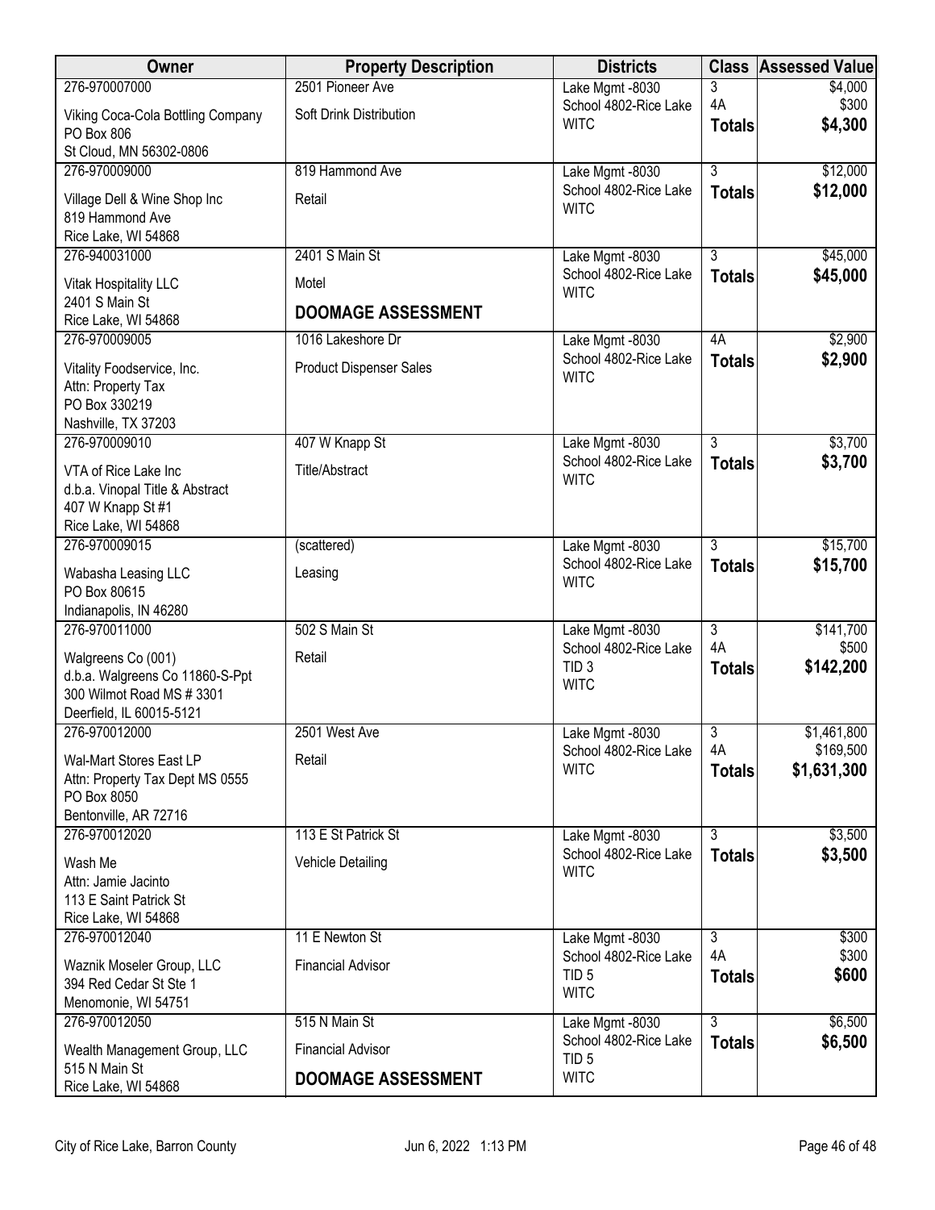| Owner | Property Description | Districts | Class | Assessed Value |
|---|---|---|---|---|
| 276-970007000<br>Viking Coca-Cola Bottling Company<br>PO Box 806<br>St Cloud, MN 56302-0806 | 2501 Pioneer Ave<br>Soft Drink Distribution | Lake Mgmt -8030<br>School 4802-Rice Lake<br>WITC | 3<br>4A<br>**Totals** | $4,000<br>$300<br>**$4,300** |
| 276-970009000<br>Village Dell & Wine Shop Inc<br>819 Hammond Ave<br>Rice Lake, WI 54868 | 819 Hammond Ave<br>Retail | Lake Mgmt -8030<br>School 4802-Rice Lake<br>WITC | 3<br>**Totals** | $12,000<br>**$12,000** |
| 276-940031000<br>Vitak Hospitality LLC<br>2401 S Main St<br>Rice Lake, WI 54868 | 2401 S Main St<br>Motel<br>**DOOMAGE ASSESSMENT** | Lake Mgmt -8030<br>School 4802-Rice Lake<br>WITC | 3<br>**Totals** | $45,000<br>**$45,000** |
| 276-970009005<br>Vitality Foodservice, Inc.<br>Attn: Property Tax<br>PO Box 330219<br>Nashville, TX 37203 | 1016 Lakeshore Dr<br>Product Dispenser Sales | Lake Mgmt -8030<br>School 4802-Rice Lake<br>WITC | 4A<br>**Totals** | $2,900<br>**$2,900** |
| 276-970009010<br>VTA of Rice Lake Inc<br>d.b.a. Vinopal Title & Abstract<br>407 W Knapp St #1<br>Rice Lake, WI 54868 | 407 W Knapp St<br>Title/Abstract | Lake Mgmt -8030<br>School 4802-Rice Lake<br>WITC | 3<br>**Totals** | $3,700<br>**$3,700** |
| 276-970009015<br>Wabasha Leasing LLC<br>PO Box 80615<br>Indianapolis, IN 46280 | (scattered)<br>Leasing | Lake Mgmt -8030<br>School 4802-Rice Lake<br>WITC | 3<br>**Totals** | $15,700<br>**$15,700** |
| 276-970011000<br>Walgreens Co (001)<br>d.b.a. Walgreens Co 11860-S-Ppt<br>300 Wilmot Road MS # 3301<br>Deerfield, IL 60015-5121 | 502 S Main St<br>Retail | Lake Mgmt -8030<br>School 4802-Rice Lake<br>TID 3<br>WITC | 3<br>4A<br>**Totals** | $141,700<br>$500<br>**$142,200** |
| 276-970012000<br>Wal-Mart Stores East LP<br>Attn: Property Tax Dept MS 0555<br>PO Box 8050<br>Bentonville, AR 72716 | 2501 West Ave<br>Retail | Lake Mgmt -8030<br>School 4802-Rice Lake<br>WITC | 3<br>4A<br>**Totals** | $1,461,800<br>$169,500<br>**$1,631,300** |
| 276-970012020<br>Wash Me<br>Attn: Jamie Jacinto<br>113 E Saint Patrick St<br>Rice Lake, WI 54868 | 113 E St Patrick St<br>Vehicle Detailing | Lake Mgmt -8030<br>School 4802-Rice Lake<br>WITC | 3<br>**Totals** | $3,500<br>**$3,500** |
| 276-970012040<br>Waznik Moseler Group, LLC<br>394 Red Cedar St Ste 1<br>Menomonie, WI 54751 | 11 E Newton St<br>Financial Advisor | Lake Mgmt -8030<br>School 4802-Rice Lake<br>TID 5<br>WITC | 3<br>4A<br>**Totals** | $300<br>$300<br>**$600** |
| 276-970012050<br>Wealth Management Group, LLC<br>515 N Main St<br>Rice Lake, WI 54868 | 515 N Main St<br>Financial Advisor<br>**DOOMAGE ASSESSMENT** | Lake Mgmt -8030<br>School 4802-Rice Lake<br>TID 5<br>WITC | 3<br>**Totals** | $6,500<br>**$6,500** |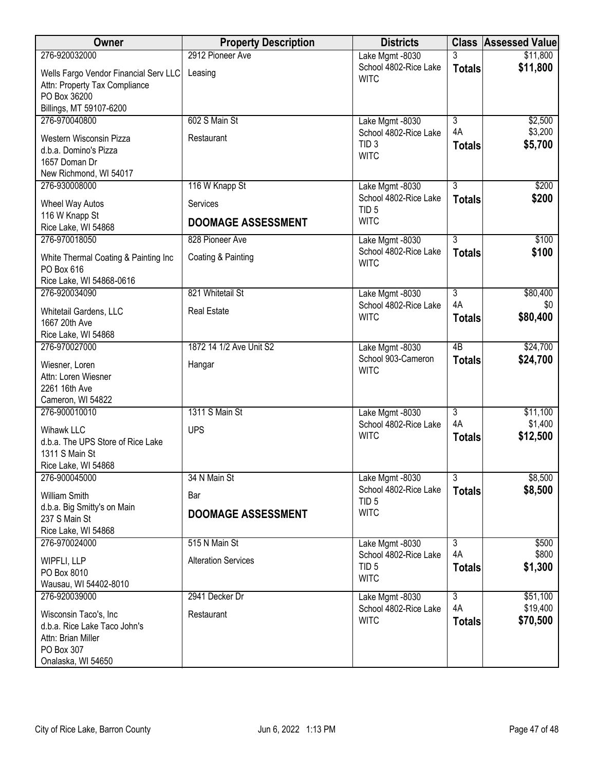| Owner | Property Description | Districts | Class | Assessed Value |
|---|---|---|---|---|
| 276-920032000<br>Wells Fargo Vendor Financial Serv LLC<br>Attn: Property Tax Compliance<br>PO Box 36200<br>Billings, MT 59107-6200 | 2912 Pioneer Ave<br>Leasing | Lake Mgmt -8030<br>School 4802-Rice Lake<br>WITC | 3<br>**Totals** | $11,800<br>**$11,800** |
| 276-970040800<br>Western Wisconsin Pizza<br>d.b.a. Domino's Pizza<br>1657 Doman Dr<br>New Richmond, WI 54017 | 602 S Main St<br>Restaurant | Lake Mgmt -8030<br>School 4802-Rice Lake<br>TID 3<br>WITC | 3<br>4A<br>**Totals** | $2,500<br>$3,200<br>**$5,700** |
| 276-930008000<br>Wheel Way Autos<br>116 W Knapp St<br>Rice Lake, WI 54868 | 116 W Knapp St<br>Services<br>**DOOMAGE ASSESSMENT** | Lake Mgmt -8030<br>School 4802-Rice Lake<br>TID 5<br>WITC | 3<br>**Totals** | $200<br>**$200** |
| 276-970018050<br>White Thermal Coating & Painting Inc<br>PO Box 616<br>Rice Lake, WI 54868-0616 | 828 Pioneer Ave<br>Coating & Painting | Lake Mgmt -8030<br>School 4802-Rice Lake<br>WITC | 3<br>**Totals** | $100<br>**$100** |
| 276-920034090<br>Whitetail Gardens, LLC<br>1667 20th Ave<br>Rice Lake, WI 54868 | 821 Whitetail St<br>Real Estate | Lake Mgmt -8030<br>School 4802-Rice Lake<br>WITC | 3<br>4A<br>**Totals** | $80,400<br>$0<br>**$80,400** |
| 276-970027000<br>Wiesner, Loren<br>Attn: Loren Wiesner<br>2261 16th Ave<br>Cameron, WI 54822 | 1872 14 1/2 Ave Unit S2<br>Hangar | Lake Mgmt -8030<br>School 903-Cameron<br>WITC | 4B<br>**Totals** | $24,700<br>**$24,700** |
| 276-900010010<br>Wihawk LLC<br>d.b.a. The UPS Store of Rice Lake<br>1311 S Main St<br>Rice Lake, WI 54868 | 1311 S Main St<br>UPS | Lake Mgmt -8030<br>School 4802-Rice Lake<br>WITC | 3<br>4A<br>**Totals** | $11,100<br>$1,400<br>**$12,500** |
| 276-900045000<br>William Smith<br>d.b.a. Big Smitty's on Main<br>237 S Main St<br>Rice Lake, WI 54868 | 34 N Main St<br>Bar<br>**DOOMAGE ASSESSMENT** | Lake Mgmt -8030<br>School 4802-Rice Lake<br>TID 5<br>WITC | 3<br>**Totals** | $8,500<br>**$8,500** |
| 276-970024000<br>WIPFLI, LLP<br>PO Box 8010<br>Wausau, WI 54402-8010 | 515 N Main St<br>Alteration Services | Lake Mgmt -8030<br>School 4802-Rice Lake<br>TID 5<br>WITC | 3<br>4A<br>**Totals** | $500<br>$800<br>**$1,300** |
| 276-920039000<br>Wisconsin Taco's, Inc<br>d.b.a. Rice Lake Taco John's<br>Attn: Brian Miller<br>PO Box 307<br>Onalaska, WI 54650 | 2941 Decker Dr<br>Restaurant | Lake Mgmt -8030<br>School 4802-Rice Lake<br>WITC | 3<br>4A<br>**Totals** | $51,100<br>$19,400<br>**$70,500** |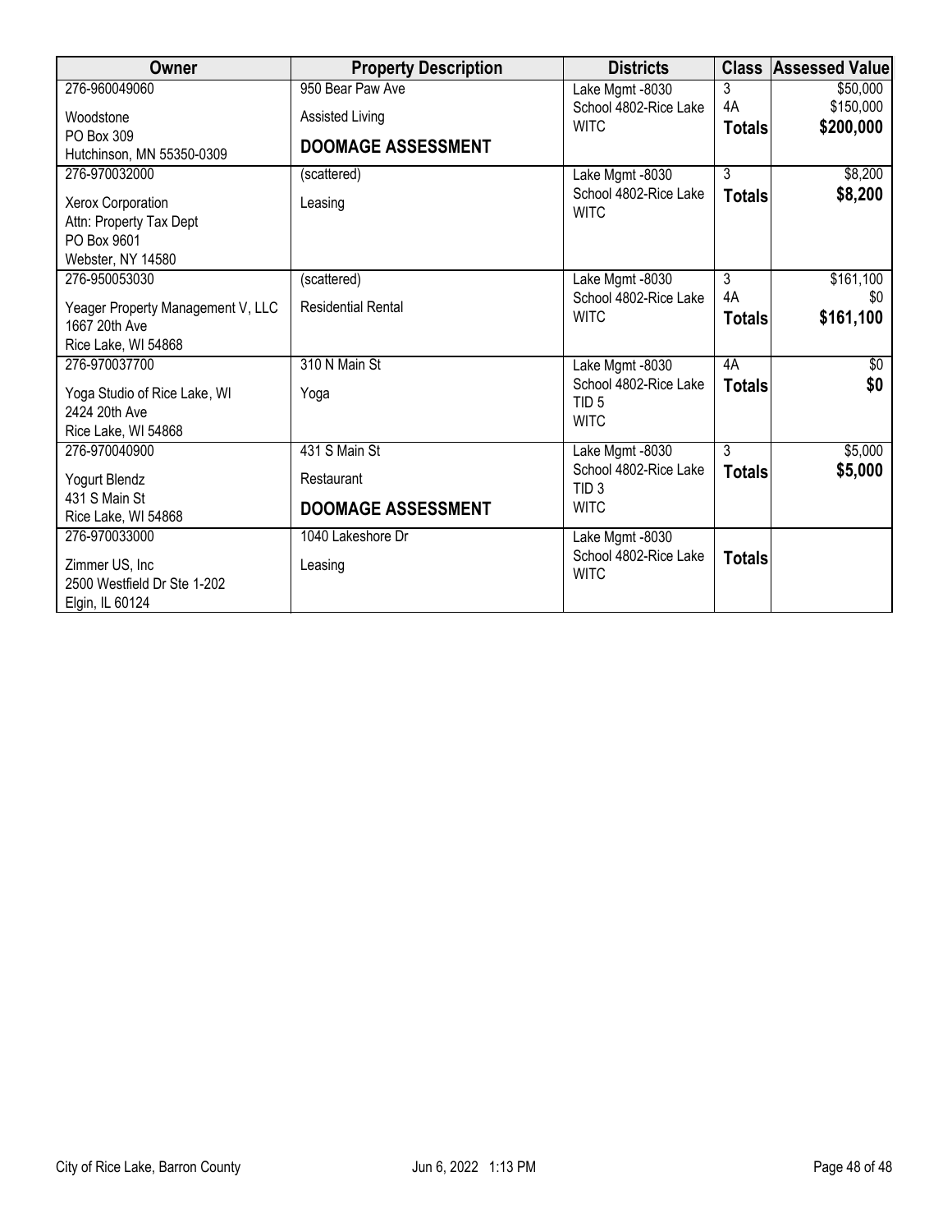| Owner | Property Description | Districts | Class | Assessed Value |
|---|---|---|---|---|
| 276-960049060<br>Woodstone<br>PO Box 309<br>Hutchinson, MN 55350-0309 | 950 Bear Paw Ave<br>Assisted Living<br>**DOOMAGE ASSESSMENT** | Lake Mgmt -8030<br>School 4802-Rice Lake<br>WITC | 3<br>4A<br>**Totals** | \$50,000<br>\$150,000<br>**\$200,000** |
| 276-970032000<br>Xerox Corporation<br>Attn: Property Tax Dept<br>PO Box 9601<br>Webster, NY 14580 | (scattered)<br>Leasing | Lake Mgmt -8030<br>School 4802-Rice Lake<br>WITC | 3<br>**Totals** | \$8,200<br>**\$8,200** |
| 276-950053030<br>Yeager Property Management V, LLC<br>1667 20th Ave<br>Rice Lake, WI 54868 | (scattered)<br>Residential Rental | Lake Mgmt -8030<br>School 4802-Rice Lake<br>WITC | 3<br>4A<br>**Totals** | \$161,100<br>\$0<br>**\$161,100** |
| 276-970037700<br>Yoga Studio of Rice Lake, WI<br>2424 20th Ave<br>Rice Lake, WI 54868 | 310 N Main St<br>Yoga | Lake Mgmt -8030<br>School 4802-Rice Lake<br>TID 5<br>WITC | 4A<br>**Totals** | \$0<br>**\$0** |
| 276-970040900<br>Yogurt Blendz<br>431 S Main St<br>Rice Lake, WI 54868 | 431 S Main St<br>Restaurant<br>**DOOMAGE ASSESSMENT** | Lake Mgmt -8030<br>School 4802-Rice Lake<br>TID 3<br>WITC | 3<br>**Totals** | \$5,000<br>**\$5,000** |
| 276-970033000<br>Zimmer US, Inc<br>2500 Westfield Dr Ste 1-202<br>Elgin, IL 60124 | 1040 Lakeshore Dr<br>Leasing | Lake Mgmt -8030<br>School 4802-Rice Lake<br>WITC | **Totals** | |

City of Rice Lake, Barron County | Jun 6, 2022 1:13 PM